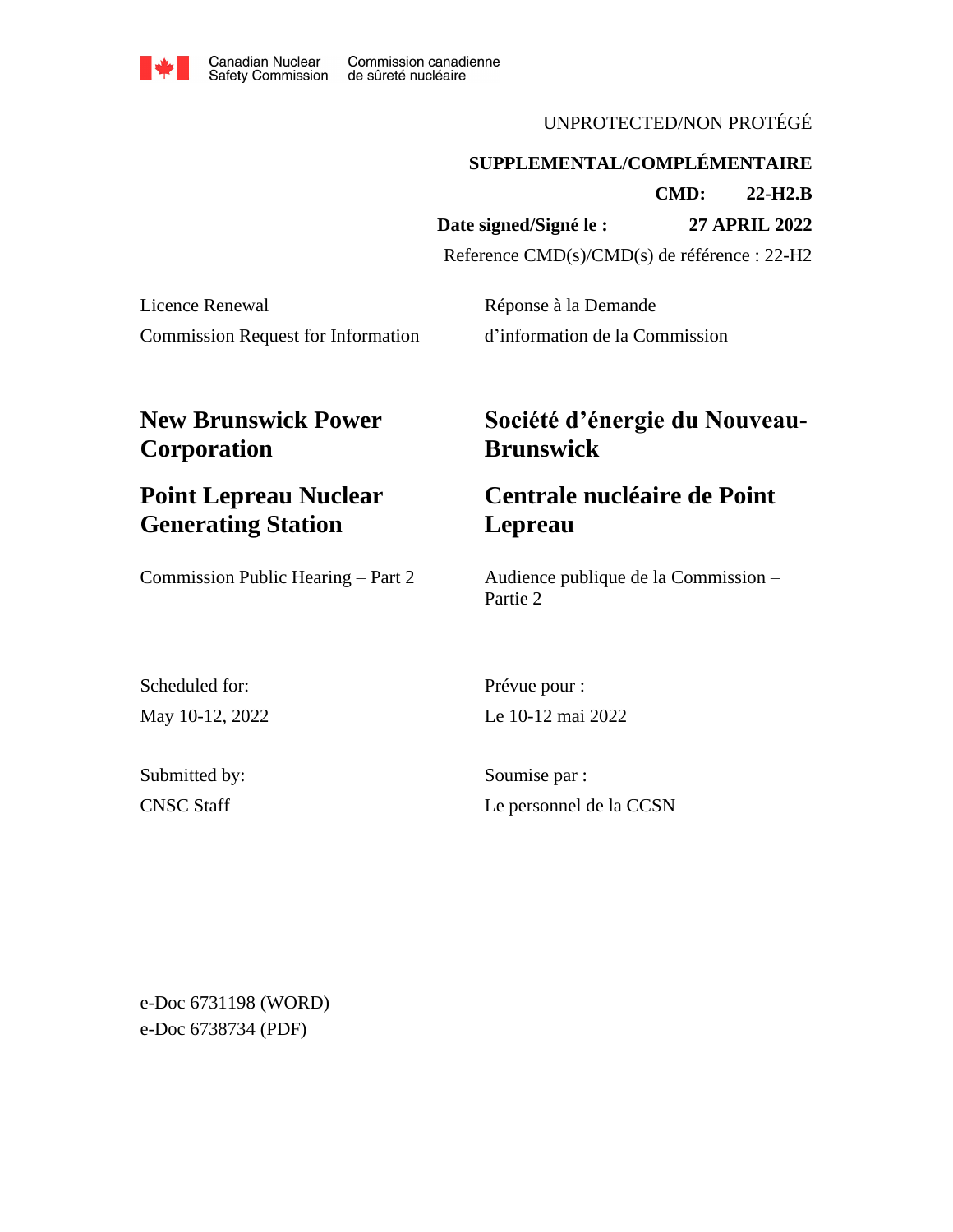Canadian Nuclear Safety Commission | Commission canadienne de sûreté nucléaire

UNPROTECTED/NON PROTÉGÉ

**SUPPLEMENTAL/COMPLÉMENTAIRE**

**CMD: 22-H2.B**

**Date signed/Signé le : 27 APRIL 2022**

Reference CMD(s)/CMD(s) de référence : 22-H2

Licence Renewal

Commission Request for Information

Réponse à la Demande

d'information de la Commission

# New Brunswick Power Corporation

# Société d'énergie du Nouveau-Brunswick

# Point Lepreau Nuclear Generating Station

# Centrale nucléaire de Point Lepreau

Commission Public Hearing – Part 2

Audience publique de la Commission – Partie 2

Scheduled for:

May 10-12, 2022

Prévue pour :

Le 10-12 mai 2022

Submitted by:

CNSC Staff

Soumise par :

Le personnel de la CCSN

e-Doc 6731198 (WORD)

e-Doc 6738734 (PDF)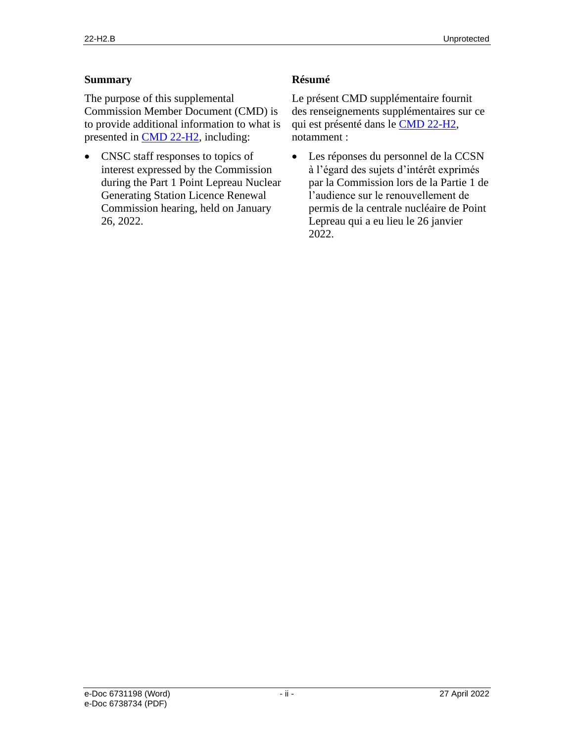## Summary

The purpose of this supplemental Commission Member Document (CMD) is to provide additional information to what is presented in CMD 22-H2, including:

- CNSC staff responses to topics of interest expressed by the Commission during the Part 1 Point Lepreau Nuclear Generating Station Licence Renewal Commission hearing, held on January 26, 2022.

## Résumé

Le présent CMD supplémentaire fournit des renseignements supplémentaires sur ce qui est présenté dans le CMD 22-H2, notamment :

- Les réponses du personnel de la CCSN à l'égard des sujets d'intérêt exprimés par la Commission lors de la Partie 1 de l'audience sur le renouvellement de permis de la centrale nucléaire de Point Lepreau qui a eu lieu le 26 janvier 2022.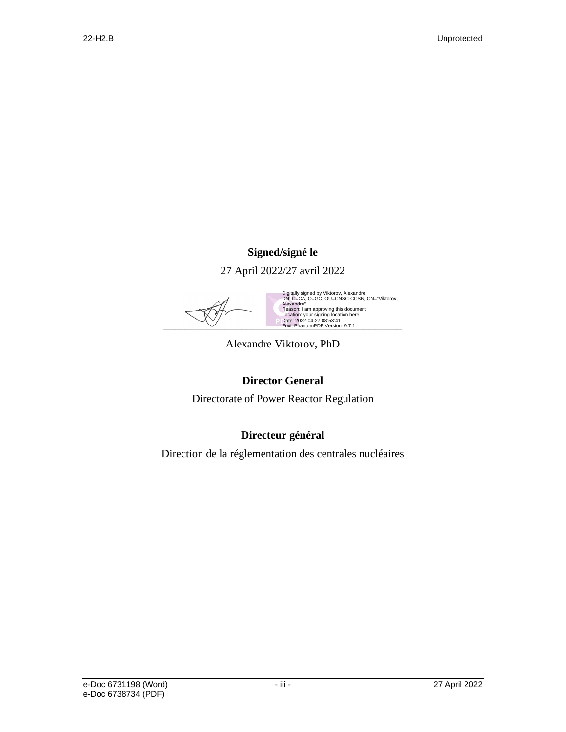**Signed/signé le**

27 April 2022/27 avril 2022

Digitally signed by Viktorov, Alexandre
DN: C=CA, O=GC, OU=CNSC-CCSN, CN="Viktorov, Alexandre"
Reason: I am approving this document
Location: your signing location here
Date: 2022-04-27 08:53:41
Foxit PhantomPDF Version: 9.7.1

Alexandre Viktorov, PhD

**Director General**

Directorate of Power Reactor Regulation

**Directeur général**

Direction de la réglementation des centrales nucléaires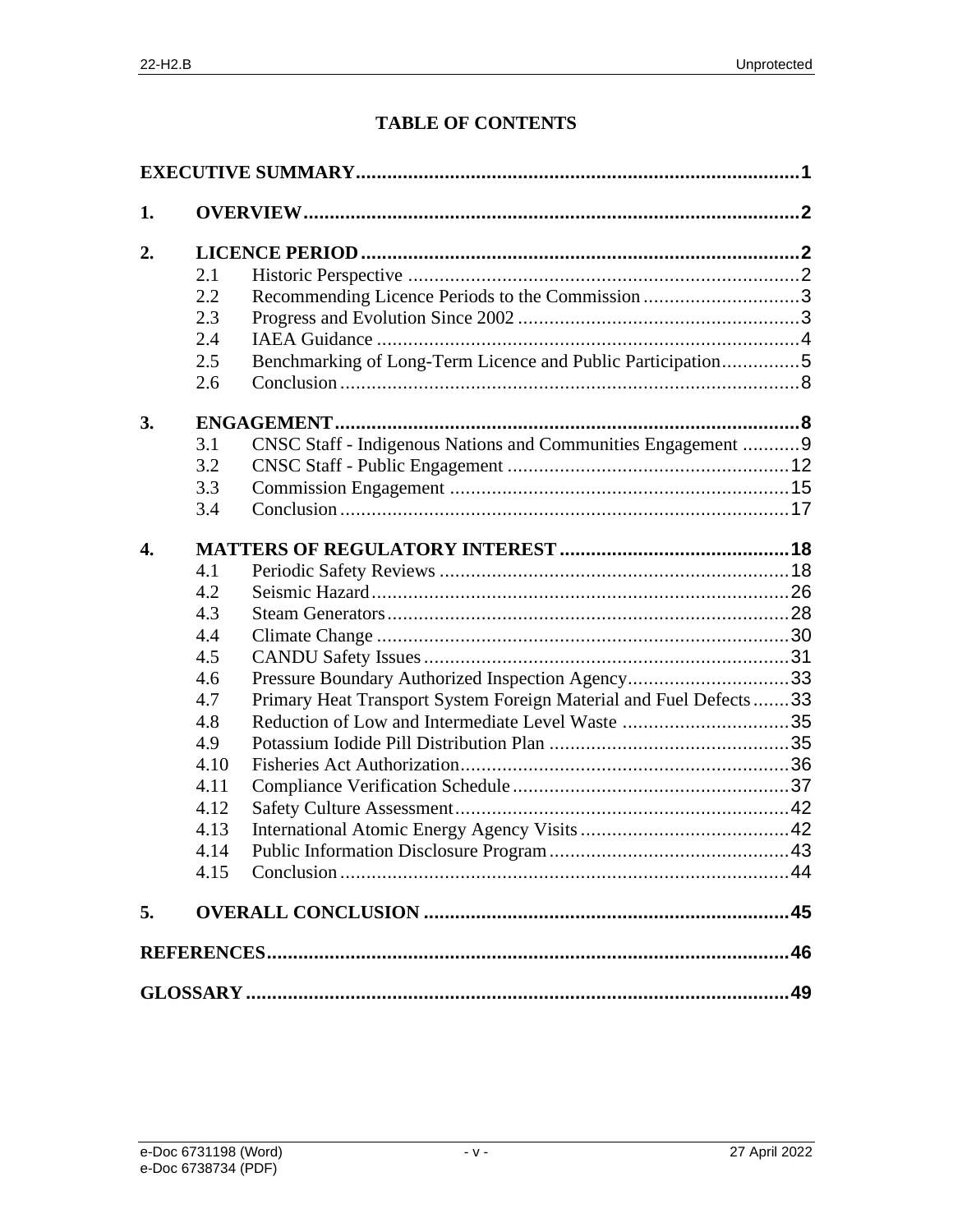# TABLE OF CONTENTS

**EXECUTIVE SUMMARY** ..... **1**

**1. OVERVIEW** ..... **2**

**2. LICENCE PERIOD** ..... **2**

- 2.1 Historic Perspective ..... 2
- 2.2 Recommending Licence Periods to the Commission ..... 3
- 2.3 Progress and Evolution Since 2002 ..... 3
- 2.4 IAEA Guidance ..... 4
- 2.5 Benchmarking of Long-Term Licence and Public Participation ..... 5
- 2.6 Conclusion ..... 8

**3. ENGAGEMENT** ..... **8**

- 3.1 CNSC Staff - Indigenous Nations and Communities Engagement ..... 9
- 3.2 CNSC Staff - Public Engagement ..... 12
- 3.3 Commission Engagement ..... 15
- 3.4 Conclusion ..... 17

**4. MATTERS OF REGULATORY INTEREST** ..... **18**

- 4.1 Periodic Safety Reviews ..... 18
- 4.2 Seismic Hazard ..... 26
- 4.3 Steam Generators ..... 28
- 4.4 Climate Change ..... 30
- 4.5 CANDU Safety Issues ..... 31
- 4.6 Pressure Boundary Authorized Inspection Agency ..... 33
- 4.7 Primary Heat Transport System Foreign Material and Fuel Defects ..... 33
- 4.8 Reduction of Low and Intermediate Level Waste ..... 35
- 4.9 Potassium Iodide Pill Distribution Plan ..... 35
- 4.10 Fisheries Act Authorization ..... 36
- 4.11 Compliance Verification Schedule ..... 37
- 4.12 Safety Culture Assessment ..... 42
- 4.13 International Atomic Energy Agency Visits ..... 42
- 4.14 Public Information Disclosure Program ..... 43
- 4.15 Conclusion ..... 44

**5. OVERALL CONCLUSION** ..... **45**

**REFERENCES** ..... **46**

**GLOSSARY** ..... **49**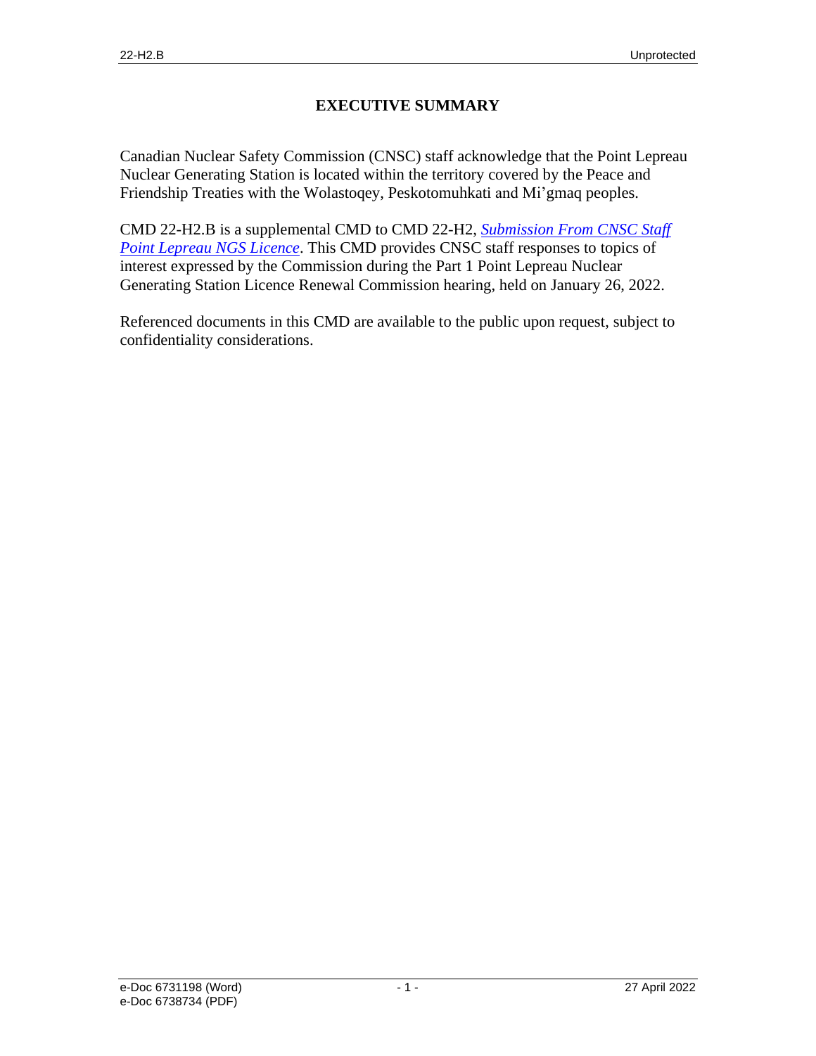# EXECUTIVE SUMMARY

Canadian Nuclear Safety Commission (CNSC) staff acknowledge that the Point Lepreau Nuclear Generating Station is located within the territory covered by the Peace and Friendship Treaties with the Wolastoqey, Peskotomuhkati and Mi'gmaq peoples.

CMD 22-H2.B is a supplemental CMD to CMD 22-H2, *Submission From CNSC Staff Point Lepreau NGS Licence*. This CMD provides CNSC staff responses to topics of interest expressed by the Commission during the Part 1 Point Lepreau Nuclear Generating Station Licence Renewal Commission hearing, held on January 26, 2022.

Referenced documents in this CMD are available to the public upon request, subject to confidentiality considerations.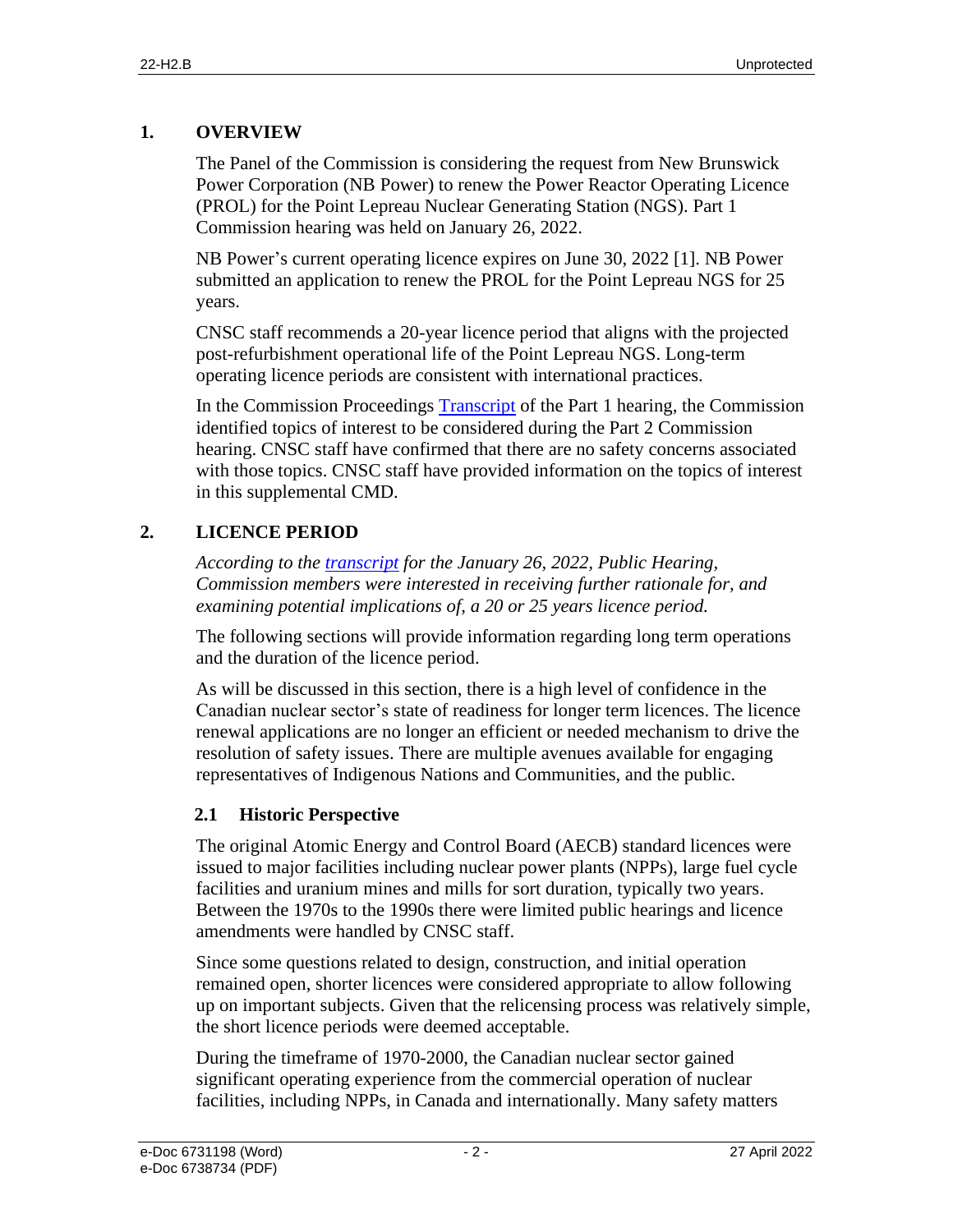## 1. OVERVIEW

The Panel of the Commission is considering the request from New Brunswick Power Corporation (NB Power) to renew the Power Reactor Operating Licence (PROL) for the Point Lepreau Nuclear Generating Station (NGS). Part 1 Commission hearing was held on January 26, 2022.

NB Power's current operating licence expires on June 30, 2022 [1]. NB Power submitted an application to renew the PROL for the Point Lepreau NGS for 25 years.

CNSC staff recommends a 20-year licence period that aligns with the projected post-refurbishment operational life of the Point Lepreau NGS. Long-term operating licence periods are consistent with international practices.

In the Commission Proceedings Transcript of the Part 1 hearing, the Commission identified topics of interest to be considered during the Part 2 Commission hearing. CNSC staff have confirmed that there are no safety concerns associated with those topics. CNSC staff have provided information on the topics of interest in this supplemental CMD.

## 2. LICENCE PERIOD

*According to the transcript for the January 26, 2022, Public Hearing, Commission members were interested in receiving further rationale for, and examining potential implications of, a 20 or 25 years licence period.*

The following sections will provide information regarding long term operations and the duration of the licence period.

As will be discussed in this section, there is a high level of confidence in the Canadian nuclear sector's state of readiness for longer term licences. The licence renewal applications are no longer an efficient or needed mechanism to drive the resolution of safety issues. There are multiple avenues available for engaging representatives of Indigenous Nations and Communities, and the public.

### 2.1 Historic Perspective

The original Atomic Energy and Control Board (AECB) standard licences were issued to major facilities including nuclear power plants (NPPs), large fuel cycle facilities and uranium mines and mills for sort duration, typically two years. Between the 1970s to the 1990s there were limited public hearings and licence amendments were handled by CNSC staff.

Since some questions related to design, construction, and initial operation remained open, shorter licences were considered appropriate to allow following up on important subjects. Given that the relicensing process was relatively simple, the short licence periods were deemed acceptable.

During the timeframe of 1970-2000, the Canadian nuclear sector gained significant operating experience from the commercial operation of nuclear facilities, including NPPs, in Canada and internationally. Many safety matters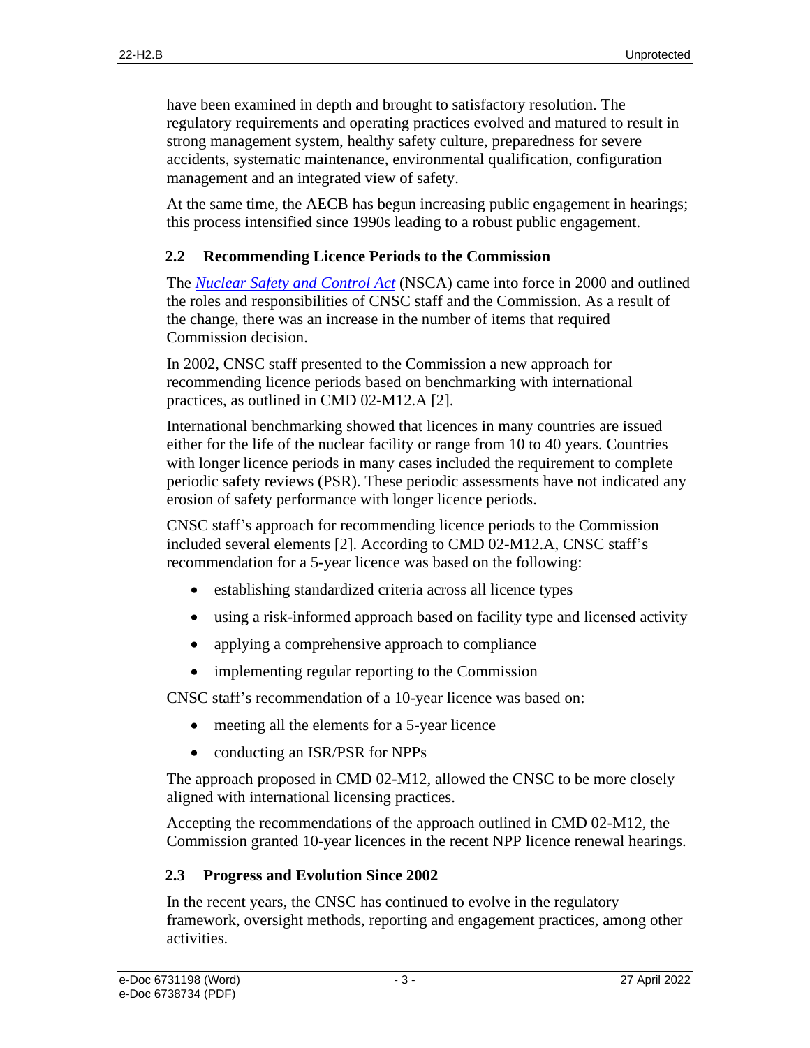have been examined in depth and brought to satisfactory resolution. The regulatory requirements and operating practices evolved and matured to result in strong management system, healthy safety culture, preparedness for severe accidents, systematic maintenance, environmental qualification, configuration management and an integrated view of safety.

At the same time, the AECB has begun increasing public engagement in hearings; this process intensified since 1990s leading to a robust public engagement.

## 2.2 Recommending Licence Periods to the Commission

The *Nuclear Safety and Control Act* (NSCA) came into force in 2000 and outlined the roles and responsibilities of CNSC staff and the Commission. As a result of the change, there was an increase in the number of items that required Commission decision.

In 2002, CNSC staff presented to the Commission a new approach for recommending licence periods based on benchmarking with international practices, as outlined in CMD 02-M12.A [2].

International benchmarking showed that licences in many countries are issued either for the life of the nuclear facility or range from 10 to 40 years. Countries with longer licence periods in many cases included the requirement to complete periodic safety reviews (PSR). These periodic assessments have not indicated any erosion of safety performance with longer licence periods.

CNSC staff's approach for recommending licence periods to the Commission included several elements [2]. According to CMD 02-M12.A, CNSC staff's recommendation for a 5-year licence was based on the following:

- establishing standardized criteria across all licence types
- using a risk-informed approach based on facility type and licensed activity
- applying a comprehensive approach to compliance
- implementing regular reporting to the Commission

CNSC staff's recommendation of a 10-year licence was based on:

- meeting all the elements for a 5-year licence
- conducting an ISR/PSR for NPPs

The approach proposed in CMD 02-M12, allowed the CNSC to be more closely aligned with international licensing practices.

Accepting the recommendations of the approach outlined in CMD 02-M12, the Commission granted 10-year licences in the recent NPP licence renewal hearings.

## 2.3 Progress and Evolution Since 2002

In the recent years, the CNSC has continued to evolve in the regulatory framework, oversight methods, reporting and engagement practices, among other activities.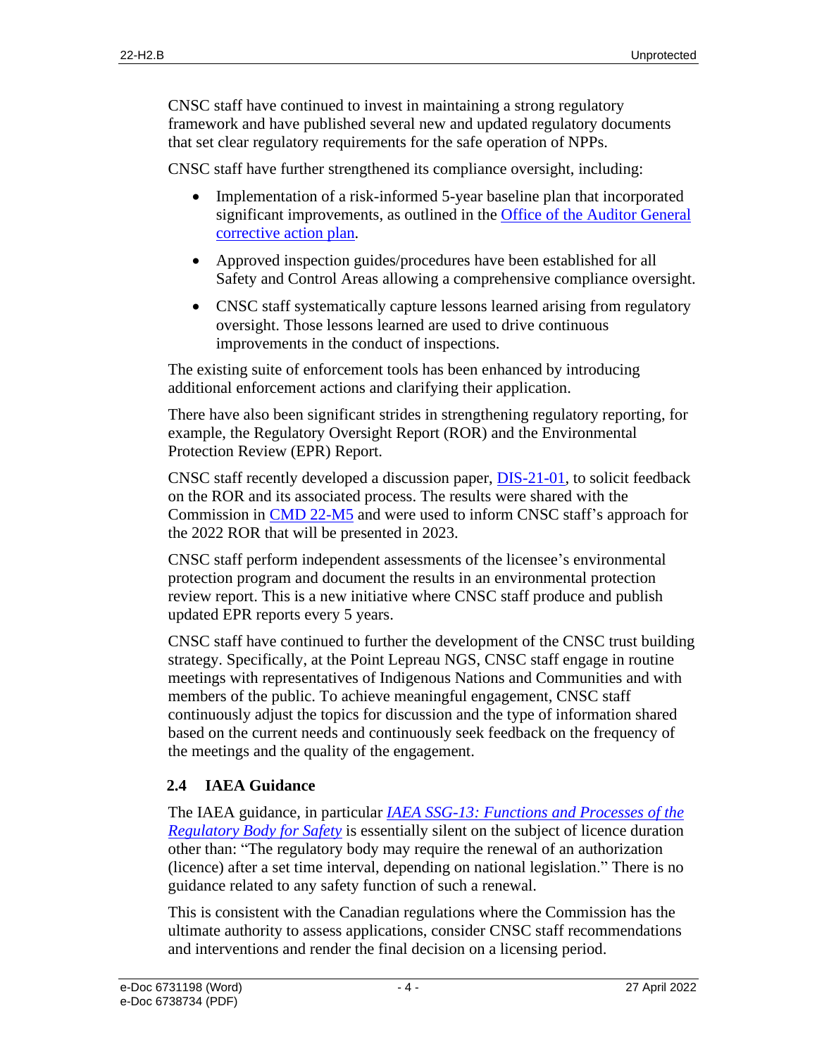CNSC staff have continued to invest in maintaining a strong regulatory framework and have published several new and updated regulatory documents that set clear regulatory requirements for the safe operation of NPPs.

CNSC staff have further strengthened its compliance oversight, including:

- Implementation of a risk-informed 5-year baseline plan that incorporated significant improvements, as outlined in the Office of the Auditor General corrective action plan.
- Approved inspection guides/procedures have been established for all Safety and Control Areas allowing a comprehensive compliance oversight.
- CNSC staff systematically capture lessons learned arising from regulatory oversight. Those lessons learned are used to drive continuous improvements in the conduct of inspections.

The existing suite of enforcement tools has been enhanced by introducing additional enforcement actions and clarifying their application.

There have also been significant strides in strengthening regulatory reporting, for example, the Regulatory Oversight Report (ROR) and the Environmental Protection Review (EPR) Report.

CNSC staff recently developed a discussion paper, DIS-21-01, to solicit feedback on the ROR and its associated process. The results were shared with the Commission in CMD 22-M5 and were used to inform CNSC staff's approach for the 2022 ROR that will be presented in 2023.

CNSC staff perform independent assessments of the licensee's environmental protection program and document the results in an environmental protection review report. This is a new initiative where CNSC staff produce and publish updated EPR reports every 5 years.

CNSC staff have continued to further the development of the CNSC trust building strategy. Specifically, at the Point Lepreau NGS, CNSC staff engage in routine meetings with representatives of Indigenous Nations and Communities and with members of the public. To achieve meaningful engagement, CNSC staff continuously adjust the topics for discussion and the type of information shared based on the current needs and continuously seek feedback on the frequency of the meetings and the quality of the engagement.

## 2.4 IAEA Guidance

The IAEA guidance, in particular *IAEA SSG-13: Functions and Processes of the Regulatory Body for Safety* is essentially silent on the subject of licence duration other than: "The regulatory body may require the renewal of an authorization (licence) after a set time interval, depending on national legislation." There is no guidance related to any safety function of such a renewal.

This is consistent with the Canadian regulations where the Commission has the ultimate authority to assess applications, consider CNSC staff recommendations and interventions and render the final decision on a licensing period.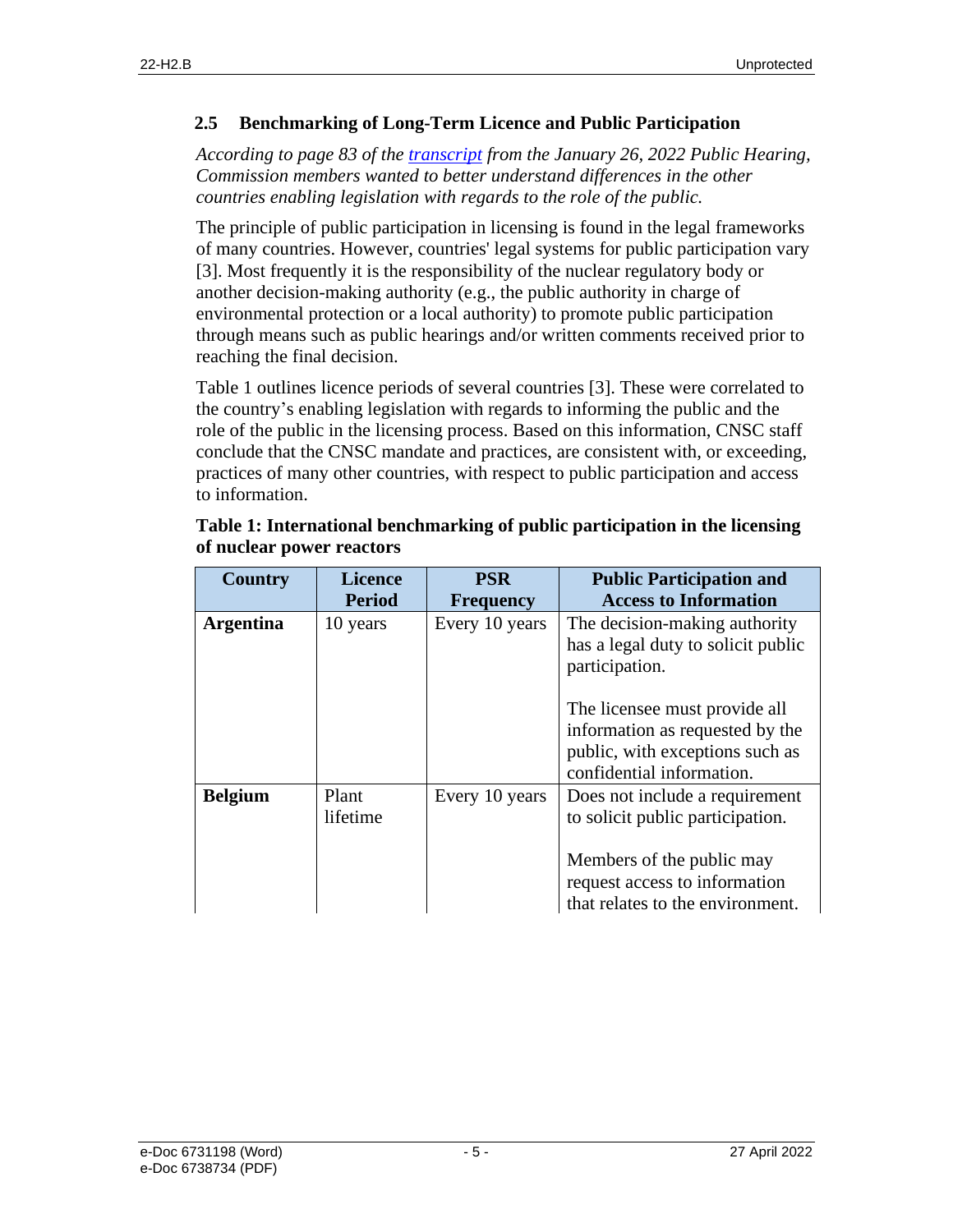## 2.5 Benchmarking of Long-Term Licence and Public Participation

*According to page 83 of the transcript from the January 26, 2022 Public Hearing, Commission members wanted to better understand differences in the other countries enabling legislation with regards to the role of the public.*

The principle of public participation in licensing is found in the legal frameworks of many countries. However, countries' legal systems for public participation vary [3]. Most frequently it is the responsibility of the nuclear regulatory body or another decision-making authority (e.g., the public authority in charge of environmental protection or a local authority) to promote public participation through means such as public hearings and/or written comments received prior to reaching the final decision.

Table 1 outlines licence periods of several countries [3]. These were correlated to the country's enabling legislation with regards to informing the public and the role of the public in the licensing process. Based on this information, CNSC staff conclude that the CNSC mandate and practices, are consistent with, or exceeding, practices of many other countries, with respect to public participation and access to information.

**Table 1: International benchmarking of public participation in the licensing of nuclear power reactors**

| Country | Licence Period | PSR Frequency | Public Participation and Access to Information |
|---|---|---|---|
| **Argentina** | 10 years | Every 10 years | The decision-making authority has a legal duty to solicit public participation.<br><br>The licensee must provide all information as requested by the public, with exceptions such as confidential information. |
| **Belgium** | Plant lifetime | Every 10 years | Does not include a requirement to solicit public participation.<br><br>Members of the public may request access to information that relates to the environment. |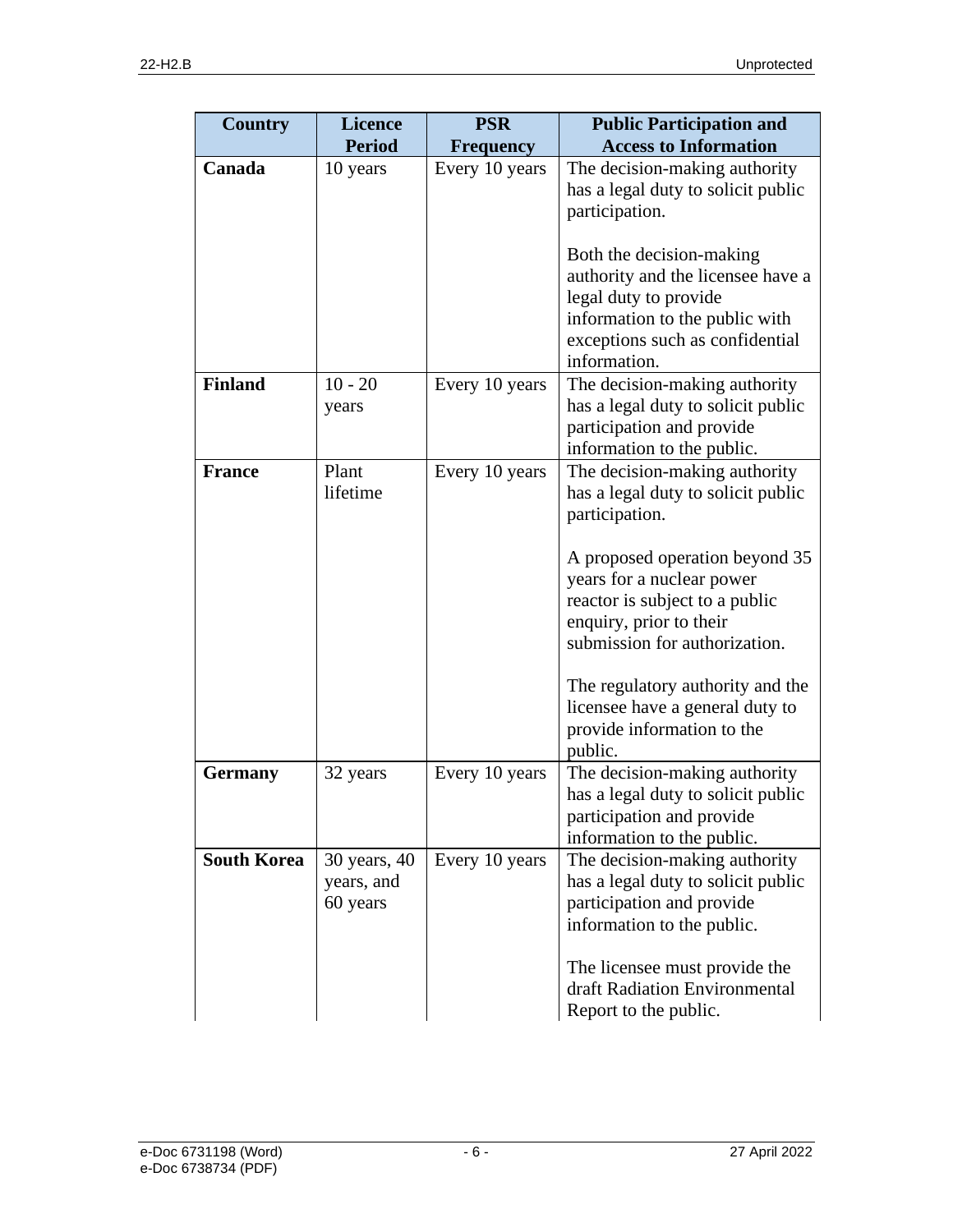| Country | Licence Period | PSR Frequency | Public Participation and Access to Information |
|---|---|---|---|
| **Canada** | 10 years | Every 10 years | The decision-making authority has a legal duty to solicit public participation.<br><br>Both the decision-making authority and the licensee have a legal duty to provide information to the public with exceptions such as confidential information. |
| **Finland** | 10 - 20 years | Every 10 years | The decision-making authority has a legal duty to solicit public participation and provide information to the public. |
| **France** | Plant lifetime | Every 10 years | The decision-making authority has a legal duty to solicit public participation.<br><br>A proposed operation beyond 35 years for a nuclear power reactor is subject to a public enquiry, prior to their submission for authorization.<br><br>The regulatory authority and the licensee have a general duty to provide information to the public. |
| **Germany** | 32 years | Every 10 years | The decision-making authority has a legal duty to solicit public participation and provide information to the public. |
| **South Korea** | 30 years, 40 years, and 60 years | Every 10 years | The decision-making authority has a legal duty to solicit public participation and provide information to the public.<br><br>The licensee must provide the draft Radiation Environmental Report to the public. |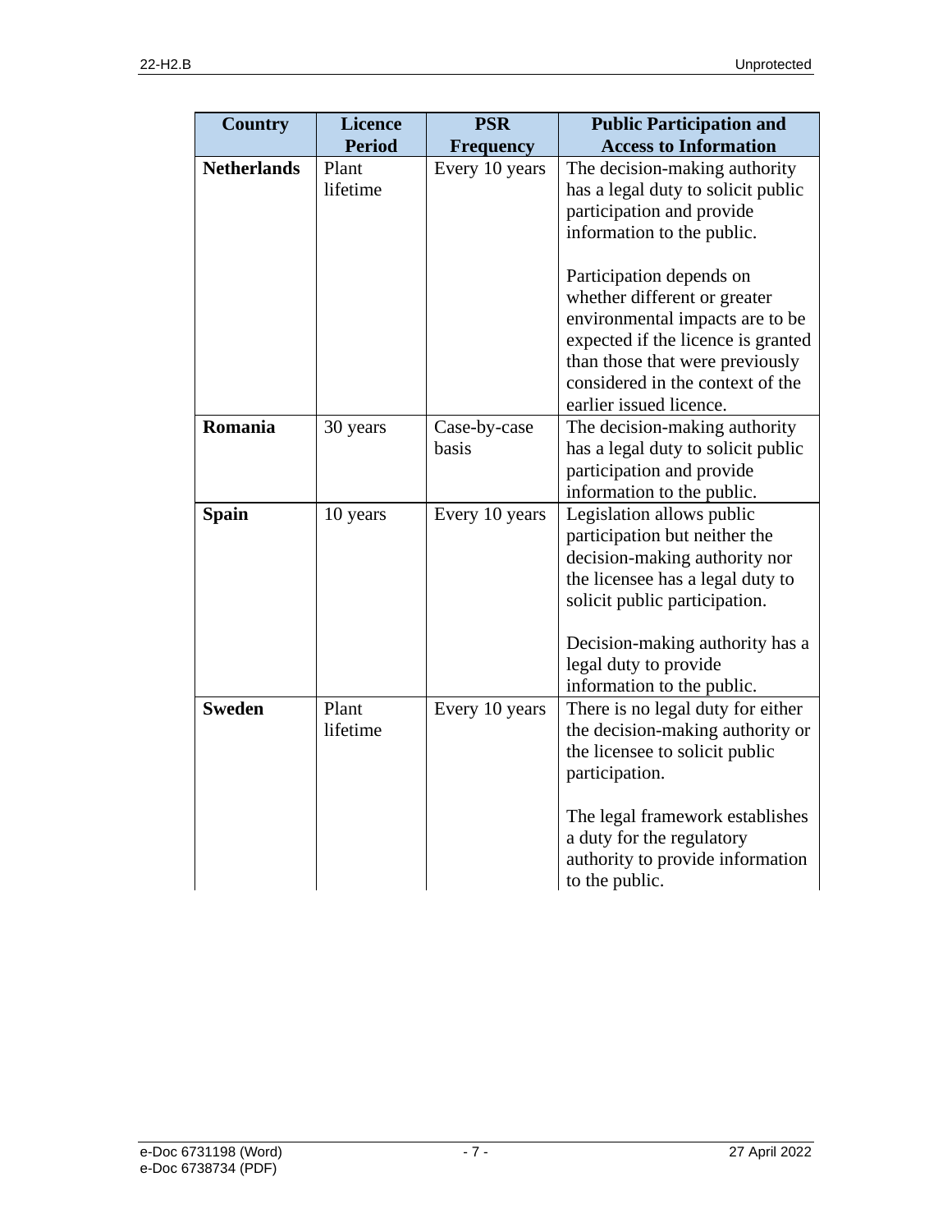| Country | Licence Period | PSR Frequency | Public Participation and Access to Information |
|---|---|---|---|
| **Netherlands** | Plant lifetime | Every 10 years | The decision-making authority has a legal duty to solicit public participation and provide information to the public.<br><br>Participation depends on whether different or greater environmental impacts are to be expected if the licence is granted than those that were previously considered in the context of the earlier issued licence. |
| **Romania** | 30 years | Case-by-case basis | The decision-making authority has a legal duty to solicit public participation and provide information to the public. |
| **Spain** | 10 years | Every 10 years | Legislation allows public participation but neither the decision-making authority nor the licensee has a legal duty to solicit public participation.<br><br>Decision-making authority has a legal duty to provide information to the public. |
| **Sweden** | Plant lifetime | Every 10 years | There is no legal duty for either the decision-making authority or the licensee to solicit public participation.<br><br>The legal framework establishes a duty for the regulatory authority to provide information to the public. |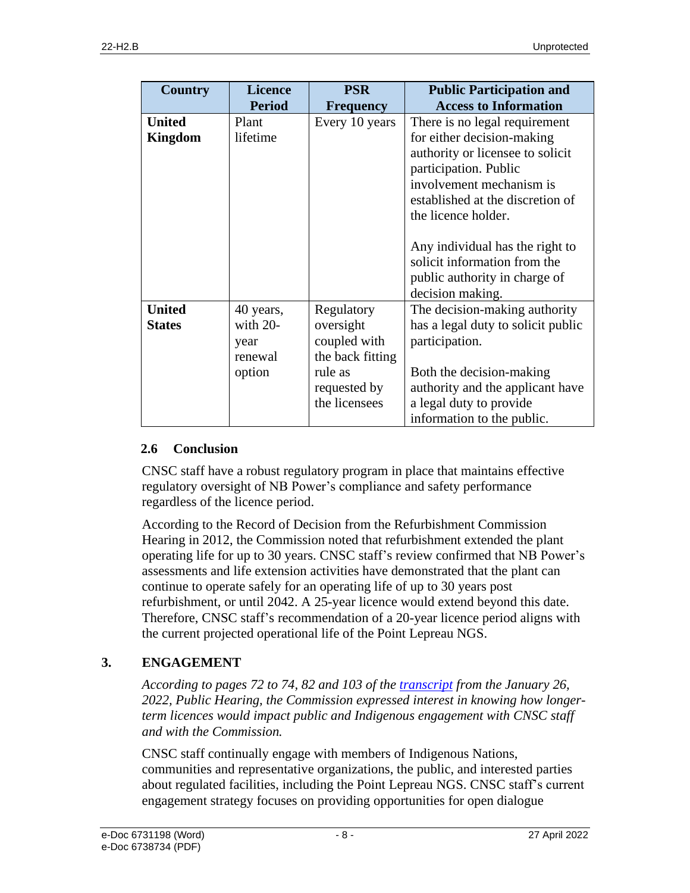| Country | Licence Period | PSR Frequency | Public Participation and Access to Information |
|---|---|---|---|
| **United Kingdom** | Plant lifetime | Every 10 years | There is no legal requirement for either decision-making authority or licensee to solicit participation. Public involvement mechanism is established at the discretion of the licence holder.<br><br>Any individual has the right to solicit information from the public authority in charge of decision making. |
| **United States** | 40 years, with 20-year renewal option | Regulatory oversight coupled with the back fitting rule as requested by the licensees | The decision-making authority has a legal duty to solicit public participation.<br><br>Both the decision-making authority and the applicant have a legal duty to provide information to the public. |

### 2.6 Conclusion

CNSC staff have a robust regulatory program in place that maintains effective regulatory oversight of NB Power's compliance and safety performance regardless of the licence period.

According to the Record of Decision from the Refurbishment Commission Hearing in 2012, the Commission noted that refurbishment extended the plant operating life for up to 30 years. CNSC staff's review confirmed that NB Power's assessments and life extension activities have demonstrated that the plant can continue to operate safely for an operating life of up to 30 years post refurbishment, or until 2042. A 25-year licence would extend beyond this date. Therefore, CNSC staff's recommendation of a 20-year licence period aligns with the current projected operational life of the Point Lepreau NGS.

## 3. ENGAGEMENT

*According to pages 72 to 74, 82 and 103 of the [transcript](transcript) from the January 26, 2022, Public Hearing, the Commission expressed interest in knowing how longer-term licences would impact public and Indigenous engagement with CNSC staff and with the Commission.*

CNSC staff continually engage with members of Indigenous Nations, communities and representative organizations, the public, and interested parties about regulated facilities, including the Point Lepreau NGS. CNSC staff's current engagement strategy focuses on providing opportunities for open dialogue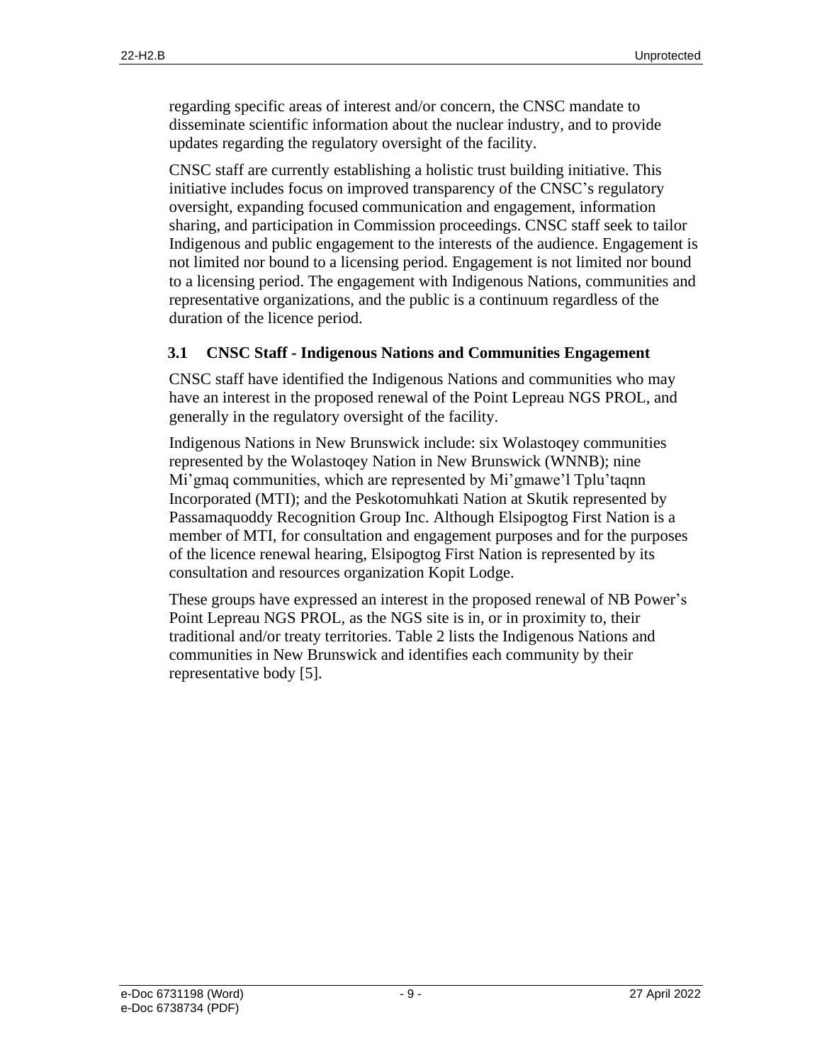regarding specific areas of interest and/or concern, the CNSC mandate to disseminate scientific information about the nuclear industry, and to provide updates regarding the regulatory oversight of the facility.

CNSC staff are currently establishing a holistic trust building initiative. This initiative includes focus on improved transparency of the CNSC's regulatory oversight, expanding focused communication and engagement, information sharing, and participation in Commission proceedings. CNSC staff seek to tailor Indigenous and public engagement to the interests of the audience. Engagement is not limited nor bound to a licensing period. Engagement is not limited nor bound to a licensing period. The engagement with Indigenous Nations, communities and representative organizations, and the public is a continuum regardless of the duration of the licence period.

## 3.1 CNSC Staff - Indigenous Nations and Communities Engagement

CNSC staff have identified the Indigenous Nations and communities who may have an interest in the proposed renewal of the Point Lepreau NGS PROL, and generally in the regulatory oversight of the facility.

Indigenous Nations in New Brunswick include: six Wolastoqey communities represented by the Wolastoqey Nation in New Brunswick (WNNB); nine Mi'gmaq communities, which are represented by Mi'gmawe'l Tplu'taqnn Incorporated (MTI); and the Peskotomuhkati Nation at Skutik represented by Passamaquoddy Recognition Group Inc. Although Elsipogtog First Nation is a member of MTI, for consultation and engagement purposes and for the purposes of the licence renewal hearing, Elsipogtog First Nation is represented by its consultation and resources organization Kopit Lodge.

These groups have expressed an interest in the proposed renewal of NB Power's Point Lepreau NGS PROL, as the NGS site is in, or in proximity to, their traditional and/or treaty territories. Table 2 lists the Indigenous Nations and communities in New Brunswick and identifies each community by their representative body [5].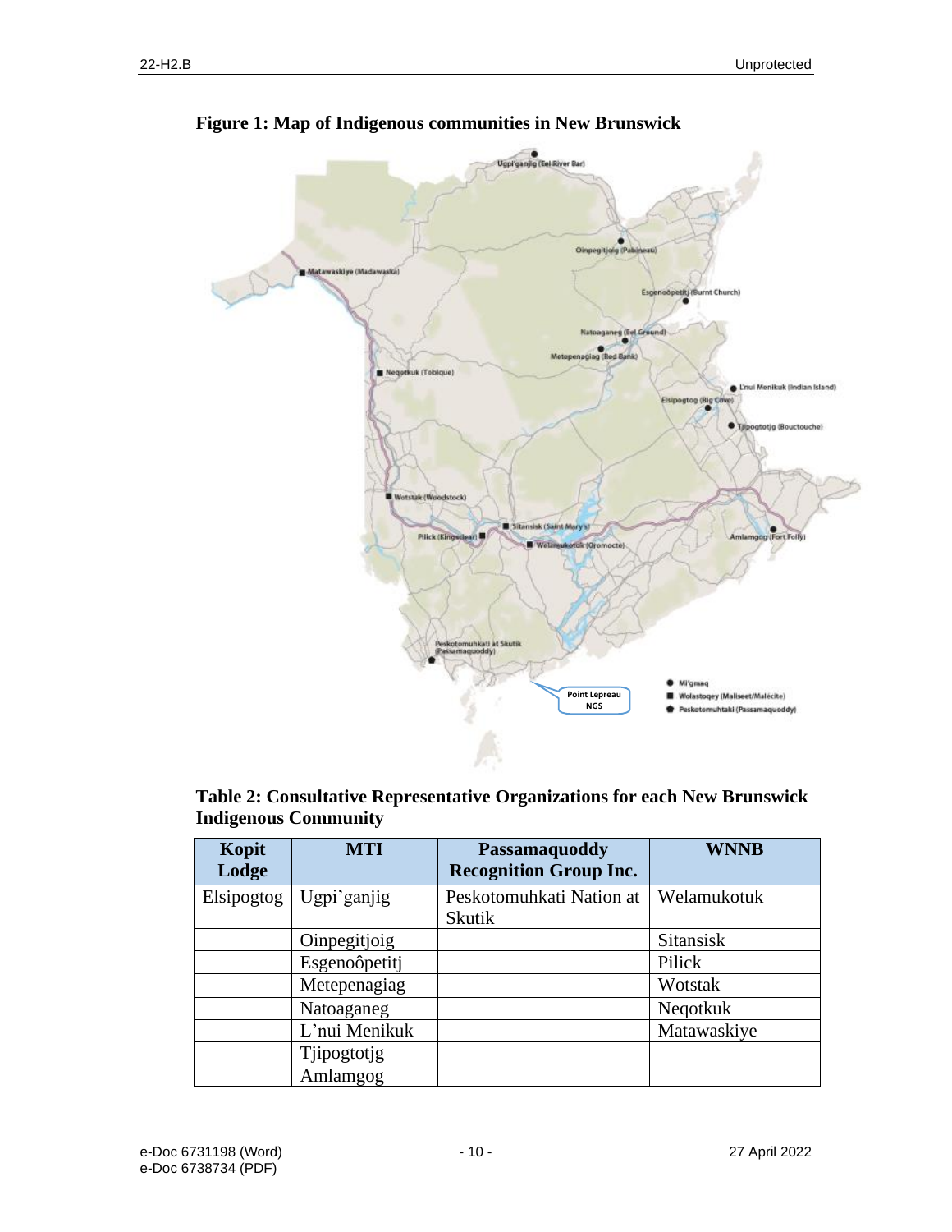**Figure 1: Map of Indigenous communities in New Brunswick**

**Table 2: Consultative Representative Organizations for each New Brunswick Indigenous Community**

| Kopit Lodge | MTI | Passamaquoddy Recognition Group Inc. | WNNB |
|---|---|---|---|
| Elsipogtog | Ugpi'ganjig | Peskotomuhkati Nation at Skutik | Welamukotuk |
| | Oinpegitjoig | | Sitansisk |
| | Esgenoôpetitj | | Pilick |
| | Metepenagiag | | Wotstak |
| | Natoaganeg | | Neqotkuk |
| | L'nui Menikuk | | Matawaskiye |
| | Tjipogtotjg | | |
| | Amlamgog | | |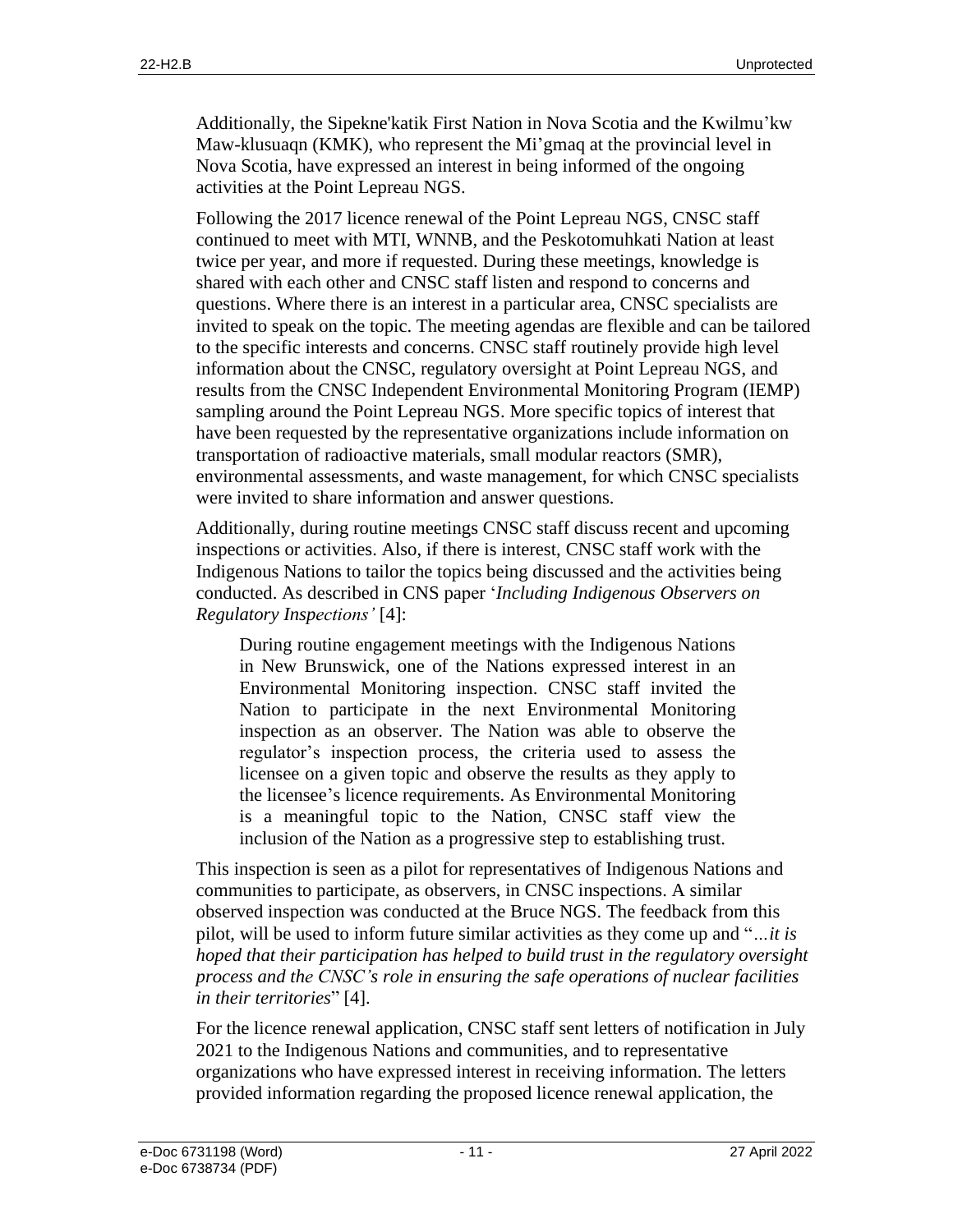Additionally, the Sipekne'katik First Nation in Nova Scotia and the Kwilmu’kw Maw-klusuaqn (KMK), who represent the Mi’gmaq at the provincial level in Nova Scotia, have expressed an interest in being informed of the ongoing activities at the Point Lepreau NGS.

Following the 2017 licence renewal of the Point Lepreau NGS, CNSC staff continued to meet with MTI, WNNB, and the Peskotomuhkati Nation at least twice per year, and more if requested. During these meetings, knowledge is shared with each other and CNSC staff listen and respond to concerns and questions. Where there is an interest in a particular area, CNSC specialists are invited to speak on the topic. The meeting agendas are flexible and can be tailored to the specific interests and concerns. CNSC staff routinely provide high level information about the CNSC, regulatory oversight at Point Lepreau NGS, and results from the CNSC Independent Environmental Monitoring Program (IEMP) sampling around the Point Lepreau NGS. More specific topics of interest that have been requested by the representative organizations include information on transportation of radioactive materials, small modular reactors (SMR), environmental assessments, and waste management, for which CNSC specialists were invited to share information and answer questions.

Additionally, during routine meetings CNSC staff discuss recent and upcoming inspections or activities. Also, if there is interest, CNSC staff work with the Indigenous Nations to tailor the topics being discussed and the activities being conducted. As described in CNS paper ‘*Including Indigenous Observers on Regulatory Inspections’* [4]:

> During routine engagement meetings with the Indigenous Nations in New Brunswick, one of the Nations expressed interest in an Environmental Monitoring inspection. CNSC staff invited the Nation to participate in the next Environmental Monitoring inspection as an observer. The Nation was able to observe the regulator’s inspection process, the criteria used to assess the licensee on a given topic and observe the results as they apply to the licensee’s licence requirements. As Environmental Monitoring is a meaningful topic to the Nation, CNSC staff view the inclusion of the Nation as a progressive step to establishing trust.

This inspection is seen as a pilot for representatives of Indigenous Nations and communities to participate, as observers, in CNSC inspections. A similar observed inspection was conducted at the Bruce NGS. The feedback from this pilot, will be used to inform future similar activities as they come up and “*…it is hoped that their participation has helped to build trust in the regulatory oversight process and the CNSC’s role in ensuring the safe operations of nuclear facilities in their territories*” [4].

For the licence renewal application, CNSC staff sent letters of notification in July 2021 to the Indigenous Nations and communities, and to representative organizations who have expressed interest in receiving information. The letters provided information regarding the proposed licence renewal application, the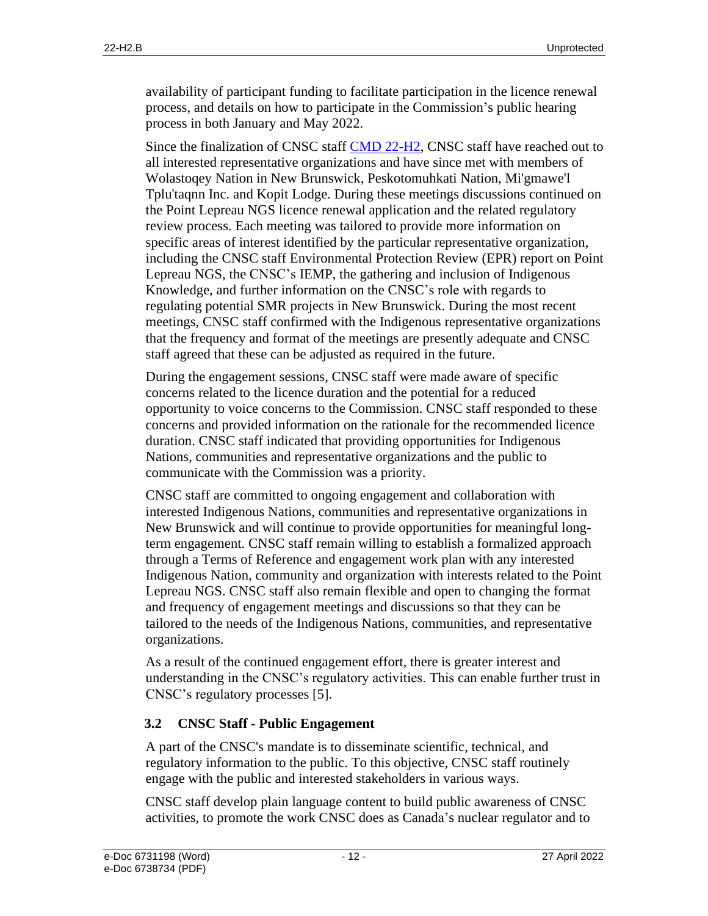availability of participant funding to facilitate participation in the licence renewal process, and details on how to participate in the Commission's public hearing process in both January and May 2022.

Since the finalization of CNSC staff CMD 22-H2, CNSC staff have reached out to all interested representative organizations and have since met with members of Wolastoqey Nation in New Brunswick, Peskotomuhkati Nation, Mi'gmawe'l Tplu'taqnn Inc. and Kopit Lodge. During these meetings discussions continued on the Point Lepreau NGS licence renewal application and the related regulatory review process. Each meeting was tailored to provide more information on specific areas of interest identified by the particular representative organization, including the CNSC staff Environmental Protection Review (EPR) report on Point Lepreau NGS, the CNSC's IEMP, the gathering and inclusion of Indigenous Knowledge, and further information on the CNSC's role with regards to regulating potential SMR projects in New Brunswick. During the most recent meetings, CNSC staff confirmed with the Indigenous representative organizations that the frequency and format of the meetings are presently adequate and CNSC staff agreed that these can be adjusted as required in the future.

During the engagement sessions, CNSC staff were made aware of specific concerns related to the licence duration and the potential for a reduced opportunity to voice concerns to the Commission. CNSC staff responded to these concerns and provided information on the rationale for the recommended licence duration. CNSC staff indicated that providing opportunities for Indigenous Nations, communities and representative organizations and the public to communicate with the Commission was a priority.

CNSC staff are committed to ongoing engagement and collaboration with interested Indigenous Nations, communities and representative organizations in New Brunswick and will continue to provide opportunities for meaningful long-term engagement. CNSC staff remain willing to establish a formalized approach through a Terms of Reference and engagement work plan with any interested Indigenous Nation, community and organization with interests related to the Point Lepreau NGS. CNSC staff also remain flexible and open to changing the format and frequency of engagement meetings and discussions so that they can be tailored to the needs of the Indigenous Nations, communities, and representative organizations.

As a result of the continued engagement effort, there is greater interest and understanding in the CNSC's regulatory activities. This can enable further trust in CNSC's regulatory processes [5].

### 3.2 CNSC Staff - Public Engagement

A part of the CNSC's mandate is to disseminate scientific, technical, and regulatory information to the public. To this objective, CNSC staff routinely engage with the public and interested stakeholders in various ways.

CNSC staff develop plain language content to build public awareness of CNSC activities, to promote the work CNSC does as Canada's nuclear regulator and to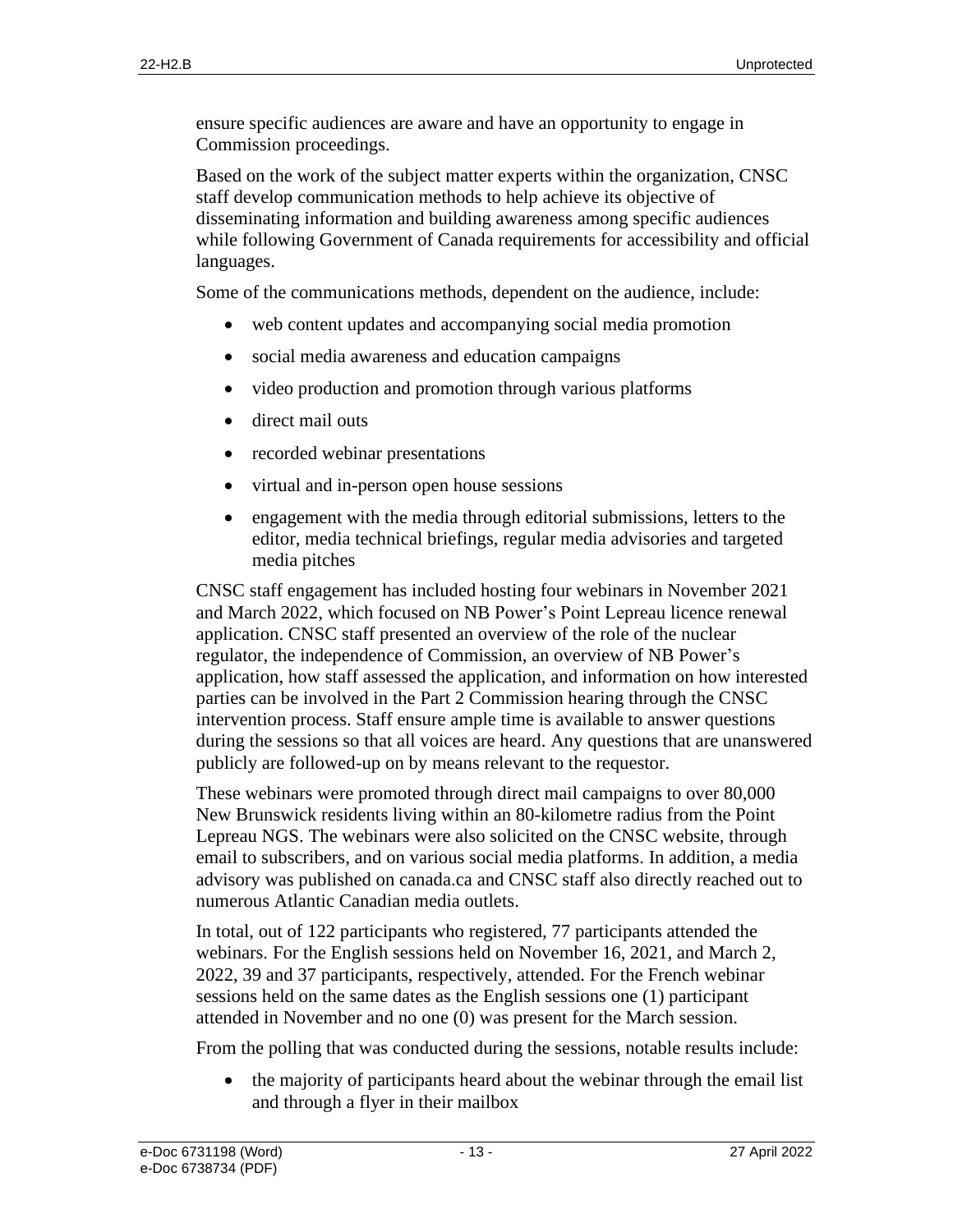ensure specific audiences are aware and have an opportunity to engage in Commission proceedings.

Based on the work of the subject matter experts within the organization, CNSC staff develop communication methods to help achieve its objective of disseminating information and building awareness among specific audiences while following Government of Canada requirements for accessibility and official languages.

Some of the communications methods, dependent on the audience, include:

- web content updates and accompanying social media promotion
- social media awareness and education campaigns
- video production and promotion through various platforms
- direct mail outs
- recorded webinar presentations
- virtual and in-person open house sessions
- engagement with the media through editorial submissions, letters to the editor, media technical briefings, regular media advisories and targeted media pitches

CNSC staff engagement has included hosting four webinars in November 2021 and March 2022, which focused on NB Power's Point Lepreau licence renewal application. CNSC staff presented an overview of the role of the nuclear regulator, the independence of Commission, an overview of NB Power's application, how staff assessed the application, and information on how interested parties can be involved in the Part 2 Commission hearing through the CNSC intervention process. Staff ensure ample time is available to answer questions during the sessions so that all voices are heard. Any questions that are unanswered publicly are followed-up on by means relevant to the requestor.

These webinars were promoted through direct mail campaigns to over 80,000 New Brunswick residents living within an 80-kilometre radius from the Point Lepreau NGS. The webinars were also solicited on the CNSC website, through email to subscribers, and on various social media platforms. In addition, a media advisory was published on canada.ca and CNSC staff also directly reached out to numerous Atlantic Canadian media outlets.

In total, out of 122 participants who registered, 77 participants attended the webinars. For the English sessions held on November 16, 2021, and March 2, 2022, 39 and 37 participants, respectively, attended. For the French webinar sessions held on the same dates as the English sessions one (1) participant attended in November and no one (0) was present for the March session.

From the polling that was conducted during the sessions, notable results include:

- the majority of participants heard about the webinar through the email list and through a flyer in their mailbox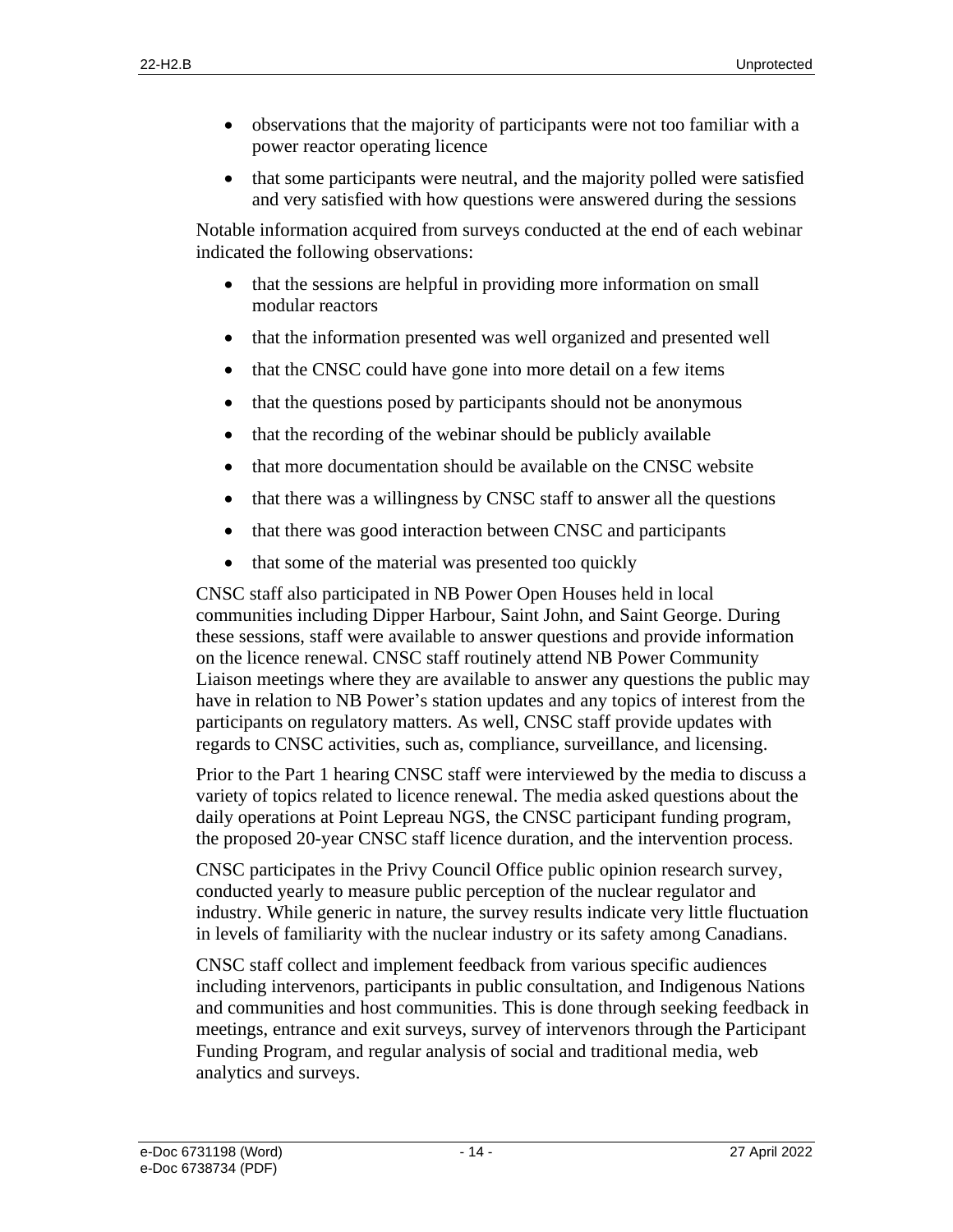- observations that the majority of participants were not too familiar with a power reactor operating licence
- that some participants were neutral, and the majority polled were satisfied and very satisfied with how questions were answered during the sessions

Notable information acquired from surveys conducted at the end of each webinar indicated the following observations:

- that the sessions are helpful in providing more information on small modular reactors
- that the information presented was well organized and presented well
- that the CNSC could have gone into more detail on a few items
- that the questions posed by participants should not be anonymous
- that the recording of the webinar should be publicly available
- that more documentation should be available on the CNSC website
- that there was a willingness by CNSC staff to answer all the questions
- that there was good interaction between CNSC and participants
- that some of the material was presented too quickly

CNSC staff also participated in NB Power Open Houses held in local communities including Dipper Harbour, Saint John, and Saint George. During these sessions, staff were available to answer questions and provide information on the licence renewal. CNSC staff routinely attend NB Power Community Liaison meetings where they are available to answer any questions the public may have in relation to NB Power's station updates and any topics of interest from the participants on regulatory matters. As well, CNSC staff provide updates with regards to CNSC activities, such as, compliance, surveillance, and licensing.

Prior to the Part 1 hearing CNSC staff were interviewed by the media to discuss a variety of topics related to licence renewal. The media asked questions about the daily operations at Point Lepreau NGS, the CNSC participant funding program, the proposed 20-year CNSC staff licence duration, and the intervention process.

CNSC participates in the Privy Council Office public opinion research survey, conducted yearly to measure public perception of the nuclear regulator and industry. While generic in nature, the survey results indicate very little fluctuation in levels of familiarity with the nuclear industry or its safety among Canadians.

CNSC staff collect and implement feedback from various specific audiences including intervenors, participants in public consultation, and Indigenous Nations and communities and host communities. This is done through seeking feedback in meetings, entrance and exit surveys, survey of intervenors through the Participant Funding Program, and regular analysis of social and traditional media, web analytics and surveys.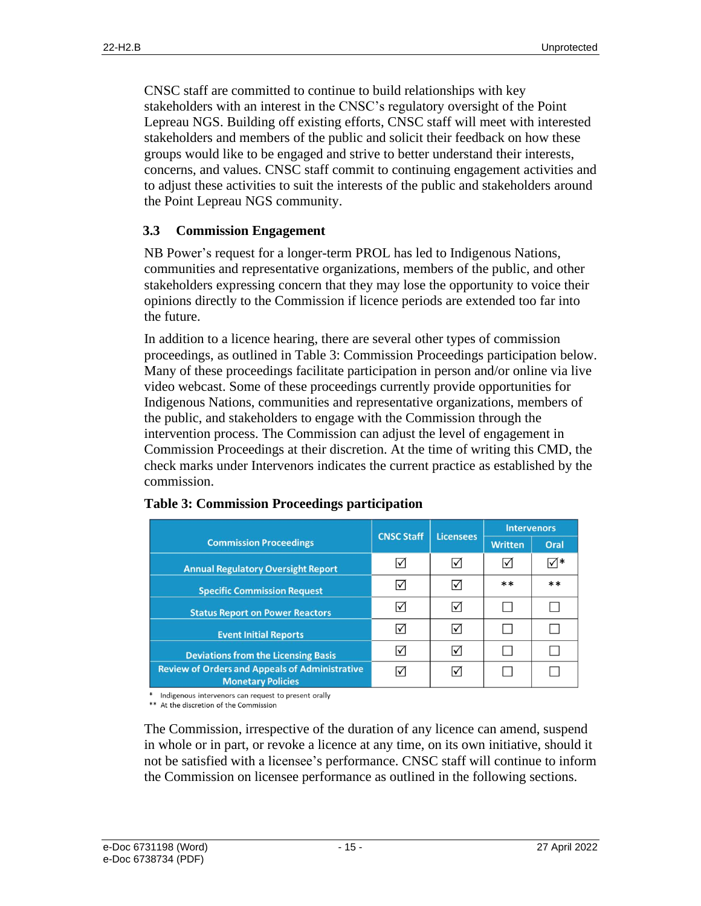CNSC staff are committed to continue to build relationships with key stakeholders with an interest in the CNSC's regulatory oversight of the Point Lepreau NGS. Building off existing efforts, CNSC staff will meet with interested stakeholders and members of the public and solicit their feedback on how these groups would like to be engaged and strive to better understand their interests, concerns, and values. CNSC staff commit to continuing engagement activities and to adjust these activities to suit the interests of the public and stakeholders around the Point Lepreau NGS community.

### 3.3 Commission Engagement

NB Power's request for a longer-term PROL has led to Indigenous Nations, communities and representative organizations, members of the public, and other stakeholders expressing concern that they may lose the opportunity to voice their opinions directly to the Commission if licence periods are extended too far into the future.

In addition to a licence hearing, there are several other types of commission proceedings, as outlined in Table 3: Commission Proceedings participation below. Many of these proceedings facilitate participation in person and/or online via live video webcast. Some of these proceedings currently provide opportunities for Indigenous Nations, communities and representative organizations, members of the public, and stakeholders to engage with the Commission through the intervention process. The Commission can adjust the level of engagement in Commission Proceedings at their discretion. At the time of writing this CMD, the check marks under Intervenors indicates the current practice as established by the commission.

**Table 3: Commission Proceedings participation**

| Commission Proceedings | CNSC Staff | Licensees | Intervenors | |
|---|---|---|---|---|
| | | | Written | Oral |
| Annual Regulatory Oversight Report | ☑ | ☑ | ☑ | ☑* |
| Specific Commission Request | ☑ | ☑ | ** | ** |
| Status Report on Power Reactors | ☑ | ☑ | ☐ | ☐ |
| Event Initial Reports | ☑ | ☑ | ☐ | ☐ |
| Deviations from the Licensing Basis | ☑ | ☑ | ☐ | ☐ |
| Review of Orders and Appeals of Administrative Monetary Policies | ☑ | ☑ | ☐ | ☐ |

\* Indigenous intervenors can request to present orally
\*\* At the discretion of the Commission

The Commission, irrespective of the duration of any licence can amend, suspend in whole or in part, or revoke a licence at any time, on its own initiative, should it not be satisfied with a licensee's performance. CNSC staff will continue to inform the Commission on licensee performance as outlined in the following sections.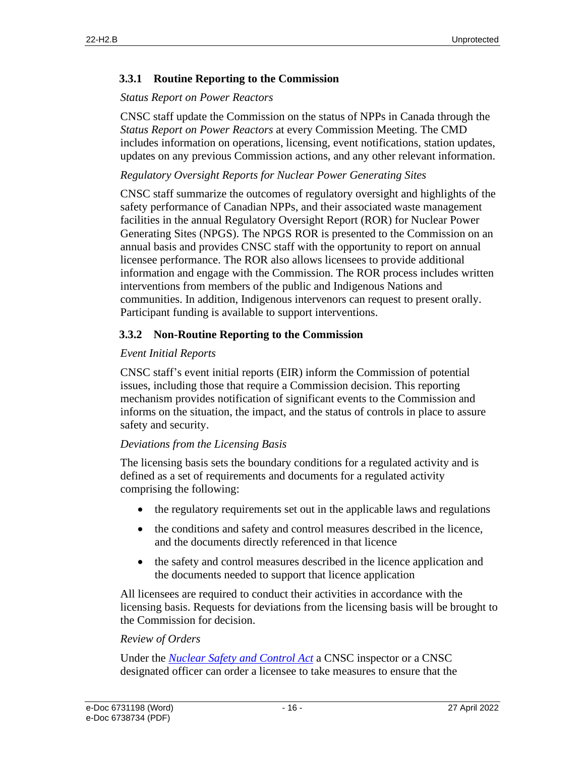### 3.3.1 Routine Reporting to the Commission

*Status Report on Power Reactors*

CNSC staff update the Commission on the status of NPPs in Canada through the *Status Report on Power Reactors* at every Commission Meeting. The CMD includes information on operations, licensing, event notifications, station updates, updates on any previous Commission actions, and any other relevant information.

*Regulatory Oversight Reports for Nuclear Power Generating Sites*

CNSC staff summarize the outcomes of regulatory oversight and highlights of the safety performance of Canadian NPPs, and their associated waste management facilities in the annual Regulatory Oversight Report (ROR) for Nuclear Power Generating Sites (NPGS). The NPGS ROR is presented to the Commission on an annual basis and provides CNSC staff with the opportunity to report on annual licensee performance. The ROR also allows licensees to provide additional information and engage with the Commission. The ROR process includes written interventions from members of the public and Indigenous Nations and communities. In addition, Indigenous intervenors can request to present orally. Participant funding is available to support interventions.

### 3.3.2 Non-Routine Reporting to the Commission

*Event Initial Reports*

CNSC staff's event initial reports (EIR) inform the Commission of potential issues, including those that require a Commission decision. This reporting mechanism provides notification of significant events to the Commission and informs on the situation, the impact, and the status of controls in place to assure safety and security.

*Deviations from the Licensing Basis*

The licensing basis sets the boundary conditions for a regulated activity and is defined as a set of requirements and documents for a regulated activity comprising the following:

- the regulatory requirements set out in the applicable laws and regulations
- the conditions and safety and control measures described in the licence, and the documents directly referenced in that licence
- the safety and control measures described in the licence application and the documents needed to support that licence application

All licensees are required to conduct their activities in accordance with the licensing basis. Requests for deviations from the licensing basis will be brought to the Commission for decision.

*Review of Orders*

Under the *Nuclear Safety and Control Act* a CNSC inspector or a CNSC designated officer can order a licensee to take measures to ensure that the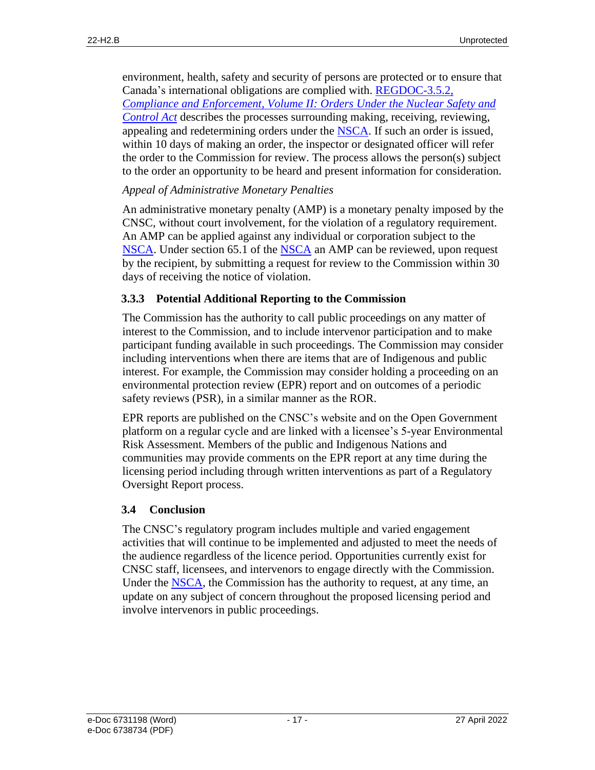environment, health, safety and security of persons are protected or to ensure that Canada's international obligations are complied with. [REGDOC-3.5.2, *Compliance and Enforcement, Volume II: Orders Under the Nuclear Safety and Control Act*] describes the processes surrounding making, receiving, reviewing, appealing and redetermining orders under the NSCA. If such an order is issued, within 10 days of making an order, the inspector or designated officer will refer the order to the Commission for review. The process allows the person(s) subject to the order an opportunity to be heard and present information for consideration.

*Appeal of Administrative Monetary Penalties*

An administrative monetary penalty (AMP) is a monetary penalty imposed by the CNSC, without court involvement, for the violation of a regulatory requirement. An AMP can be applied against any individual or corporation subject to the NSCA. Under section 65.1 of the NSCA an AMP can be reviewed, upon request by the recipient, by submitting a request for review to the Commission within 30 days of receiving the notice of violation.

### 3.3.3 Potential Additional Reporting to the Commission

The Commission has the authority to call public proceedings on any matter of interest to the Commission, and to include intervenor participation and to make participant funding available in such proceedings. The Commission may consider including interventions when there are items that are of Indigenous and public interest. For example, the Commission may consider holding a proceeding on an environmental protection review (EPR) report and on outcomes of a periodic safety reviews (PSR), in a similar manner as the ROR.

EPR reports are published on the CNSC's website and on the Open Government platform on a regular cycle and are linked with a licensee's 5-year Environmental Risk Assessment. Members of the public and Indigenous Nations and communities may provide comments on the EPR report at any time during the licensing period including through written interventions as part of a Regulatory Oversight Report process.

## 3.4 Conclusion

The CNSC's regulatory program includes multiple and varied engagement activities that will continue to be implemented and adjusted to meet the needs of the audience regardless of the licence period. Opportunities currently exist for CNSC staff, licensees, and intervenors to engage directly with the Commission. Under the NSCA, the Commission has the authority to request, at any time, an update on any subject of concern throughout the proposed licensing period and involve intervenors in public proceedings.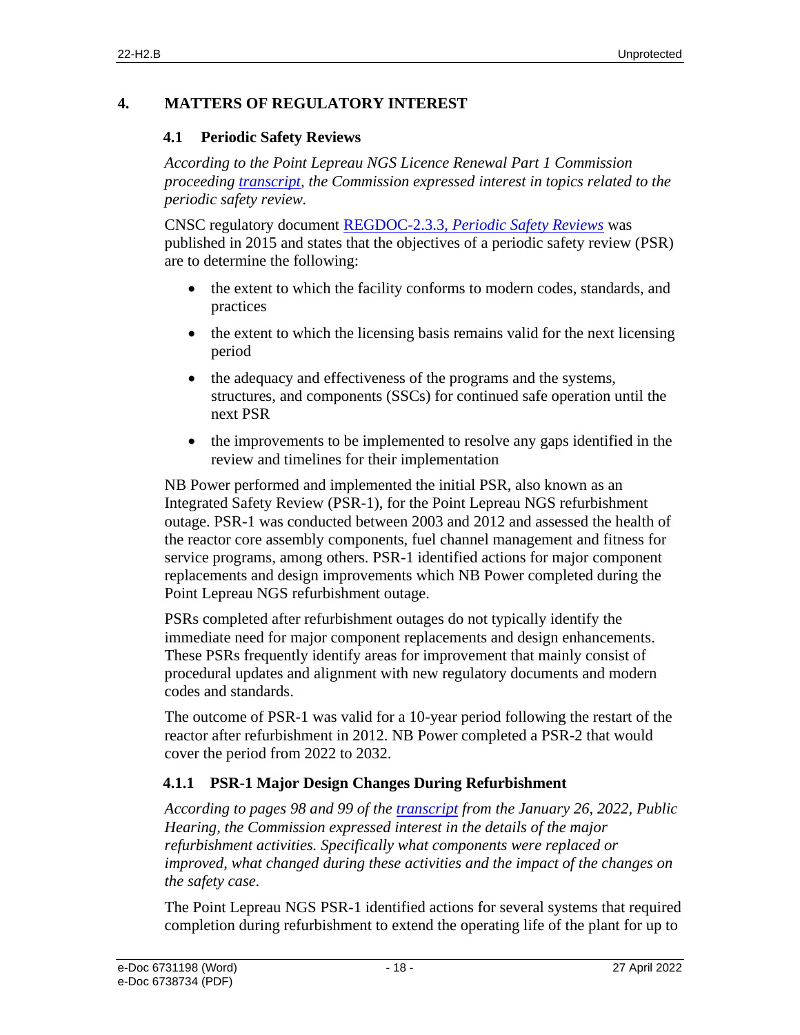# 4. MATTERS OF REGULATORY INTEREST

## 4.1 Periodic Safety Reviews

*According to the Point Lepreau NGS Licence Renewal Part 1 Commission proceeding [transcript](), the Commission expressed interest in topics related to the periodic safety review.*

CNSC regulatory document [REGDOC-2.3.3, *Periodic Safety Reviews*]() was published in 2015 and states that the objectives of a periodic safety review (PSR) are to determine the following:

- the extent to which the facility conforms to modern codes, standards, and practices
- the extent to which the licensing basis remains valid for the next licensing period
- the adequacy and effectiveness of the programs and the systems, structures, and components (SSCs) for continued safe operation until the next PSR
- the improvements to be implemented to resolve any gaps identified in the review and timelines for their implementation

NB Power performed and implemented the initial PSR, also known as an Integrated Safety Review (PSR-1), for the Point Lepreau NGS refurbishment outage. PSR-1 was conducted between 2003 and 2012 and assessed the health of the reactor core assembly components, fuel channel management and fitness for service programs, among others. PSR-1 identified actions for major component replacements and design improvements which NB Power completed during the Point Lepreau NGS refurbishment outage.

PSRs completed after refurbishment outages do not typically identify the immediate need for major component replacements and design enhancements. These PSRs frequently identify areas for improvement that mainly consist of procedural updates and alignment with new regulatory documents and modern codes and standards.

The outcome of PSR-1 was valid for a 10-year period following the restart of the reactor after refurbishment in 2012. NB Power completed a PSR-2 that would cover the period from 2022 to 2032.

### 4.1.1 PSR-1 Major Design Changes During Refurbishment

*According to pages 98 and 99 of the [transcript]() from the January 26, 2022, Public Hearing, the Commission expressed interest in the details of the major refurbishment activities. Specifically what components were replaced or improved, what changed during these activities and the impact of the changes on the safety case.*

The Point Lepreau NGS PSR-1 identified actions for several systems that required completion during refurbishment to extend the operating life of the plant for up to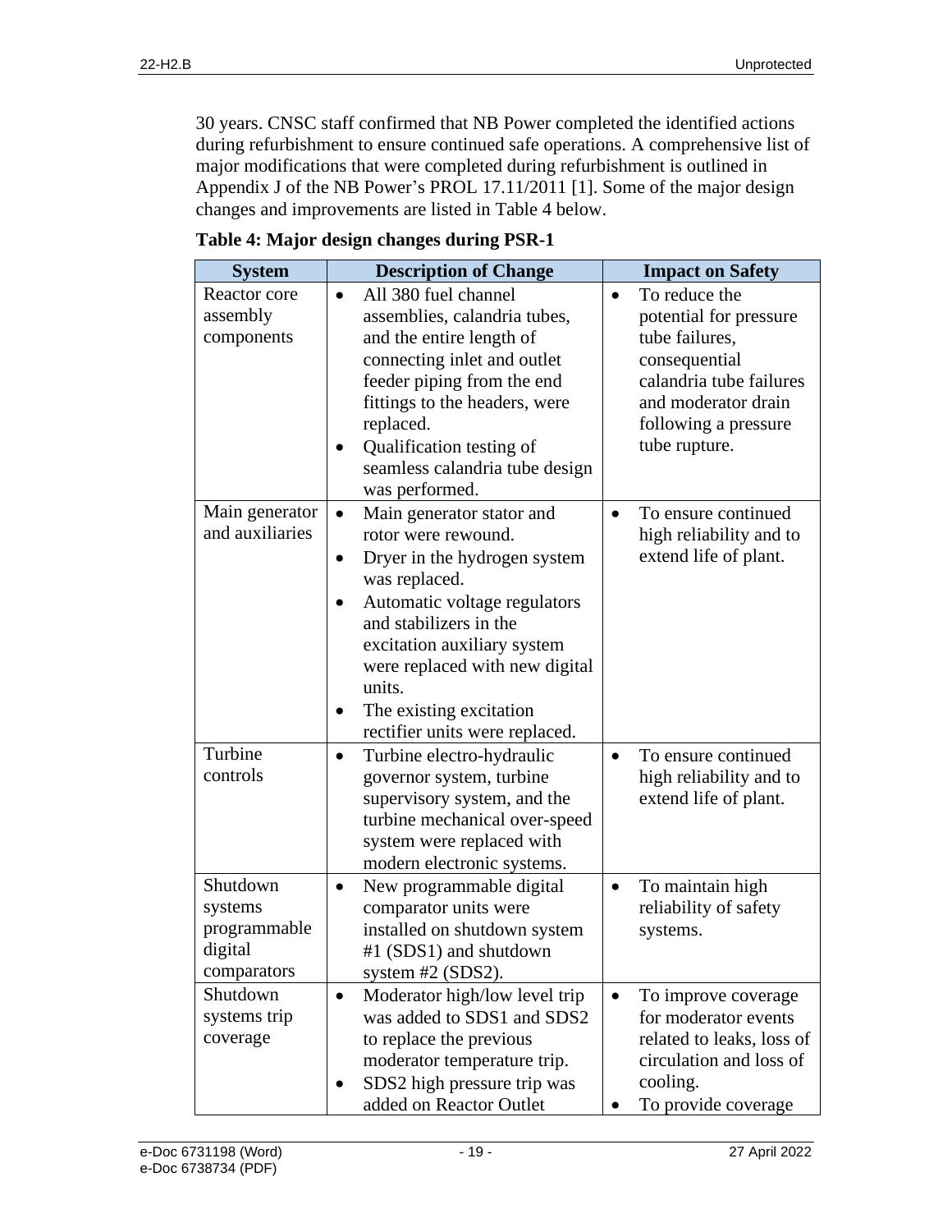30 years. CNSC staff confirmed that NB Power completed the identified actions during refurbishment to ensure continued safe operations. A comprehensive list of major modifications that were completed during refurbishment is outlined in Appendix J of the NB Power's PROL 17.11/2011 [1]. Some of the major design changes and improvements are listed in Table 4 below.

**Table 4: Major design changes during PSR-1**

| System | Description of Change | Impact on Safety |
|---|---|---|
| Reactor core assembly components | • All 380 fuel channel assemblies, calandria tubes, and the entire length of connecting inlet and outlet feeder piping from the end fittings to the headers, were replaced.<br>• Qualification testing of seamless calandria tube design was performed. | • To reduce the potential for pressure tube failures, consequential calandria tube failures and moderator drain following a pressure tube rupture. |
| Main generator and auxiliaries | • Main generator stator and rotor were rewound.<br>• Dryer in the hydrogen system was replaced.<br>• Automatic voltage regulators and stabilizers in the excitation auxiliary system were replaced with new digital units.<br>• The existing excitation rectifier units were replaced. | • To ensure continued high reliability and to extend life of plant. |
| Turbine controls | • Turbine electro-hydraulic governor system, turbine supervisory system, and the turbine mechanical over-speed system were replaced with modern electronic systems. | • To ensure continued high reliability and to extend life of plant. |
| Shutdown systems programmable digital comparators | • New programmable digital comparator units were installed on shutdown system #1 (SDS1) and shutdown system #2 (SDS2). | • To maintain high reliability of safety systems. |
| Shutdown systems trip coverage | • Moderator high/low level trip was added to SDS1 and SDS2 to replace the previous moderator temperature trip.<br>• SDS2 high pressure trip was added on Reactor Outlet | • To improve coverage for moderator events related to leaks, loss of circulation and loss of cooling.<br>• To provide coverage |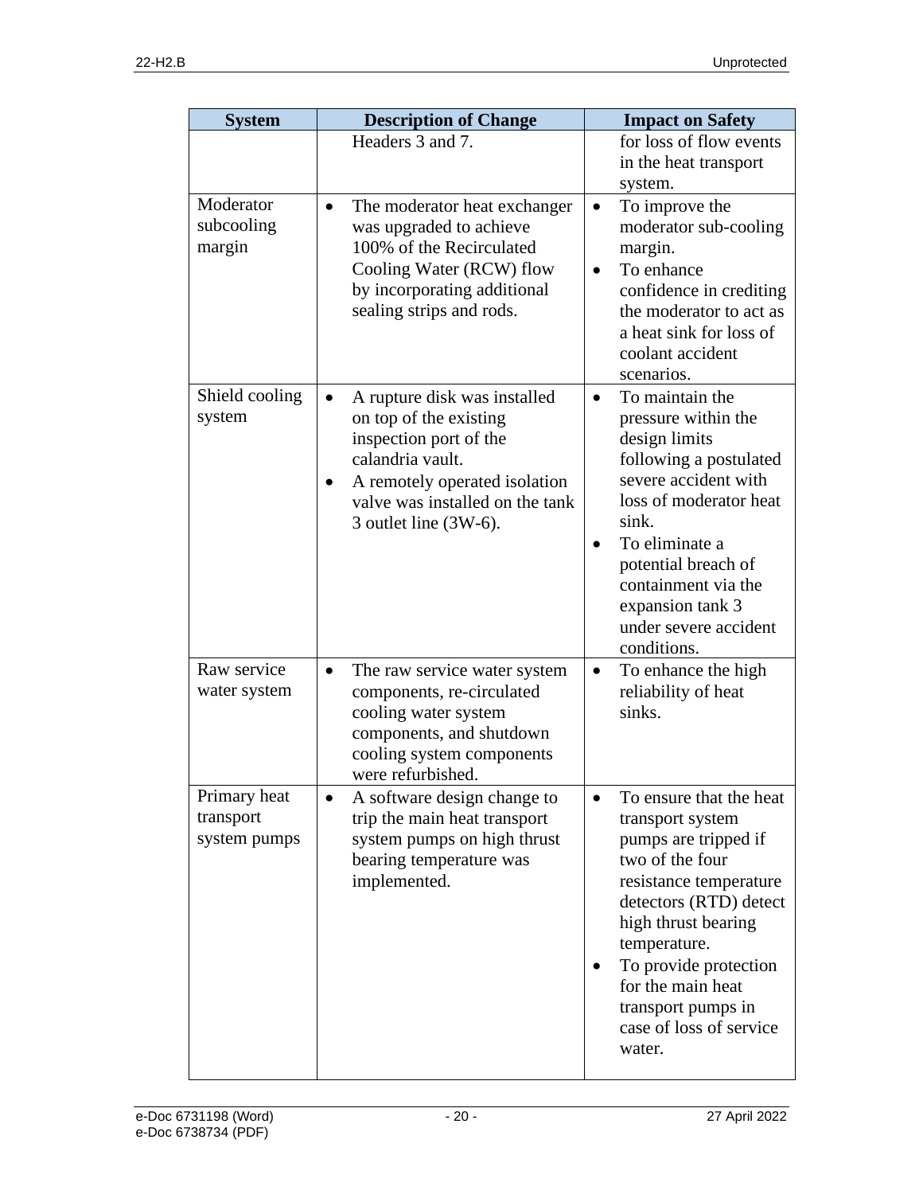| System | Description of Change | Impact on Safety |
|---|---|---|
| | Headers 3 and 7. | for loss of flow events in the heat transport system. |
| Moderator subcooling margin | • The moderator heat exchanger was upgraded to achieve 100% of the Recirculated Cooling Water (RCW) flow by incorporating additional sealing strips and rods. | • To improve the moderator sub-cooling margin.<br>• To enhance confidence in crediting the moderator to act as a heat sink for loss of coolant accident scenarios. |
| Shield cooling system | • A rupture disk was installed on top of the existing inspection port of the calandria vault.<br>• A remotely operated isolation valve was installed on the tank 3 outlet line (3W-6). | • To maintain the pressure within the design limits following a postulated severe accident with loss of moderator heat sink.<br>• To eliminate a potential breach of containment via the expansion tank 3 under severe accident conditions. |
| Raw service water system | • The raw service water system components, re-circulated cooling water system components, and shutdown cooling system components were refurbished. | • To enhance the high reliability of heat sinks. |
| Primary heat transport system pumps | • A software design change to trip the main heat transport system pumps on high thrust bearing temperature was implemented. | • To ensure that the heat transport system pumps are tripped if two of the four resistance temperature detectors (RTD) detect high thrust bearing temperature.<br>• To provide protection for the main heat transport pumps in case of loss of service water. |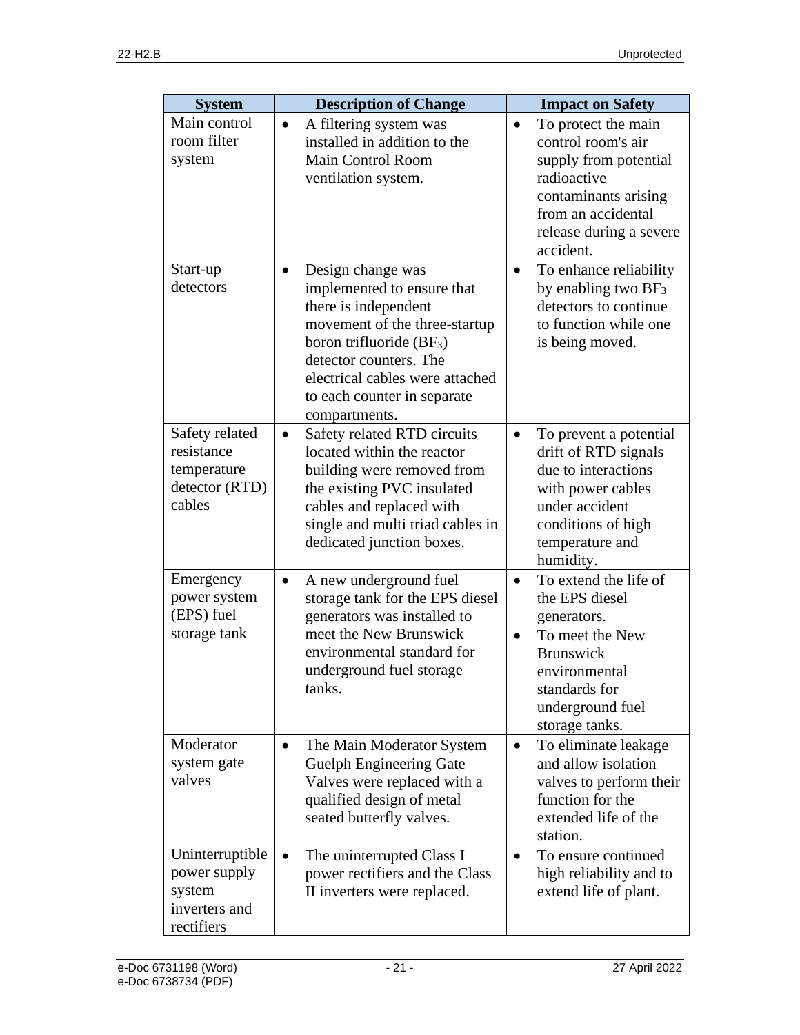| System | Description of Change | Impact on Safety |
| --- | --- | --- |
| Main control room filter system | • A filtering system was installed in addition to the Main Control Room ventilation system. | • To protect the main control room's air supply from potential radioactive contaminants arising from an accidental release during a severe accident. |
| Start-up detectors | • Design change was implemented to ensure that there is independent movement of the three-startup boron trifluoride ($BF_3$) detector counters. The electrical cables were attached to each counter in separate compartments. | • To enhance reliability by enabling two $BF_3$ detectors to continue to function while one is being moved. |
| Safety related resistance temperature detector (RTD) cables | • Safety related RTD circuits located within the reactor building were removed from the existing PVC insulated cables and replaced with single and multi triad cables in dedicated junction boxes. | • To prevent a potential drift of RTD signals due to interactions with power cables under accident conditions of high temperature and humidity. |
| Emergency power system (EPS) fuel storage tank | • A new underground fuel storage tank for the EPS diesel generators was installed to meet the New Brunswick environmental standard for underground fuel storage tanks. | • To extend the life of the EPS diesel generators.<br>• To meet the New Brunswick environmental standards for underground fuel storage tanks. |
| Moderator system gate valves | • The Main Moderator System Guelph Engineering Gate Valves were replaced with a qualified design of metal seated butterfly valves. | • To eliminate leakage and allow isolation valves to perform their function for the extended life of the station. |
| Uninterruptible power supply system inverters and rectifiers | • The uninterrupted Class I power rectifiers and the Class II inverters were replaced. | • To ensure continued high reliability and to extend life of plant. |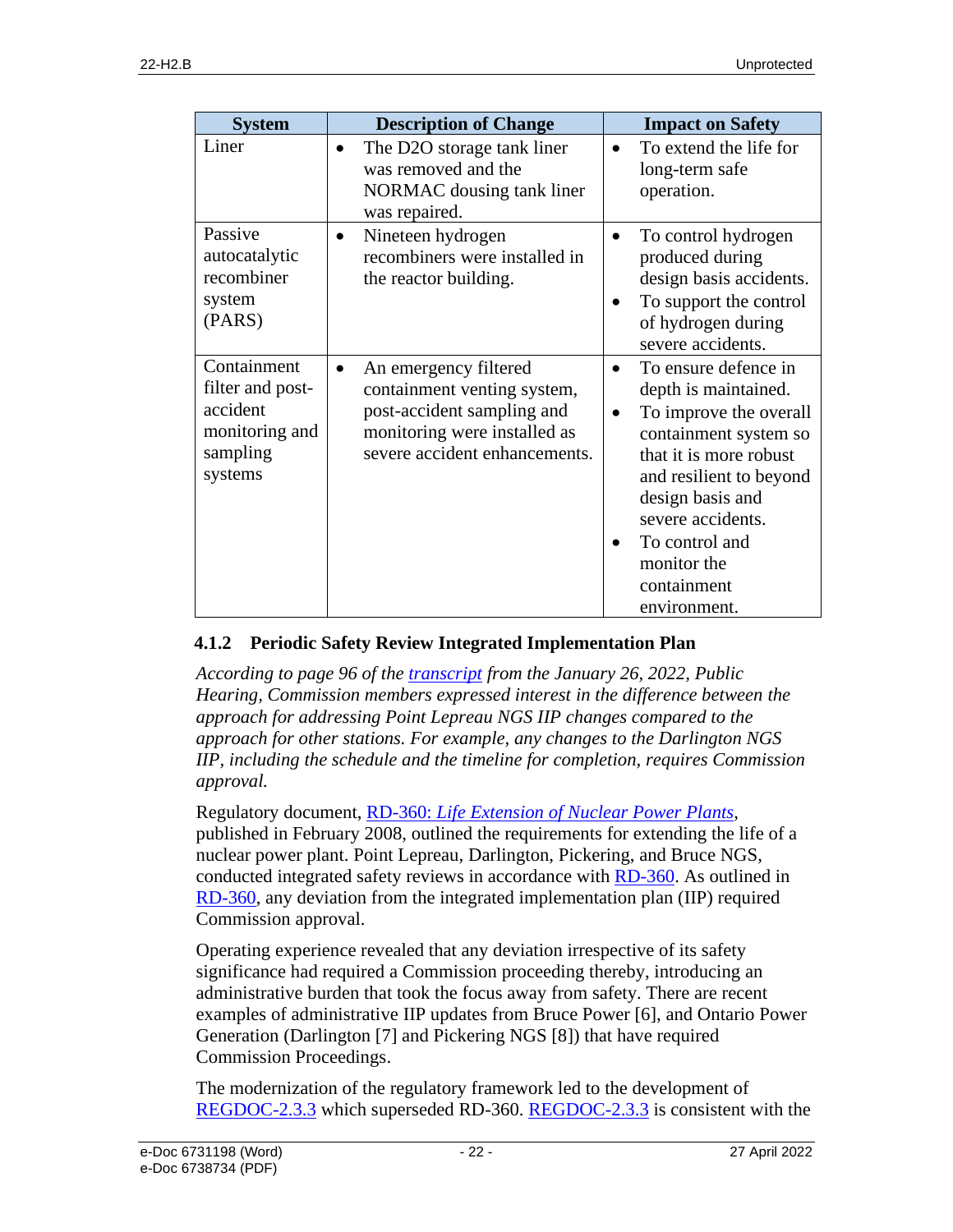| System | Description of Change | Impact on Safety |
| --- | --- | --- |
| Liner | • The D2O storage tank liner was removed and the NORMAC dousing tank liner was repaired. | • To extend the life for long-term safe operation. |
| Passive autocatalytic recombiner system (PARS) | • Nineteen hydrogen recombiners were installed in the reactor building. | • To control hydrogen produced during design basis accidents. <br>• To support the control of hydrogen during severe accidents. |
| Containment filter and post-accident monitoring and sampling systems | • An emergency filtered containment venting system, post-accident sampling and monitoring were installed as severe accident enhancements. | • To ensure defence in depth is maintained. <br>• To improve the overall containment system so that it is more robust and resilient to beyond design basis and severe accidents. <br>• To control and monitor the containment environment. |

### 4.1.2 Periodic Safety Review Integrated Implementation Plan

*According to page 96 of the transcript from the January 26, 2022, Public Hearing, Commission members expressed interest in the difference between the approach for addressing Point Lepreau NGS IIP changes compared to the approach for other stations. For example, any changes to the Darlington NGS IIP, including the schedule and the timeline for completion, requires Commission approval.*

Regulatory document, RD-360: *Life Extension of Nuclear Power Plants*, published in February 2008, outlined the requirements for extending the life of a nuclear power plant. Point Lepreau, Darlington, Pickering, and Bruce NGS, conducted integrated safety reviews in accordance with RD-360. As outlined in RD-360, any deviation from the integrated implementation plan (IIP) required Commission approval.

Operating experience revealed that any deviation irrespective of its safety significance had required a Commission proceeding thereby, introducing an administrative burden that took the focus away from safety. There are recent examples of administrative IIP updates from Bruce Power [6], and Ontario Power Generation (Darlington [7] and Pickering NGS [8]) that have required Commission Proceedings.

The modernization of the regulatory framework led to the development of REGDOC-2.3.3 which superseded RD-360. REGDOC-2.3.3 is consistent with the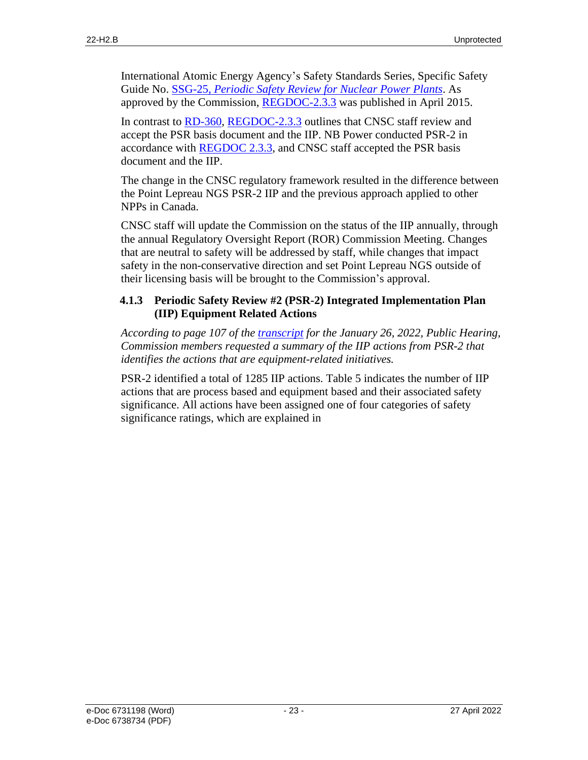International Atomic Energy Agency's Safety Standards Series, Specific Safety Guide No. [SSG-25, *Periodic Safety Review for Nuclear Power Plants*](). As approved by the Commission, [REGDOC-2.3.3]() was published in April 2015.

In contrast to [RD-360](), [REGDOC-2.3.3]() outlines that CNSC staff review and accept the PSR basis document and the IIP. NB Power conducted PSR-2 in accordance with [REGDOC 2.3.3](), and CNSC staff accepted the PSR basis document and the IIP.

The change in the CNSC regulatory framework resulted in the difference between the Point Lepreau NGS PSR-2 IIP and the previous approach applied to other NPPs in Canada.

CNSC staff will update the Commission on the status of the IIP annually, through the annual Regulatory Oversight Report (ROR) Commission Meeting. Changes that are neutral to safety will be addressed by staff, while changes that impact safety in the non-conservative direction and set Point Lepreau NGS outside of their licensing basis will be brought to the Commission's approval.

### 4.1.3 Periodic Safety Review #2 (PSR-2) Integrated Implementation Plan (IIP) Equipment Related Actions

*According to page 107 of the [transcript]() for the January 26, 2022, Public Hearing, Commission members requested a summary of the IIP actions from PSR-2 that identifies the actions that are equipment-related initiatives.*

PSR-2 identified a total of 1285 IIP actions. Table 5 indicates the number of IIP actions that are process based and equipment based and their associated safety significance. All actions have been assigned one of four categories of safety significance ratings, which are explained in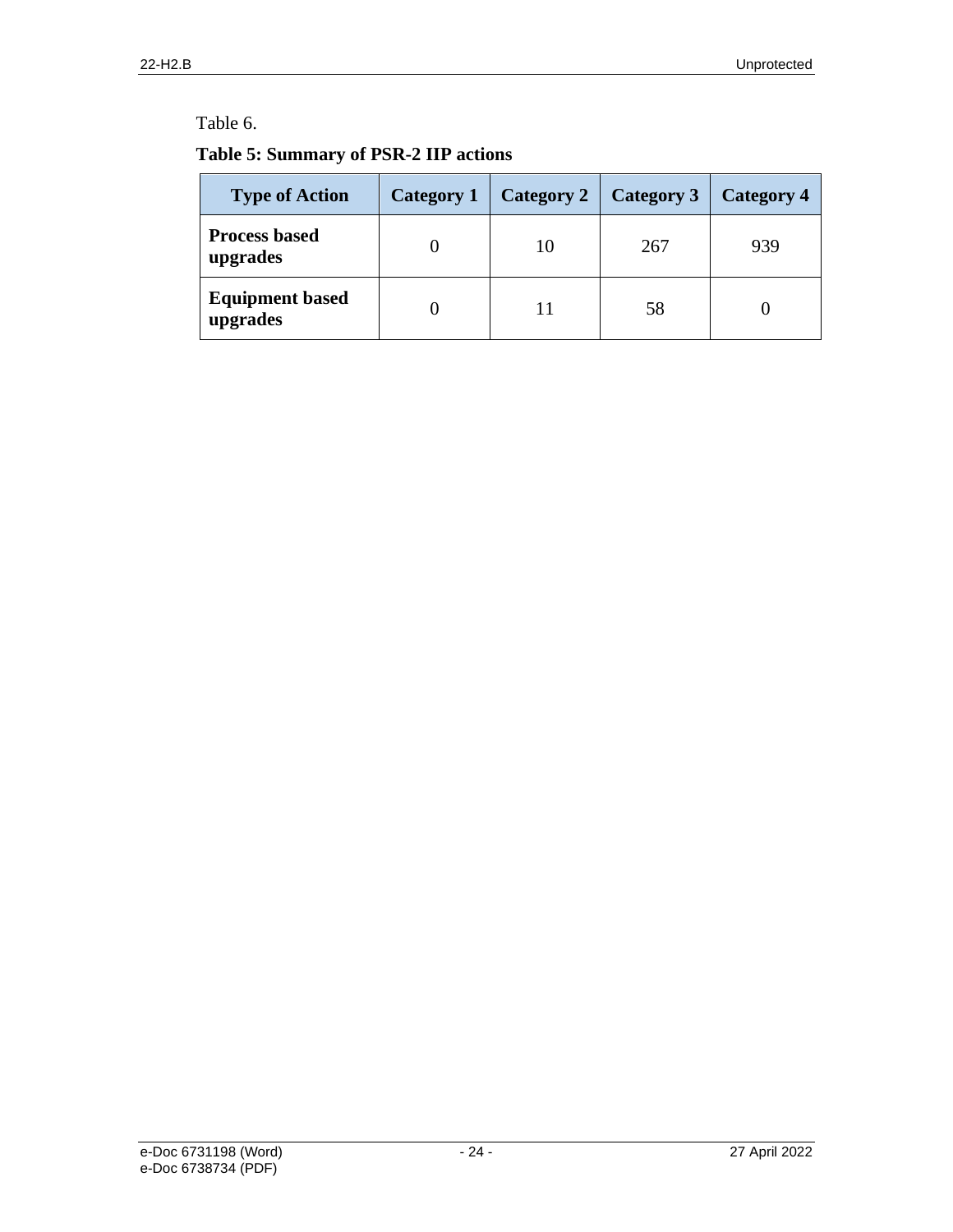Table 6.

**Table 5: Summary of PSR-2 IIP actions**

| Type of Action | Category 1 | Category 2 | Category 3 | Category 4 |
|---|---|---|---|---|
| **Process based upgrades** | 0 | 10 | 267 | 939 |
| **Equipment based upgrades** | 0 | 11 | 58 | 0 |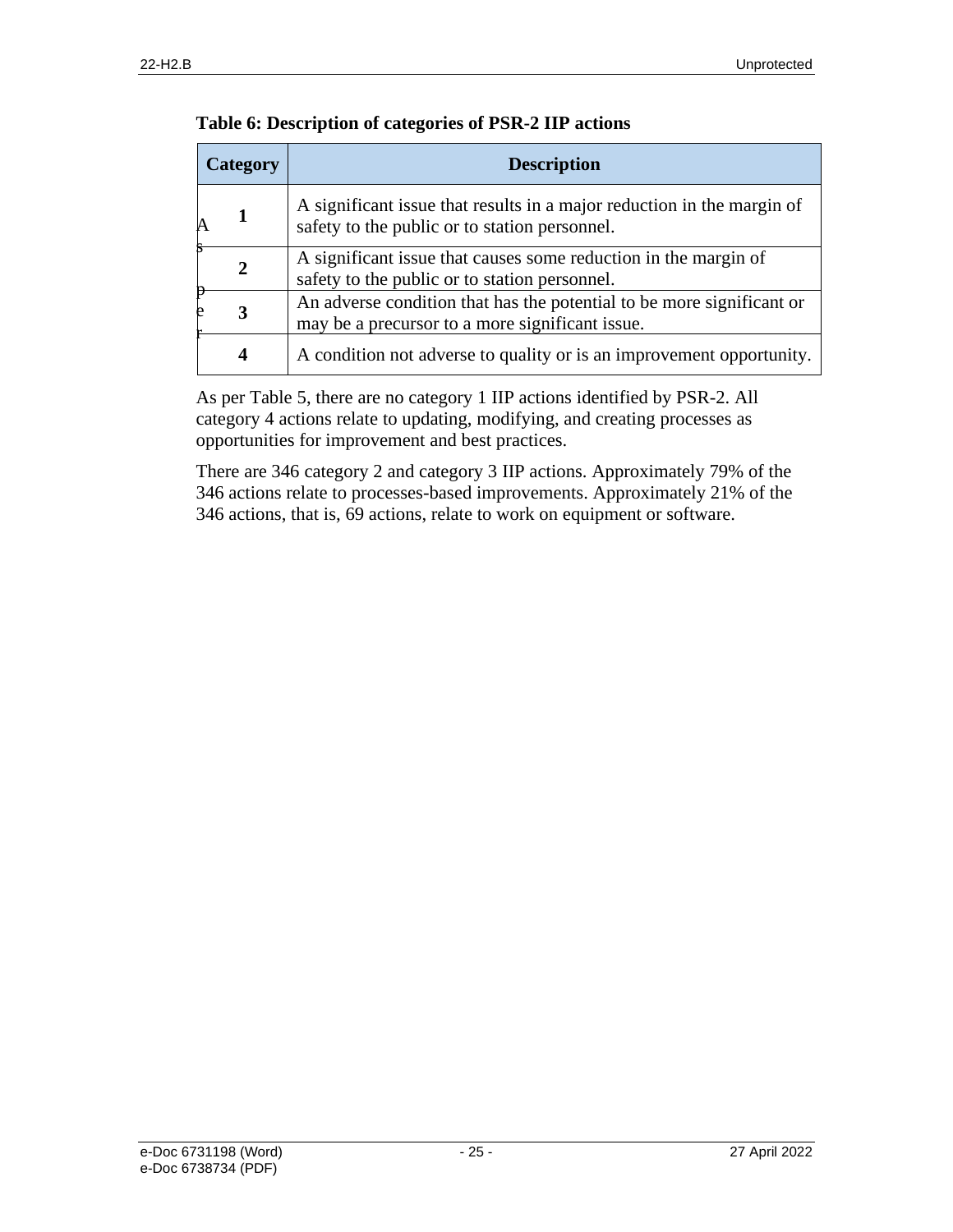**Table 6: Description of categories of PSR-2 IIP actions**

| Category | Description |
| --- | --- |
| **1** | A significant issue that results in a major reduction in the margin of safety to the public or to station personnel. |
| **2** | A significant issue that causes some reduction in the margin of safety to the public or to station personnel. |
| **3** | An adverse condition that has the potential to be more significant or may be a precursor to a more significant issue. |
| **4** | A condition not adverse to quality or is an improvement opportunity. |

As per Table 5, there are no category 1 IIP actions identified by PSR-2. All category 4 actions relate to updating, modifying, and creating processes as opportunities for improvement and best practices.

There are 346 category 2 and category 3 IIP actions. Approximately 79% of the 346 actions relate to processes-based improvements. Approximately 21% of the 346 actions, that is, 69 actions, relate to work on equipment or software.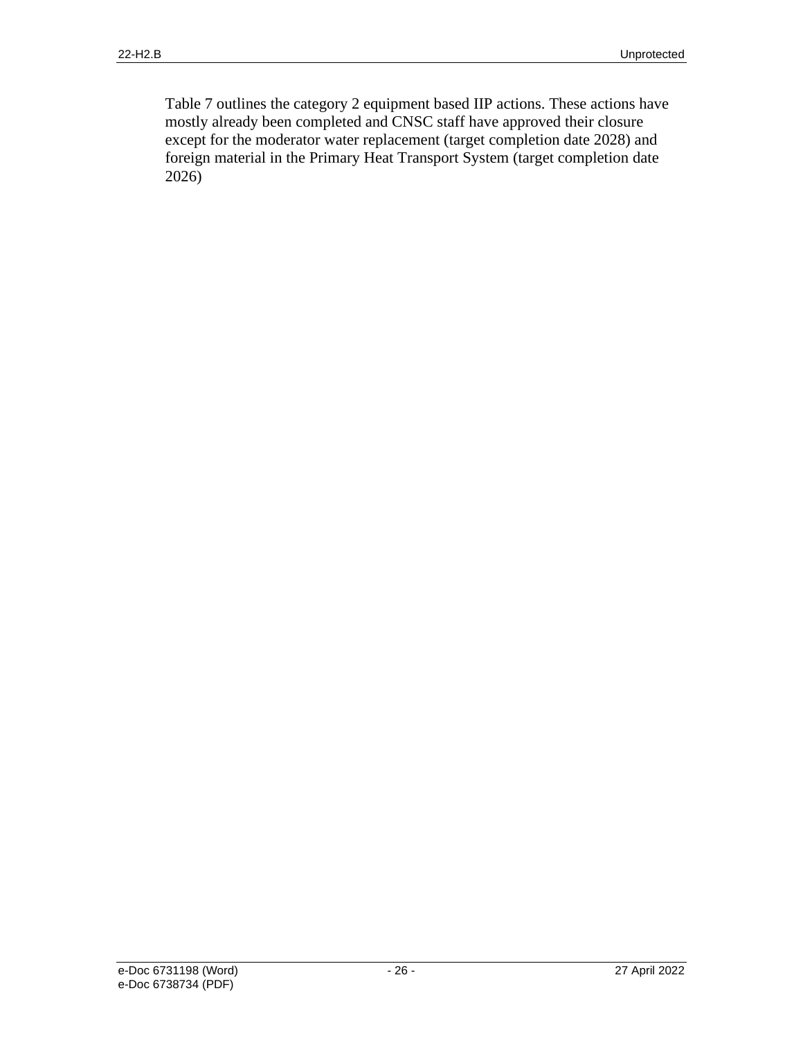Table 7 outlines the category 2 equipment based IIP actions. These actions have mostly already been completed and CNSC staff have approved their closure except for the moderator water replacement (target completion date 2028) and foreign material in the Primary Heat Transport System (target completion date 2026)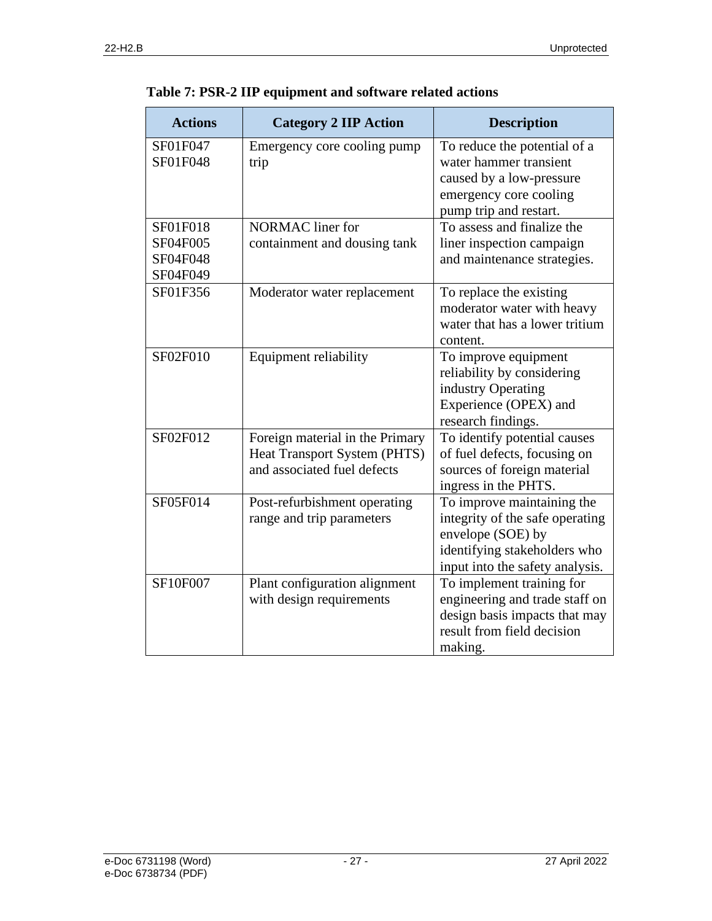**Table 7: PSR-2 IIP equipment and software related actions**

| Actions | Category 2 IIP Action | Description |
|---|---|---|
| SF01F047<br>SF01F048 | Emergency core cooling pump trip | To reduce the potential of a water hammer transient caused by a low-pressure emergency core cooling pump trip and restart. |
| SF01F018<br>SF04F005<br>SF04F048<br>SF04F049 | NORMAC liner for containment and dousing tank | To assess and finalize the liner inspection campaign and maintenance strategies. |
| SF01F356 | Moderator water replacement | To replace the existing moderator water with heavy water that has a lower tritium content. |
| SF02F010 | Equipment reliability | To improve equipment reliability by considering industry Operating Experience (OPEX) and research findings. |
| SF02F012 | Foreign material in the Primary Heat Transport System (PHTS) and associated fuel defects | To identify potential causes of fuel defects, focusing on sources of foreign material ingress in the PHTS. |
| SF05F014 | Post-refurbishment operating range and trip parameters | To improve maintaining the integrity of the safe operating envelope (SOE) by identifying stakeholders who input into the safety analysis. |
| SF10F007 | Plant configuration alignment with design requirements | To implement training for engineering and trade staff on design basis impacts that may result from field decision making. |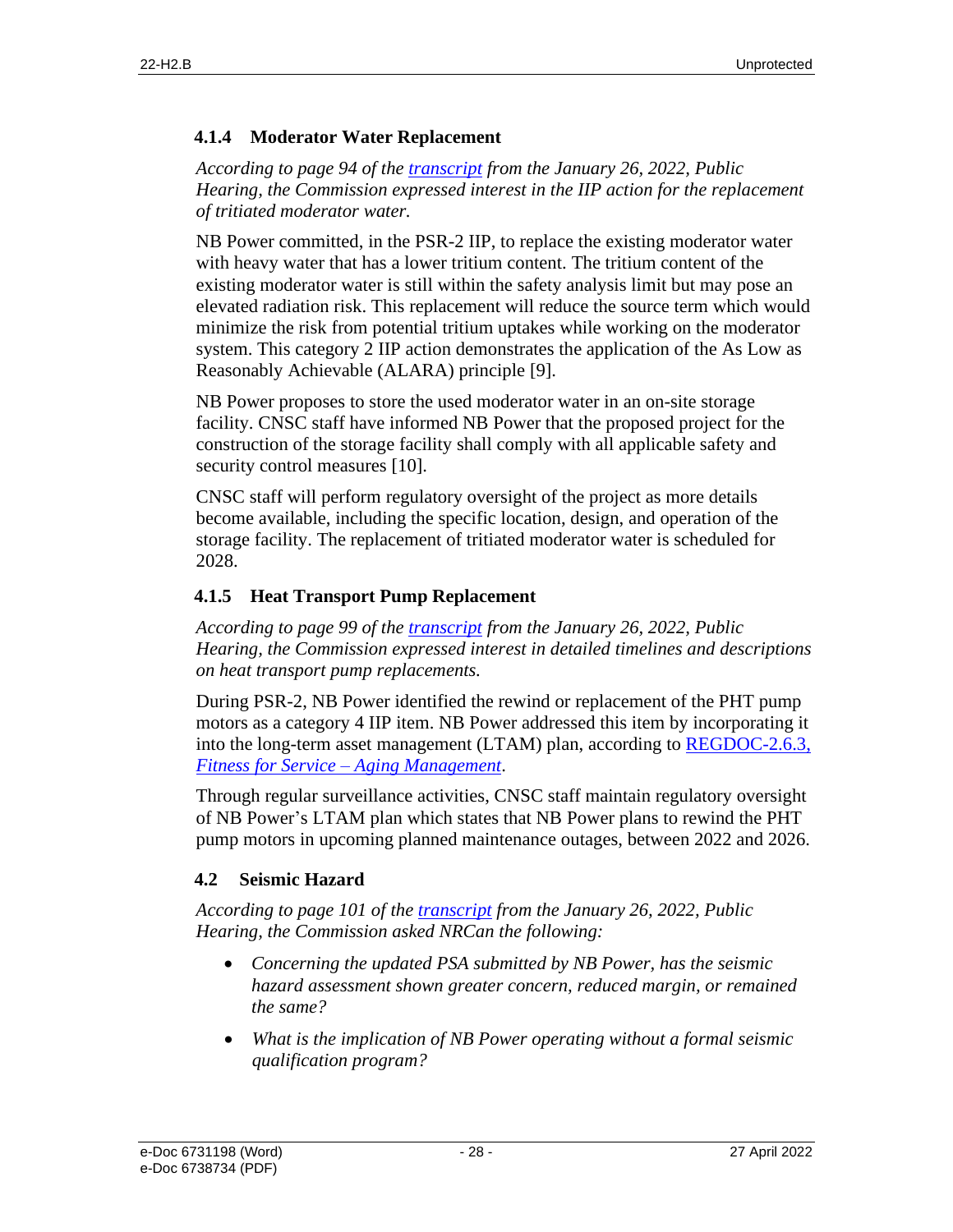### 4.1.4 Moderator Water Replacement

*According to page 94 of the transcript from the January 26, 2022, Public Hearing, the Commission expressed interest in the IIP action for the replacement of tritiated moderator water.*

NB Power committed, in the PSR-2 IIP, to replace the existing moderator water with heavy water that has a lower tritium content. The tritium content of the existing moderator water is still within the safety analysis limit but may pose an elevated radiation risk. This replacement will reduce the source term which would minimize the risk from potential tritium uptakes while working on the moderator system. This category 2 IIP action demonstrates the application of the As Low as Reasonably Achievable (ALARA) principle [9].

NB Power proposes to store the used moderator water in an on-site storage facility. CNSC staff have informed NB Power that the proposed project for the construction of the storage facility shall comply with all applicable safety and security control measures [10].

CNSC staff will perform regulatory oversight of the project as more details become available, including the specific location, design, and operation of the storage facility. The replacement of tritiated moderator water is scheduled for 2028.

### 4.1.5 Heat Transport Pump Replacement

*According to page 99 of the transcript from the January 26, 2022, Public Hearing, the Commission expressed interest in detailed timelines and descriptions on heat transport pump replacements.*

During PSR-2, NB Power identified the rewind or replacement of the PHT pump motors as a category 4 IIP item. NB Power addressed this item by incorporating it into the long-term asset management (LTAM) plan, according to REGDOC-2.6.3, *Fitness for Service – Aging Management*.

Through regular surveillance activities, CNSC staff maintain regulatory oversight of NB Power's LTAM plan which states that NB Power plans to rewind the PHT pump motors in upcoming planned maintenance outages, between 2022 and 2026.

## 4.2 Seismic Hazard

*According to page 101 of the transcript from the January 26, 2022, Public Hearing, the Commission asked NRCan the following:*

- *Concerning the updated PSA submitted by NB Power, has the seismic hazard assessment shown greater concern, reduced margin, or remained the same?*
- *What is the implication of NB Power operating without a formal seismic qualification program?*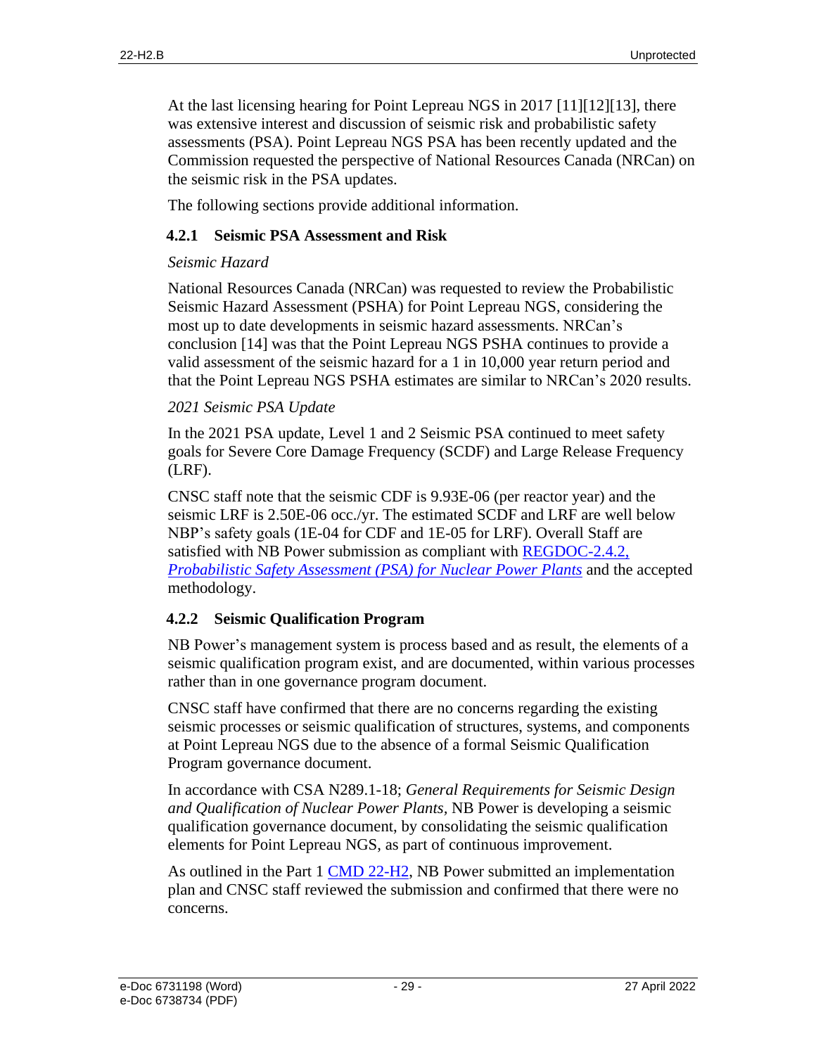At the last licensing hearing for Point Lepreau NGS in 2017 [11][12][13], there was extensive interest and discussion of seismic risk and probabilistic safety assessments (PSA). Point Lepreau NGS PSA has been recently updated and the Commission requested the perspective of National Resources Canada (NRCan) on the seismic risk in the PSA updates.

The following sections provide additional information.

### 4.2.1 Seismic PSA Assessment and Risk

*Seismic Hazard*

National Resources Canada (NRCan) was requested to review the Probabilistic Seismic Hazard Assessment (PSHA) for Point Lepreau NGS, considering the most up to date developments in seismic hazard assessments. NRCan's conclusion [14] was that the Point Lepreau NGS PSHA continues to provide a valid assessment of the seismic hazard for a 1 in 10,000 year return period and that the Point Lepreau NGS PSHA estimates are similar to NRCan's 2020 results.

*2021 Seismic PSA Update*

In the 2021 PSA update, Level 1 and 2 Seismic PSA continued to meet safety goals for Severe Core Damage Frequency (SCDF) and Large Release Frequency (LRF).

CNSC staff note that the seismic CDF is 9.93E-06 (per reactor year) and the seismic LRF is 2.50E-06 occ./yr. The estimated SCDF and LRF are well below NBP's safety goals (1E-04 for CDF and 1E-05 for LRF). Overall Staff are satisfied with NB Power submission as compliant with [REGDOC-2.4.2, *Probabilistic Safety Assessment (PSA) for Nuclear Power Plants*] and the accepted methodology.

### 4.2.2 Seismic Qualification Program

NB Power's management system is process based and as result, the elements of a seismic qualification program exist, and are documented, within various processes rather than in one governance program document.

CNSC staff have confirmed that there are no concerns regarding the existing seismic processes or seismic qualification of structures, systems, and components at Point Lepreau NGS due to the absence of a formal Seismic Qualification Program governance document.

In accordance with CSA N289.1-18; *General Requirements for Seismic Design and Qualification of Nuclear Power Plants*, NB Power is developing a seismic qualification governance document, by consolidating the seismic qualification elements for Point Lepreau NGS, as part of continuous improvement.

As outlined in the Part 1 [CMD 22-H2], NB Power submitted an implementation plan and CNSC staff reviewed the submission and confirmed that there were no concerns.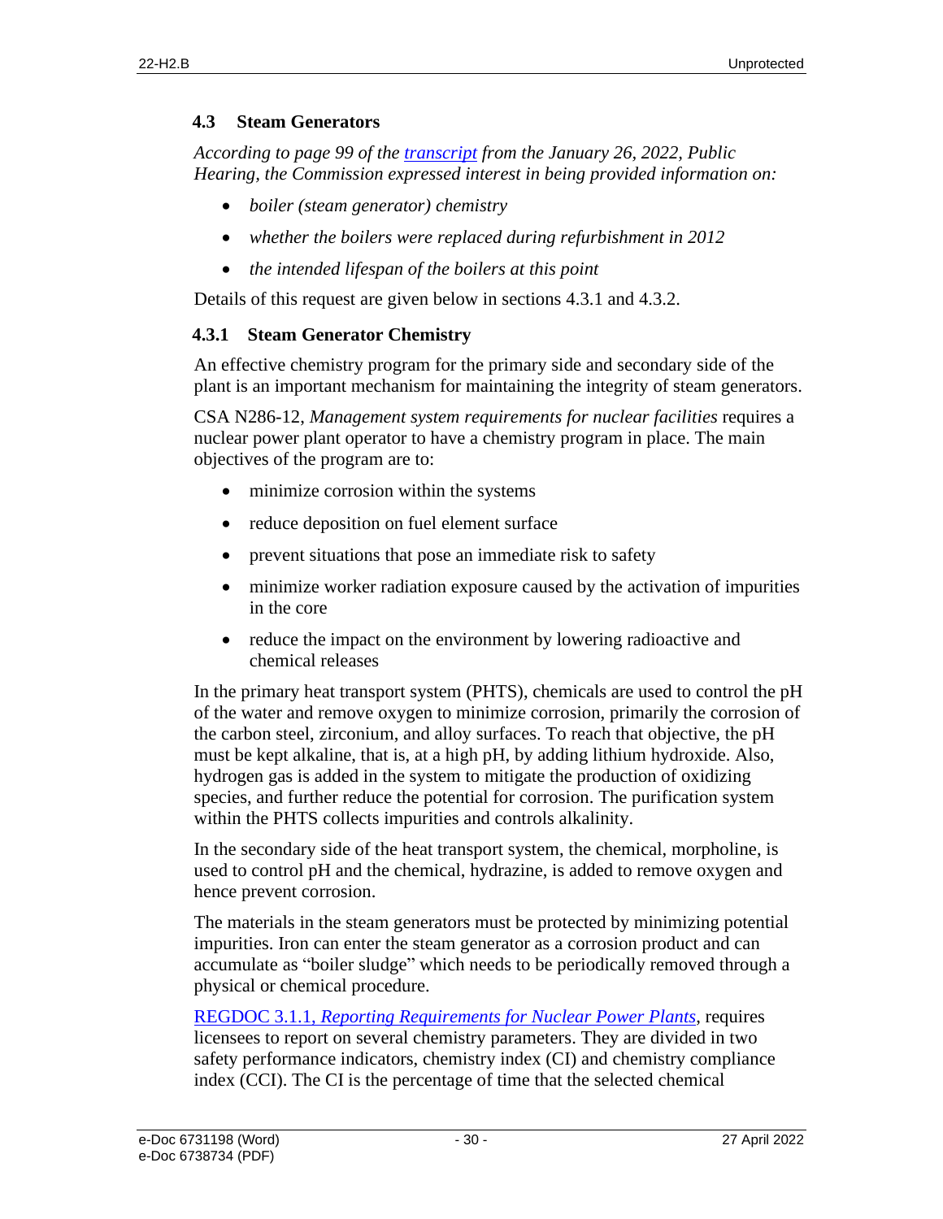### 4.3 Steam Generators

*According to page 99 of the [transcript](transcript) from the January 26, 2022, Public Hearing, the Commission expressed interest in being provided information on:*

- *boiler (steam generator) chemistry*
- *whether the boilers were replaced during refurbishment in 2012*
- *the intended lifespan of the boilers at this point*

Details of this request are given below in sections 4.3.1 and 4.3.2.

#### 4.3.1 Steam Generator Chemistry

An effective chemistry program for the primary side and secondary side of the plant is an important mechanism for maintaining the integrity of steam generators.

CSA N286-12, *Management system requirements for nuclear facilities* requires a nuclear power plant operator to have a chemistry program in place. The main objectives of the program are to:

- minimize corrosion within the systems
- reduce deposition on fuel element surface
- prevent situations that pose an immediate risk to safety
- minimize worker radiation exposure caused by the activation of impurities in the core
- reduce the impact on the environment by lowering radioactive and chemical releases

In the primary heat transport system (PHTS), chemicals are used to control the pH of the water and remove oxygen to minimize corrosion, primarily the corrosion of the carbon steel, zirconium, and alloy surfaces. To reach that objective, the pH must be kept alkaline, that is, at a high pH, by adding lithium hydroxide. Also, hydrogen gas is added in the system to mitigate the production of oxidizing species, and further reduce the potential for corrosion. The purification system within the PHTS collects impurities and controls alkalinity.

In the secondary side of the heat transport system, the chemical, morpholine, is used to control pH and the chemical, hydrazine, is added to remove oxygen and hence prevent corrosion.

The materials in the steam generators must be protected by minimizing potential impurities. Iron can enter the steam generator as a corrosion product and can accumulate as "boiler sludge" which needs to be periodically removed through a physical or chemical procedure.

[REGDOC 3.1.1, *Reporting Requirements for Nuclear Power Plants*](REGDOC 3.1.1), requires licensees to report on several chemistry parameters. They are divided in two safety performance indicators, chemistry index (CI) and chemistry compliance index (CCI). The CI is the percentage of time that the selected chemical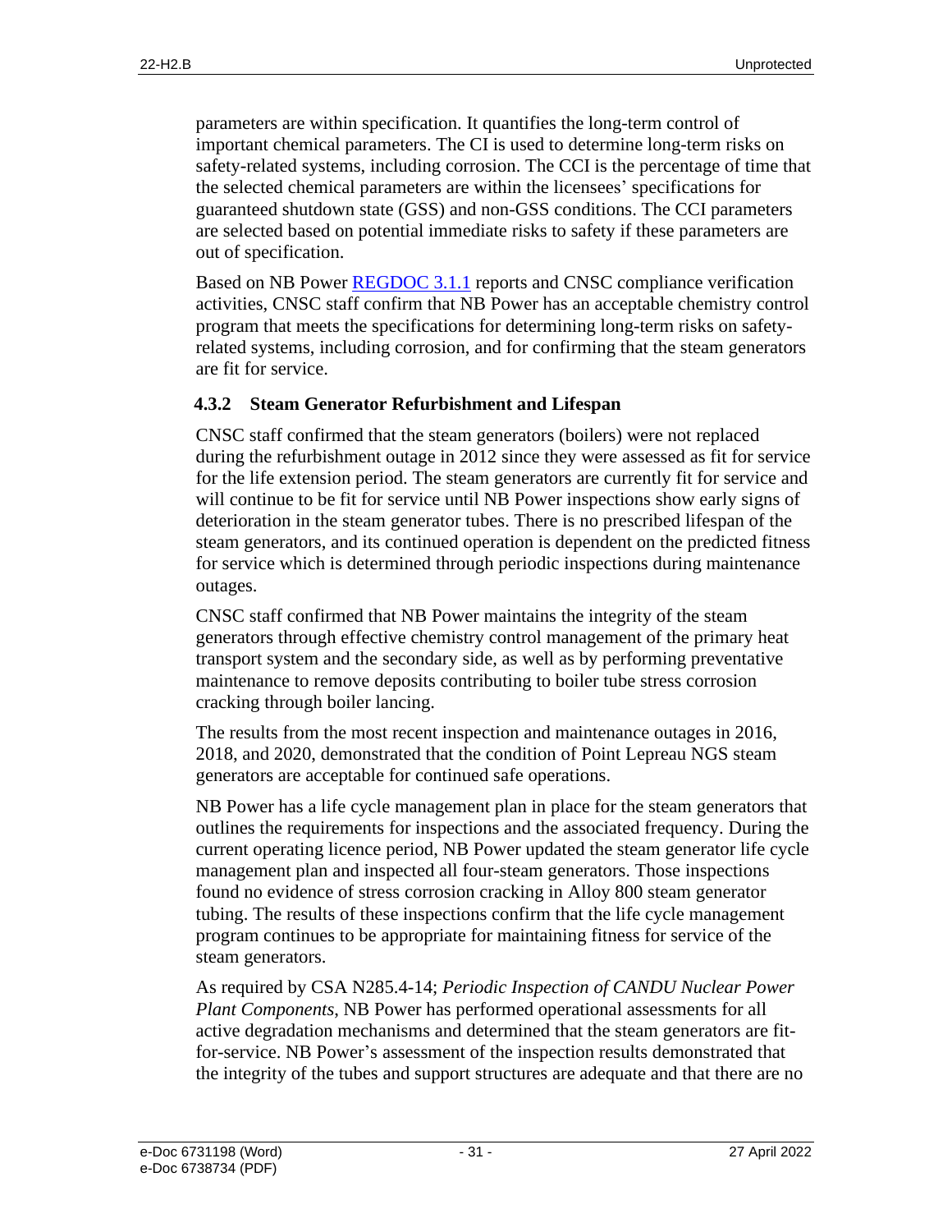parameters are within specification. It quantifies the long-term control of important chemical parameters. The CI is used to determine long-term risks on safety-related systems, including corrosion. The CCI is the percentage of time that the selected chemical parameters are within the licensees' specifications for guaranteed shutdown state (GSS) and non-GSS conditions. The CCI parameters are selected based on potential immediate risks to safety if these parameters are out of specification.

Based on NB Power [REGDOC 3.1.1](#) reports and CNSC compliance verification activities, CNSC staff confirm that NB Power has an acceptable chemistry control program that meets the specifications for determining long-term risks on safety-related systems, including corrosion, and for confirming that the steam generators are fit for service.

### 4.3.2 Steam Generator Refurbishment and Lifespan

CNSC staff confirmed that the steam generators (boilers) were not replaced during the refurbishment outage in 2012 since they were assessed as fit for service for the life extension period. The steam generators are currently fit for service and will continue to be fit for service until NB Power inspections show early signs of deterioration in the steam generator tubes. There is no prescribed lifespan of the steam generators, and its continued operation is dependent on the predicted fitness for service which is determined through periodic inspections during maintenance outages.

CNSC staff confirmed that NB Power maintains the integrity of the steam generators through effective chemistry control management of the primary heat transport system and the secondary side, as well as by performing preventative maintenance to remove deposits contributing to boiler tube stress corrosion cracking through boiler lancing.

The results from the most recent inspection and maintenance outages in 2016, 2018, and 2020, demonstrated that the condition of Point Lepreau NGS steam generators are acceptable for continued safe operations.

NB Power has a life cycle management plan in place for the steam generators that outlines the requirements for inspections and the associated frequency. During the current operating licence period, NB Power updated the steam generator life cycle management plan and inspected all four-steam generators. Those inspections found no evidence of stress corrosion cracking in Alloy 800 steam generator tubing. The results of these inspections confirm that the life cycle management program continues to be appropriate for maintaining fitness for service of the steam generators.

As required by CSA N285.4-14; *Periodic Inspection of CANDU Nuclear Power Plant Components*, NB Power has performed operational assessments for all active degradation mechanisms and determined that the steam generators are fit-for-service. NB Power's assessment of the inspection results demonstrated that the integrity of the tubes and support structures are adequate and that there are no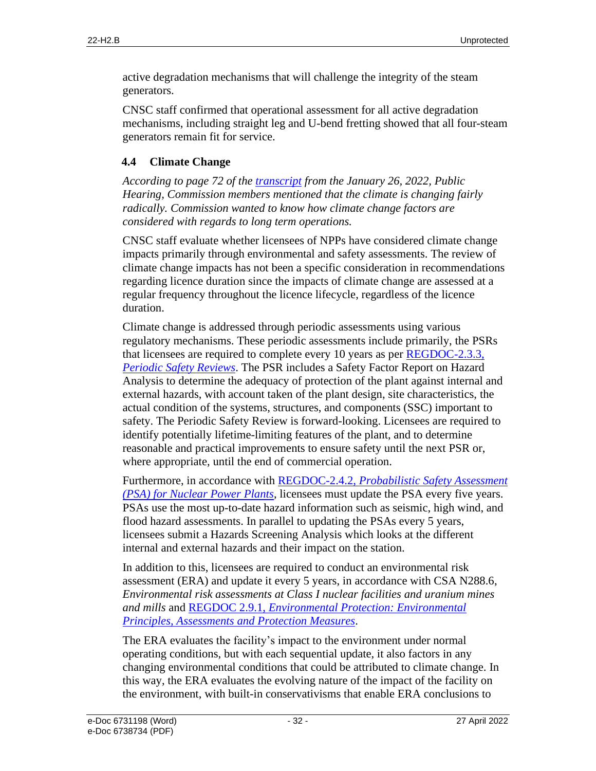active degradation mechanisms that will challenge the integrity of the steam generators.

CNSC staff confirmed that operational assessment for all active degradation mechanisms, including straight leg and U-bend fretting showed that all four-steam generators remain fit for service.

### 4.4 Climate Change

*According to page 72 of the [transcript](transcript) from the January 26, 2022, Public Hearing, Commission members mentioned that the climate is changing fairly radically. Commission wanted to know how climate change factors are considered with regards to long term operations.*

CNSC staff evaluate whether licensees of NPPs have considered climate change impacts primarily through environmental and safety assessments. The review of climate change impacts has not been a specific consideration in recommendations regarding licence duration since the impacts of climate change are assessed at a regular frequency throughout the licence lifecycle, regardless of the licence duration.

Climate change is addressed through periodic assessments using various regulatory mechanisms. These periodic assessments include primarily, the PSRs that licensees are required to complete every 10 years as per [REGDOC-2.3.3, *Periodic Safety Reviews*](REGDOC-2.3.3). The PSR includes a Safety Factor Report on Hazard Analysis to determine the adequacy of protection of the plant against internal and external hazards, with account taken of the plant design, site characteristics, the actual condition of the systems, structures, and components (SSC) important to safety. The Periodic Safety Review is forward-looking. Licensees are required to identify potentially lifetime-limiting features of the plant, and to determine reasonable and practical improvements to ensure safety until the next PSR or, where appropriate, until the end of commercial operation.

Furthermore, in accordance with [REGDOC-2.4.2, *Probabilistic Safety Assessment (PSA) for Nuclear Power Plants*](REGDOC-2.4.2), licensees must update the PSA every five years. PSAs use the most up-to-date hazard information such as seismic, high wind, and flood hazard assessments. In parallel to updating the PSAs every 5 years, licensees submit a Hazards Screening Analysis which looks at the different internal and external hazards and their impact on the station.

In addition to this, licensees are required to conduct an environmental risk assessment (ERA) and update it every 5 years, in accordance with CSA N288.6, *Environmental risk assessments at Class I nuclear facilities and uranium mines and mills* and [REGDOC 2.9.1, *Environmental Protection: Environmental Principles, Assessments and Protection Measures*](REGDOC-2.9.1).

The ERA evaluates the facility's impact to the environment under normal operating conditions, but with each sequential update, it also factors in any changing environmental conditions that could be attributed to climate change. In this way, the ERA evaluates the evolving nature of the impact of the facility on the environment, with built-in conservativisms that enable ERA conclusions to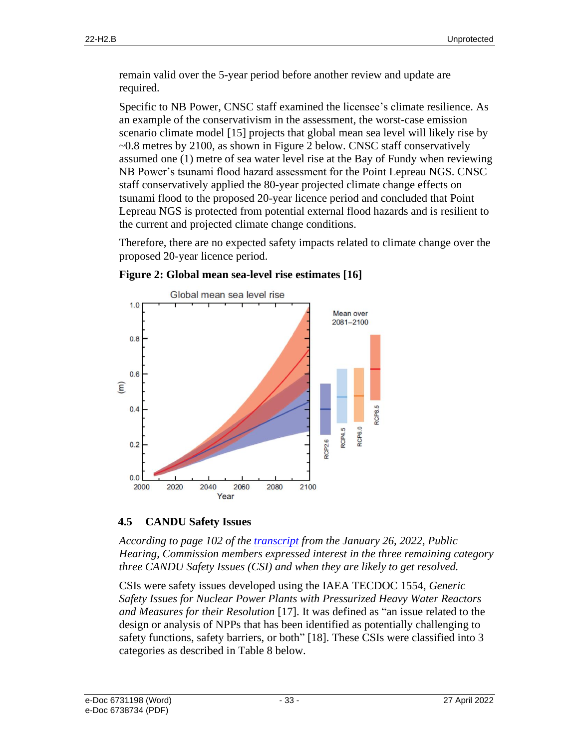remain valid over the 5-year period before another review and update are required.

Specific to NB Power, CNSC staff examined the licensee's climate resilience. As an example of the conservativism in the assessment, the worst-case emission scenario climate model [15] projects that global mean sea level will likely rise by ~0.8 metres by 2100, as shown in Figure 2 below. CNSC staff conservatively assumed one (1) metre of sea water level rise at the Bay of Fundy when reviewing NB Power's tsunami flood hazard assessment for the Point Lepreau NGS. CNSC staff conservatively applied the 80-year projected climate change effects on tsunami flood to the proposed 20-year licence period and concluded that Point Lepreau NGS is protected from potential external flood hazards and is resilient to the current and projected climate change conditions.

Therefore, there are no expected safety impacts related to climate change over the proposed 20-year licence period.

**Figure 2: Global mean sea-level rise estimates [16]**

## 4.5 CANDU Safety Issues

*According to page 102 of the transcript from the January 26, 2022, Public Hearing, Commission members expressed interest in the three remaining category three CANDU Safety Issues (CSI) and when they are likely to get resolved.*

CSIs were safety issues developed using the IAEA TECDOC 1554, *Generic Safety Issues for Nuclear Power Plants with Pressurized Heavy Water Reactors and Measures for their Resolution* [17]. It was defined as "an issue related to the design or analysis of NPPs that has been identified as potentially challenging to safety functions, safety barriers, or both" [18]. These CSIs were classified into 3 categories as described in Table 8 below.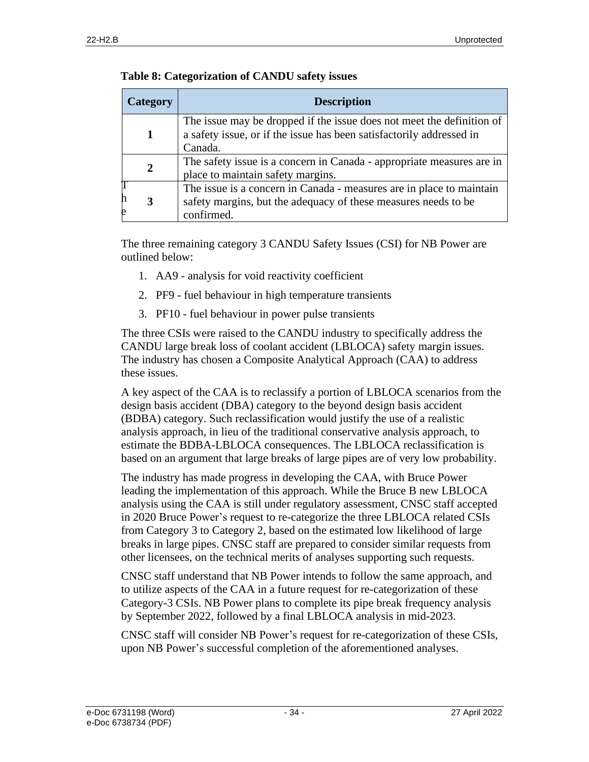**Table 8: Categorization of CANDU safety issues**

| Category | Description |
|---|---|
| 1 | The issue may be dropped if the issue does not meet the definition of a safety issue, or if the issue has been satisfactorily addressed in Canada. |
| 2 | The safety issue is a concern in Canada - appropriate measures are in place to maintain safety margins. |
| 3 | The issue is a concern in Canada - measures are in place to maintain safety margins, but the adequacy of these measures needs to be confirmed. |

The three remaining category 3 CANDU Safety Issues (CSI) for NB Power are outlined below:

1. AA9 - analysis for void reactivity coefficient
2. PF9 - fuel behaviour in high temperature transients
3. PF10 - fuel behaviour in power pulse transients

The three CSIs were raised to the CANDU industry to specifically address the CANDU large break loss of coolant accident (LBLOCA) safety margin issues. The industry has chosen a Composite Analytical Approach (CAA) to address these issues.

A key aspect of the CAA is to reclassify a portion of LBLOCA scenarios from the design basis accident (DBA) category to the beyond design basis accident (BDBA) category. Such reclassification would justify the use of a realistic analysis approach, in lieu of the traditional conservative analysis approach, to estimate the BDBA-LBLOCA consequences. The LBLOCA reclassification is based on an argument that large breaks of large pipes are of very low probability.

The industry has made progress in developing the CAA, with Bruce Power leading the implementation of this approach. While the Bruce B new LBLOCA analysis using the CAA is still under regulatory assessment, CNSC staff accepted in 2020 Bruce Power's request to re-categorize the three LBLOCA related CSIs from Category 3 to Category 2, based on the estimated low likelihood of large breaks in large pipes. CNSC staff are prepared to consider similar requests from other licensees, on the technical merits of analyses supporting such requests.

CNSC staff understand that NB Power intends to follow the same approach, and to utilize aspects of the CAA in a future request for re-categorization of these Category-3 CSIs. NB Power plans to complete its pipe break frequency analysis by September 2022, followed by a final LBLOCA analysis in mid-2023.

CNSC staff will consider NB Power's request for re-categorization of these CSIs, upon NB Power's successful completion of the aforementioned analyses.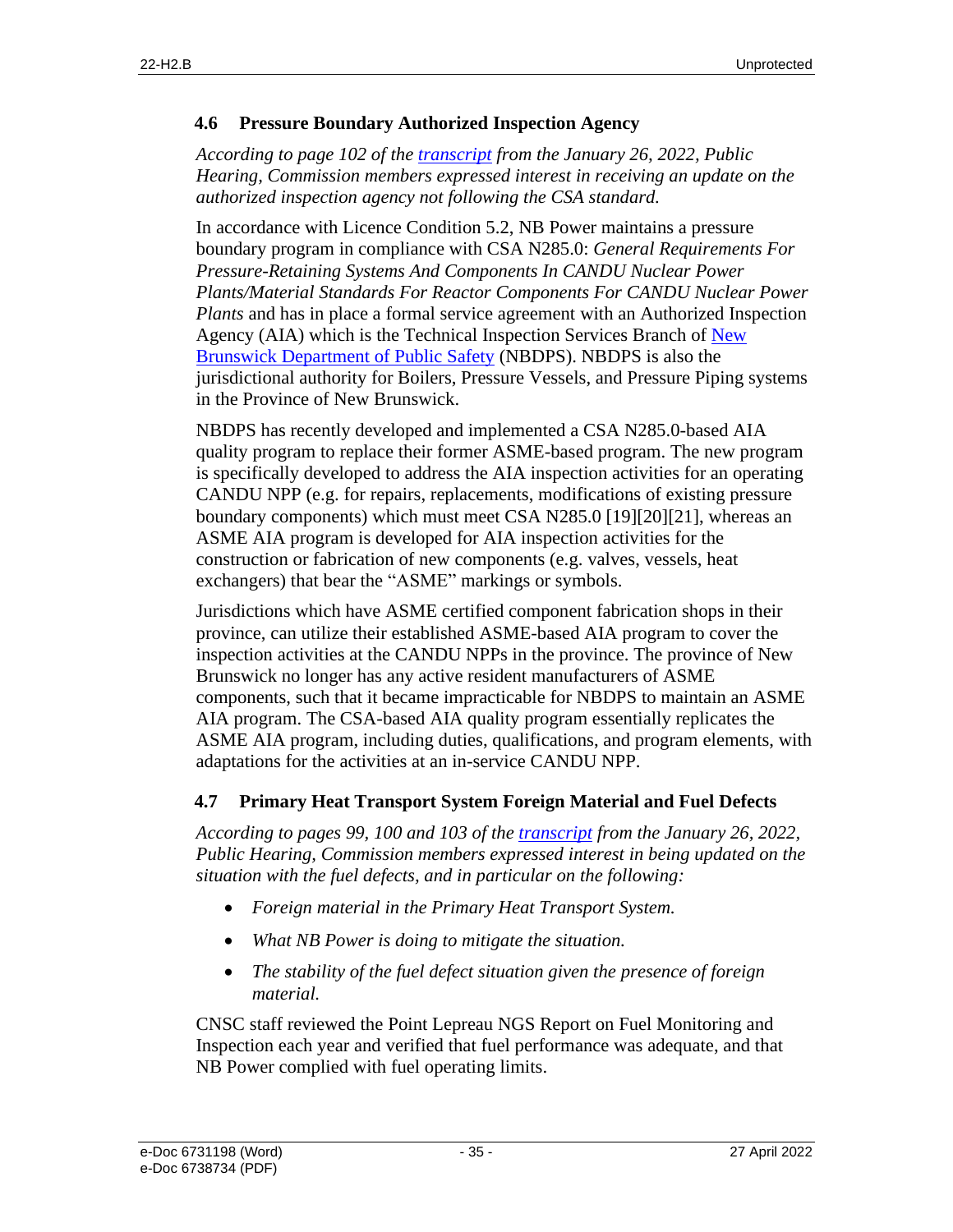### 4.6 Pressure Boundary Authorized Inspection Agency

*According to page 102 of the transcript from the January 26, 2022, Public Hearing, Commission members expressed interest in receiving an update on the authorized inspection agency not following the CSA standard.*

In accordance with Licence Condition 5.2, NB Power maintains a pressure boundary program in compliance with CSA N285.0: *General Requirements For Pressure-Retaining Systems And Components In CANDU Nuclear Power Plants/Material Standards For Reactor Components For CANDU Nuclear Power Plants* and has in place a formal service agreement with an Authorized Inspection Agency (AIA) which is the Technical Inspection Services Branch of New Brunswick Department of Public Safety (NBDPS). NBDPS is also the jurisdictional authority for Boilers, Pressure Vessels, and Pressure Piping systems in the Province of New Brunswick.

NBDPS has recently developed and implemented a CSA N285.0-based AIA quality program to replace their former ASME-based program. The new program is specifically developed to address the AIA inspection activities for an operating CANDU NPP (e.g. for repairs, replacements, modifications of existing pressure boundary components) which must meet CSA N285.0 [19][20][21], whereas an ASME AIA program is developed for AIA inspection activities for the construction or fabrication of new components (e.g. valves, vessels, heat exchangers) that bear the "ASME" markings or symbols.

Jurisdictions which have ASME certified component fabrication shops in their province, can utilize their established ASME-based AIA program to cover the inspection activities at the CANDU NPPs in the province. The province of New Brunswick no longer has any active resident manufacturers of ASME components, such that it became impracticable for NBDPS to maintain an ASME AIA program. The CSA-based AIA quality program essentially replicates the ASME AIA program, including duties, qualifications, and program elements, with adaptations for the activities at an in-service CANDU NPP.

### 4.7 Primary Heat Transport System Foreign Material and Fuel Defects

*According to pages 99, 100 and 103 of the transcript from the January 26, 2022, Public Hearing, Commission members expressed interest in being updated on the situation with the fuel defects, and in particular on the following:*

- *Foreign material in the Primary Heat Transport System.*
- *What NB Power is doing to mitigate the situation.*
- *The stability of the fuel defect situation given the presence of foreign material.*

CNSC staff reviewed the Point Lepreau NGS Report on Fuel Monitoring and Inspection each year and verified that fuel performance was adequate, and that NB Power complied with fuel operating limits.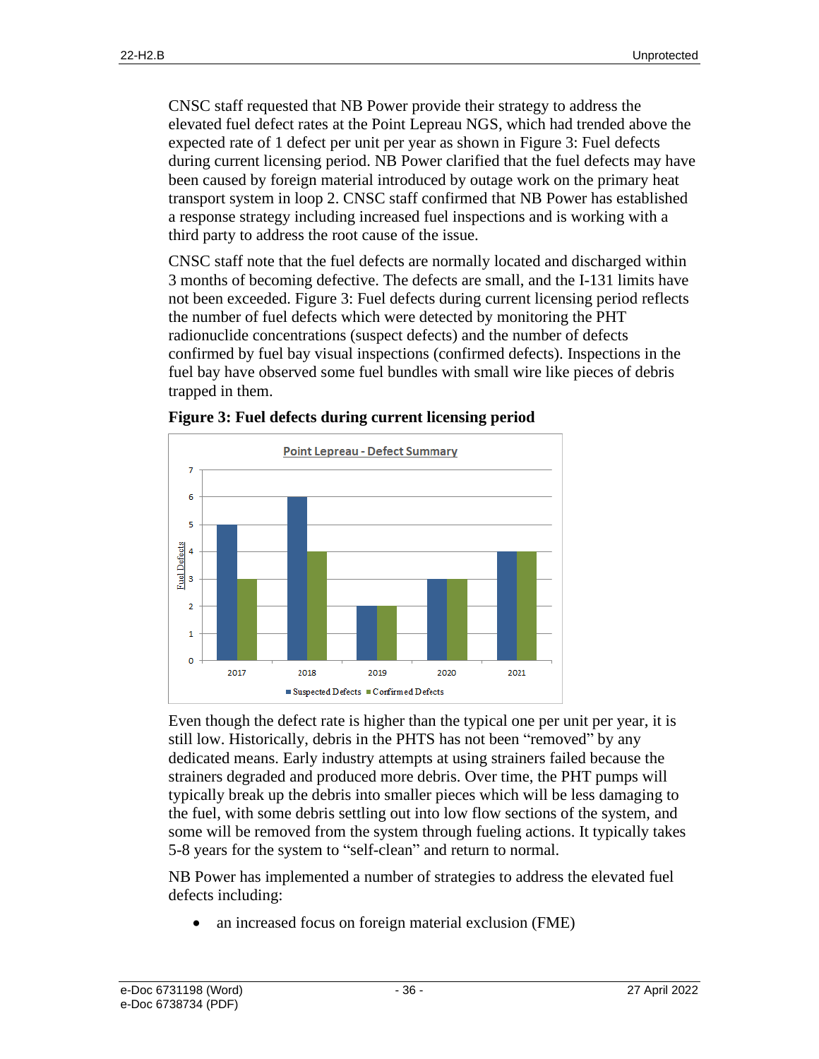CNSC staff requested that NB Power provide their strategy to address the elevated fuel defect rates at the Point Lepreau NGS, which had trended above the expected rate of 1 defect per unit per year as shown in Figure 3: Fuel defects during current licensing period. NB Power clarified that the fuel defects may have been caused by foreign material introduced by outage work on the primary heat transport system in loop 2. CNSC staff confirmed that NB Power has established a response strategy including increased fuel inspections and is working with a third party to address the root cause of the issue.

CNSC staff note that the fuel defects are normally located and discharged within 3 months of becoming defective. The defects are small, and the I-131 limits have not been exceeded. Figure 3: Fuel defects during current licensing period reflects the number of fuel defects which were detected by monitoring the PHT radionuclide concentrations (suspect defects) and the number of defects confirmed by fuel bay visual inspections (confirmed defects). Inspections in the fuel bay have observed some fuel bundles with small wire like pieces of debris trapped in them.

**Figure 3: Fuel defects during current licensing period**

Point Lepreau - Defect Summary

| Year | Suspected Defects | Confirmed Defects |
|---|---|---|
| 2017 | 5 | 3 |
| 2018 | 6 | 4 |
| 2019 | 2 | 2 |
| 2020 | 3 | 3 |
| 2021 | 4 | 4 |

Even though the defect rate is higher than the typical one per unit per year, it is still low. Historically, debris in the PHTS has not been "removed" by any dedicated means. Early industry attempts at using strainers failed because the strainers degraded and produced more debris. Over time, the PHT pumps will typically break up the debris into smaller pieces which will be less damaging to the fuel, with some debris settling out into low flow sections of the system, and some will be removed from the system through fueling actions. It typically takes 5-8 years for the system to "self-clean" and return to normal.

NB Power has implemented a number of strategies to address the elevated fuel defects including:

- an increased focus on foreign material exclusion (FME)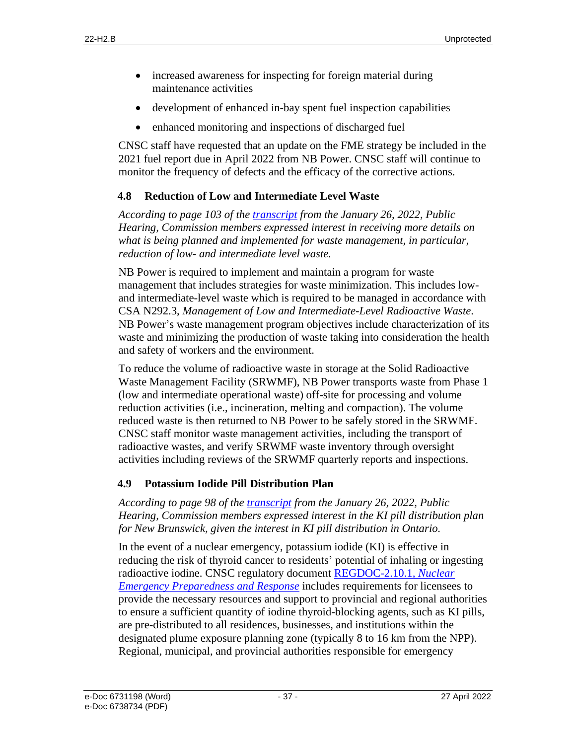- increased awareness for inspecting for foreign material during maintenance activities
- development of enhanced in-bay spent fuel inspection capabilities
- enhanced monitoring and inspections of discharged fuel

CNSC staff have requested that an update on the FME strategy be included in the 2021 fuel report due in April 2022 from NB Power. CNSC staff will continue to monitor the frequency of defects and the efficacy of the corrective actions.

### 4.8 Reduction of Low and Intermediate Level Waste

*According to page 103 of the [transcript](transcript) from the January 26, 2022, Public Hearing, Commission members expressed interest in receiving more details on what is being planned and implemented for waste management, in particular, reduction of low- and intermediate level waste.*

NB Power is required to implement and maintain a program for waste management that includes strategies for waste minimization. This includes low- and intermediate-level waste which is required to be managed in accordance with CSA N292.3, *Management of Low and Intermediate-Level Radioactive Waste*. NB Power's waste management program objectives include characterization of its waste and minimizing the production of waste taking into consideration the health and safety of workers and the environment.

To reduce the volume of radioactive waste in storage at the Solid Radioactive Waste Management Facility (SRWMF), NB Power transports waste from Phase 1 (low and intermediate operational waste) off-site for processing and volume reduction activities (i.e., incineration, melting and compaction). The volume reduced waste is then returned to NB Power to be safely stored in the SRWMF. CNSC staff monitor waste management activities, including the transport of radioactive wastes, and verify SRWMF waste inventory through oversight activities including reviews of the SRWMF quarterly reports and inspections.

### 4.9 Potassium Iodide Pill Distribution Plan

*According to page 98 of the [transcript](transcript) from the January 26, 2022, Public Hearing, Commission members expressed interest in the KI pill distribution plan for New Brunswick, given the interest in KI pill distribution in Ontario.*

In the event of a nuclear emergency, potassium iodide (KI) is effective in reducing the risk of thyroid cancer to residents' potential of inhaling or ingesting radioactive iodine. CNSC regulatory document [REGDOC-2.10.1, *Nuclear Emergency Preparedness and Response*](REGDOC-2.10.1) includes requirements for licensees to provide the necessary resources and support to provincial and regional authorities to ensure a sufficient quantity of iodine thyroid-blocking agents, such as KI pills, are pre-distributed to all residences, businesses, and institutions within the designated plume exposure planning zone (typically 8 to 16 km from the NPP). Regional, municipal, and provincial authorities responsible for emergency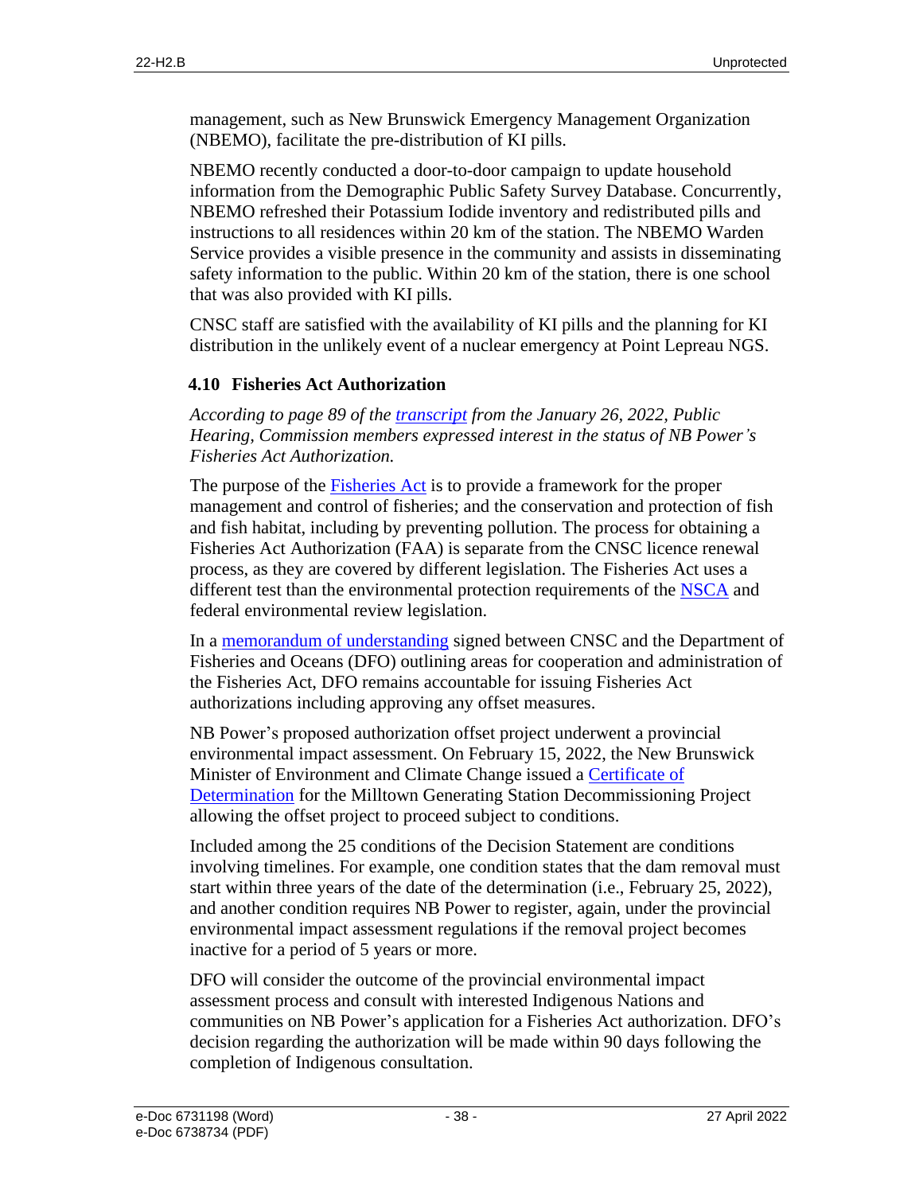management, such as New Brunswick Emergency Management Organization (NBEMO), facilitate the pre-distribution of KI pills.

NBEMO recently conducted a door-to-door campaign to update household information from the Demographic Public Safety Survey Database. Concurrently, NBEMO refreshed their Potassium Iodide inventory and redistributed pills and instructions to all residences within 20 km of the station. The NBEMO Warden Service provides a visible presence in the community and assists in disseminating safety information to the public. Within 20 km of the station, there is one school that was also provided with KI pills.

CNSC staff are satisfied with the availability of KI pills and the planning for KI distribution in the unlikely event of a nuclear emergency at Point Lepreau NGS.

### 4.10 Fisheries Act Authorization

*According to page 89 of the transcript from the January 26, 2022, Public Hearing, Commission members expressed interest in the status of NB Power's Fisheries Act Authorization.*

The purpose of the Fisheries Act is to provide a framework for the proper management and control of fisheries; and the conservation and protection of fish and fish habitat, including by preventing pollution. The process for obtaining a Fisheries Act Authorization (FAA) is separate from the CNSC licence renewal process, as they are covered by different legislation. The Fisheries Act uses a different test than the environmental protection requirements of the NSCA and federal environmental review legislation.

In a memorandum of understanding signed between CNSC and the Department of Fisheries and Oceans (DFO) outlining areas for cooperation and administration of the Fisheries Act, DFO remains accountable for issuing Fisheries Act authorizations including approving any offset measures.

NB Power's proposed authorization offset project underwent a provincial environmental impact assessment. On February 15, 2022, the New Brunswick Minister of Environment and Climate Change issued a Certificate of Determination for the Milltown Generating Station Decommissioning Project allowing the offset project to proceed subject to conditions.

Included among the 25 conditions of the Decision Statement are conditions involving timelines. For example, one condition states that the dam removal must start within three years of the date of the determination (i.e., February 25, 2022), and another condition requires NB Power to register, again, under the provincial environmental impact assessment regulations if the removal project becomes inactive for a period of 5 years or more.

DFO will consider the outcome of the provincial environmental impact assessment process and consult with interested Indigenous Nations and communities on NB Power's application for a Fisheries Act authorization. DFO's decision regarding the authorization will be made within 90 days following the completion of Indigenous consultation.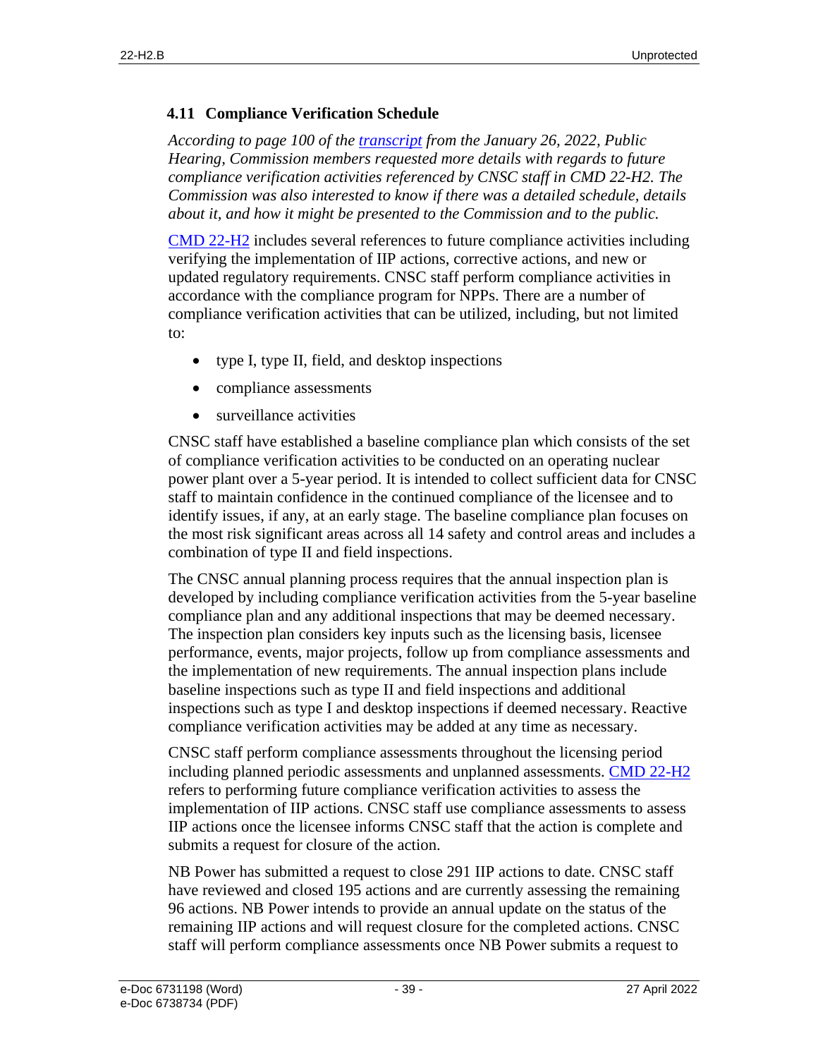### 4.11 Compliance Verification Schedule

*According to page 100 of the transcript from the January 26, 2022, Public Hearing, Commission members requested more details with regards to future compliance verification activities referenced by CNSC staff in CMD 22-H2. The Commission was also interested to know if there was a detailed schedule, details about it, and how it might be presented to the Commission and to the public.*

CMD 22-H2 includes several references to future compliance activities including verifying the implementation of IIP actions, corrective actions, and new or updated regulatory requirements. CNSC staff perform compliance activities in accordance with the compliance program for NPPs. There are a number of compliance verification activities that can be utilized, including, but not limited to:

- type I, type II, field, and desktop inspections
- compliance assessments
- surveillance activities

CNSC staff have established a baseline compliance plan which consists of the set of compliance verification activities to be conducted on an operating nuclear power plant over a 5-year period. It is intended to collect sufficient data for CNSC staff to maintain confidence in the continued compliance of the licensee and to identify issues, if any, at an early stage. The baseline compliance plan focuses on the most risk significant areas across all 14 safety and control areas and includes a combination of type II and field inspections.

The CNSC annual planning process requires that the annual inspection plan is developed by including compliance verification activities from the 5-year baseline compliance plan and any additional inspections that may be deemed necessary. The inspection plan considers key inputs such as the licensing basis, licensee performance, events, major projects, follow up from compliance assessments and the implementation of new requirements. The annual inspection plans include baseline inspections such as type II and field inspections and additional inspections such as type I and desktop inspections if deemed necessary. Reactive compliance verification activities may be added at any time as necessary.

CNSC staff perform compliance assessments throughout the licensing period including planned periodic assessments and unplanned assessments. CMD 22-H2 refers to performing future compliance verification activities to assess the implementation of IIP actions. CNSC staff use compliance assessments to assess IIP actions once the licensee informs CNSC staff that the action is complete and submits a request for closure of the action.

NB Power has submitted a request to close 291 IIP actions to date. CNSC staff have reviewed and closed 195 actions and are currently assessing the remaining 96 actions. NB Power intends to provide an annual update on the status of the remaining IIP actions and will request closure for the completed actions. CNSC staff will perform compliance assessments once NB Power submits a request to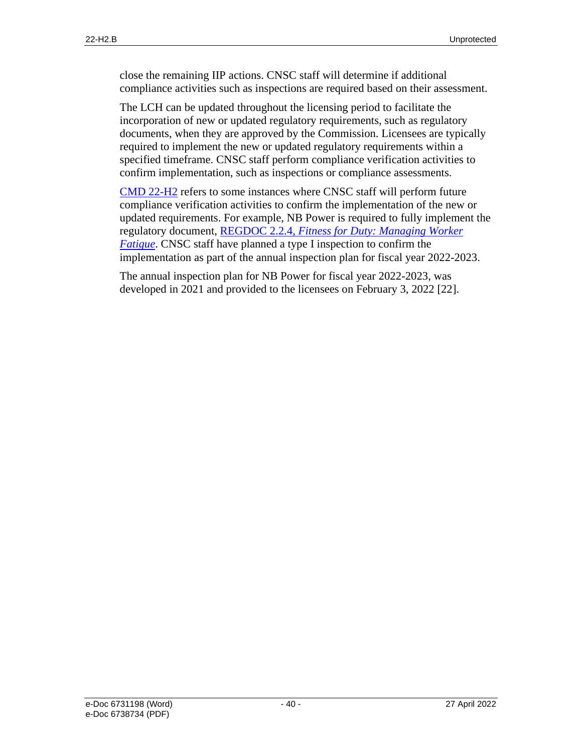close the remaining IIP actions. CNSC staff will determine if additional compliance activities such as inspections are required based on their assessment.

The LCH can be updated throughout the licensing period to facilitate the incorporation of new or updated regulatory requirements, such as regulatory documents, when they are approved by the Commission. Licensees are typically required to implement the new or updated regulatory requirements within a specified timeframe. CNSC staff perform compliance verification activities to confirm implementation, such as inspections or compliance assessments.

CMD 22-H2 refers to some instances where CNSC staff will perform future compliance verification activities to confirm the implementation of the new or updated requirements. For example, NB Power is required to fully implement the regulatory document, REGDOC 2.2.4, *Fitness for Duty: Managing Worker Fatigue*. CNSC staff have planned a type I inspection to confirm the implementation as part of the annual inspection plan for fiscal year 2022-2023.

The annual inspection plan for NB Power for fiscal year 2022-2023, was developed in 2021 and provided to the licensees on February 3, 2022 [22].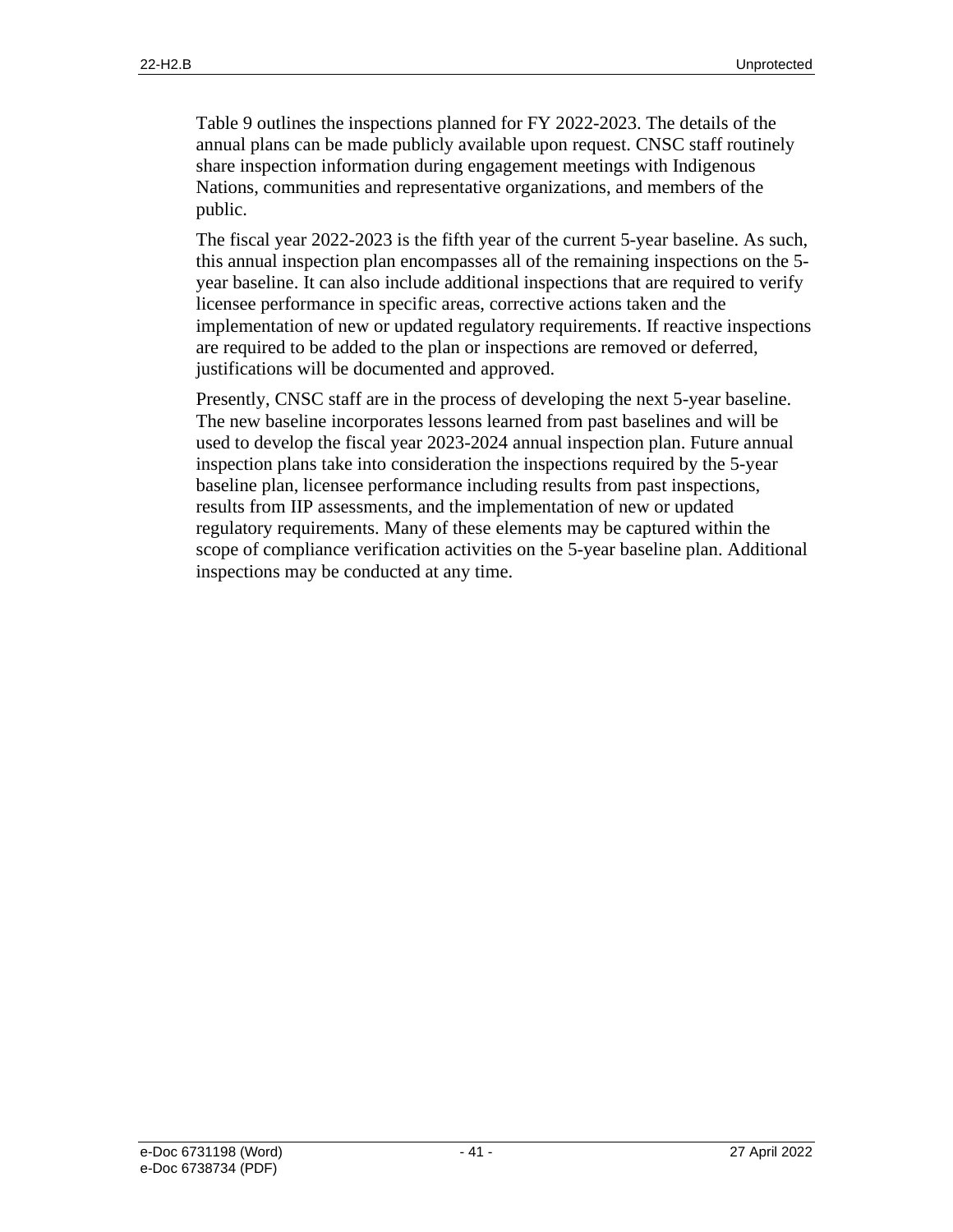Table 9 outlines the inspections planned for FY 2022-2023. The details of the annual plans can be made publicly available upon request. CNSC staff routinely share inspection information during engagement meetings with Indigenous Nations, communities and representative organizations, and members of the public.

The fiscal year 2022-2023 is the fifth year of the current 5-year baseline. As such, this annual inspection plan encompasses all of the remaining inspections on the 5-year baseline. It can also include additional inspections that are required to verify licensee performance in specific areas, corrective actions taken and the implementation of new or updated regulatory requirements. If reactive inspections are required to be added to the plan or inspections are removed or deferred, justifications will be documented and approved.

Presently, CNSC staff are in the process of developing the next 5-year baseline. The new baseline incorporates lessons learned from past baselines and will be used to develop the fiscal year 2023-2024 annual inspection plan. Future annual inspection plans take into consideration the inspections required by the 5-year baseline plan, licensee performance including results from past inspections, results from IIP assessments, and the implementation of new or updated regulatory requirements. Many of these elements may be captured within the scope of compliance verification activities on the 5-year baseline plan. Additional inspections may be conducted at any time.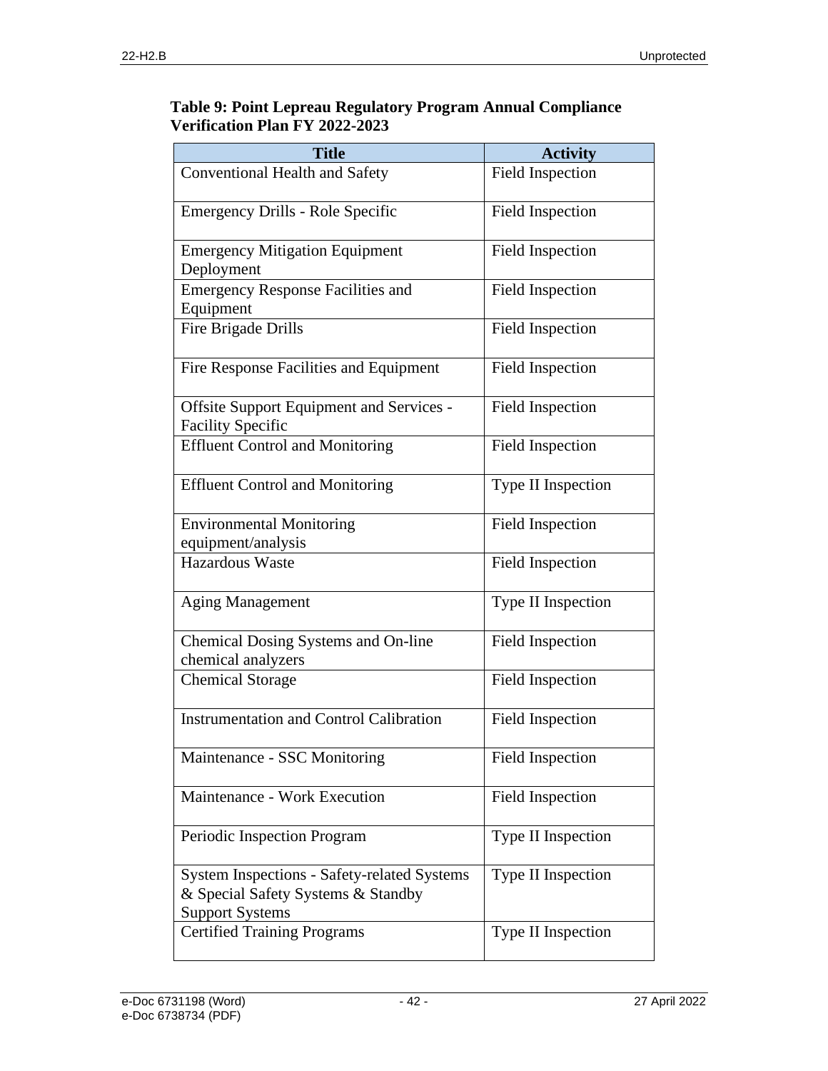**Table 9: Point Lepreau Regulatory Program Annual Compliance Verification Plan FY 2022-2023**

| Title | Activity |
|---|---|
| Conventional Health and Safety | Field Inspection |
| Emergency Drills - Role Specific | Field Inspection |
| Emergency Mitigation Equipment Deployment | Field Inspection |
| Emergency Response Facilities and Equipment | Field Inspection |
| Fire Brigade Drills | Field Inspection |
| Fire Response Facilities and Equipment | Field Inspection |
| Offsite Support Equipment and Services - Facility Specific | Field Inspection |
| Effluent Control and Monitoring | Field Inspection |
| Effluent Control and Monitoring | Type II Inspection |
| Environmental Monitoring equipment/analysis | Field Inspection |
| Hazardous Waste | Field Inspection |
| Aging Management | Type II Inspection |
| Chemical Dosing Systems and On-line chemical analyzers | Field Inspection |
| Chemical Storage | Field Inspection |
| Instrumentation and Control Calibration | Field Inspection |
| Maintenance - SSC Monitoring | Field Inspection |
| Maintenance - Work Execution | Field Inspection |
| Periodic Inspection Program | Type II Inspection |
| System Inspections - Safety-related Systems & Special Safety Systems & Standby Support Systems | Type II Inspection |
| Certified Training Programs | Type II Inspection |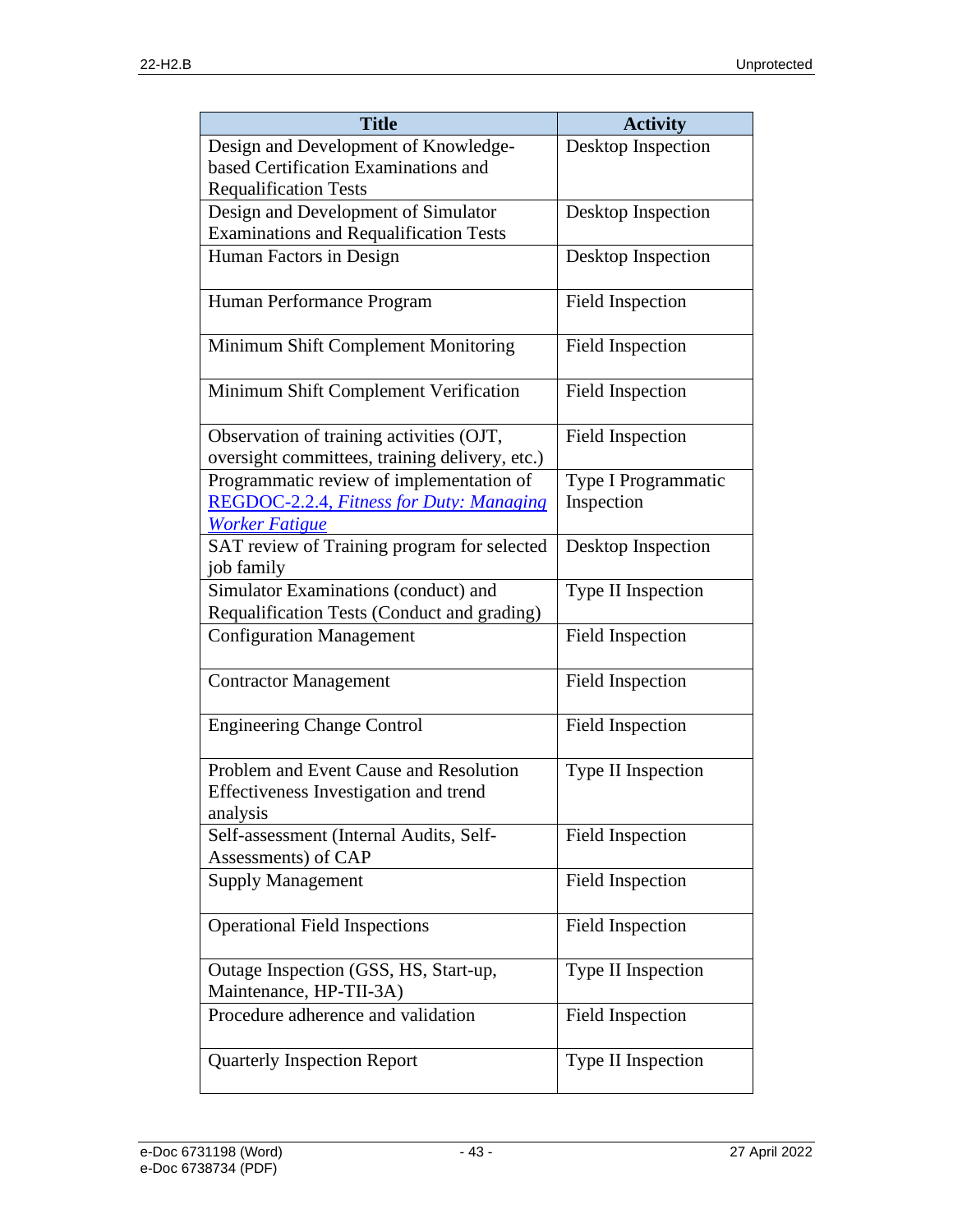| Title | Activity |
| --- | --- |
| Design and Development of Knowledge-based Certification Examinations and Requalification Tests | Desktop Inspection |
| Design and Development of Simulator Examinations and Requalification Tests | Desktop Inspection |
| Human Factors in Design | Desktop Inspection |
| Human Performance Program | Field Inspection |
| Minimum Shift Complement Monitoring | Field Inspection |
| Minimum Shift Complement Verification | Field Inspection |
| Observation of training activities (OJT, oversight committees, training delivery, etc.) | Field Inspection |
| Programmatic review of implementation of REGDOC-2.2.4, *Fitness for Duty: Managing Worker Fatigue* | Type I Programmatic Inspection |
| SAT review of Training program for selected job family | Desktop Inspection |
| Simulator Examinations (conduct) and Requalification Tests (Conduct and grading) | Type II Inspection |
| Configuration Management | Field Inspection |
| Contractor Management | Field Inspection |
| Engineering Change Control | Field Inspection |
| Problem and Event Cause and Resolution Effectiveness Investigation and trend analysis | Type II Inspection |
| Self-assessment (Internal Audits, Self-Assessments) of CAP | Field Inspection |
| Supply Management | Field Inspection |
| Operational Field Inspections | Field Inspection |
| Outage Inspection (GSS, HS, Start-up, Maintenance, HP-TII-3A) | Type II Inspection |
| Procedure adherence and validation | Field Inspection |
| Quarterly Inspection Report | Type II Inspection |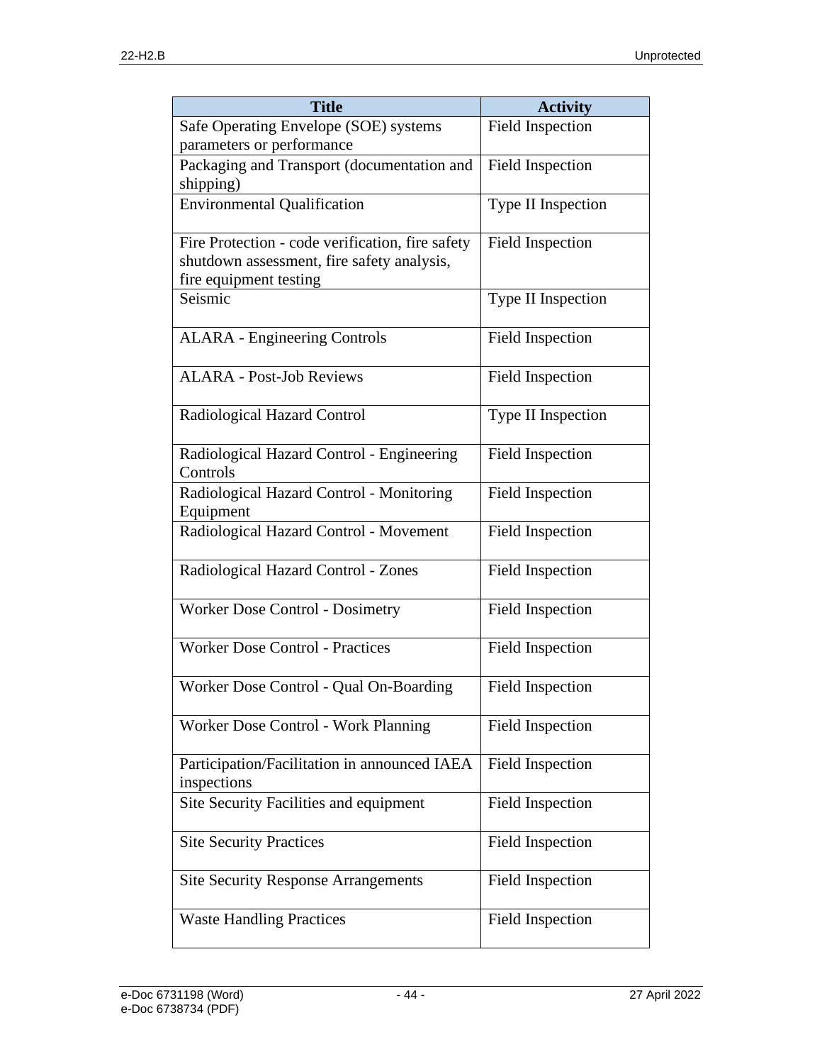| Title | Activity |
| --- | --- |
| Safe Operating Envelope (SOE) systems parameters or performance | Field Inspection |
| Packaging and Transport (documentation and shipping) | Field Inspection |
| Environmental Qualification | Type II Inspection |
| Fire Protection - code verification, fire safety shutdown assessment, fire safety analysis, fire equipment testing | Field Inspection |
| Seismic | Type II Inspection |
| ALARA - Engineering Controls | Field Inspection |
| ALARA - Post-Job Reviews | Field Inspection |
| Radiological Hazard Control | Type II Inspection |
| Radiological Hazard Control - Engineering Controls | Field Inspection |
| Radiological Hazard Control - Monitoring Equipment | Field Inspection |
| Radiological Hazard Control - Movement | Field Inspection |
| Radiological Hazard Control - Zones | Field Inspection |
| Worker Dose Control - Dosimetry | Field Inspection |
| Worker Dose Control - Practices | Field Inspection |
| Worker Dose Control - Qual On-Boarding | Field Inspection |
| Worker Dose Control - Work Planning | Field Inspection |
| Participation/Facilitation in announced IAEA inspections | Field Inspection |
| Site Security Facilities and equipment | Field Inspection |
| Site Security Practices | Field Inspection |
| Site Security Response Arrangements | Field Inspection |
| Waste Handling Practices | Field Inspection |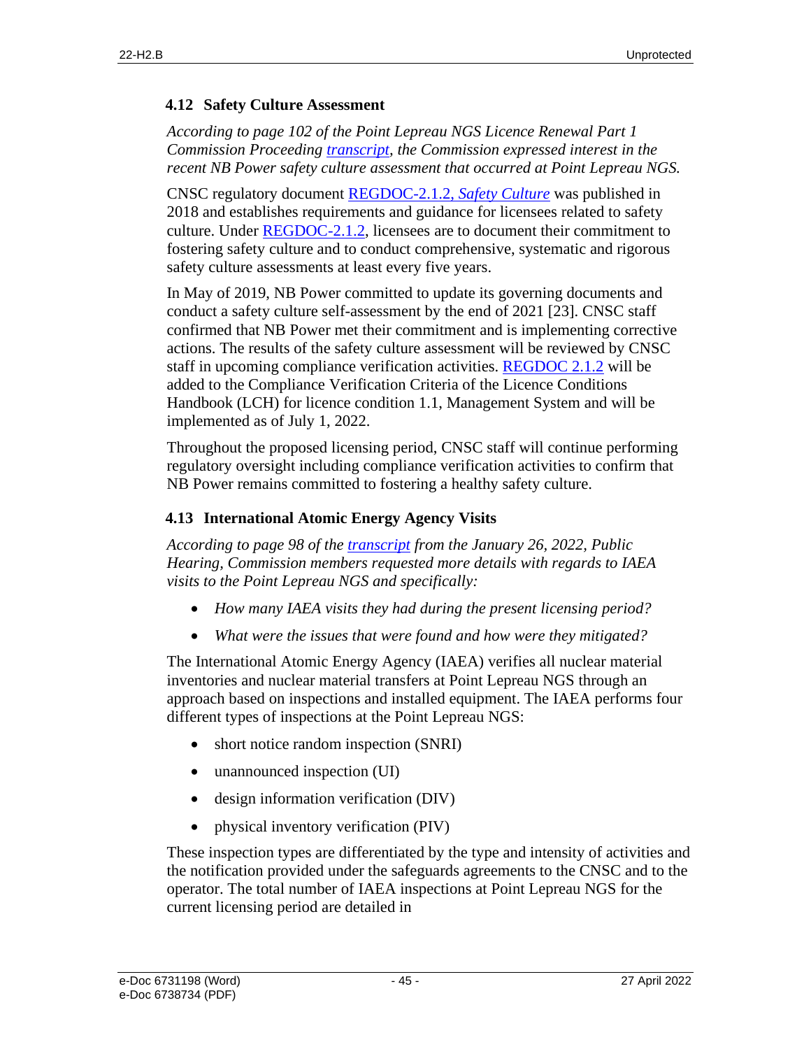### 4.12 Safety Culture Assessment

*According to page 102 of the Point Lepreau NGS Licence Renewal Part 1 Commission Proceeding transcript, the Commission expressed interest in the recent NB Power safety culture assessment that occurred at Point Lepreau NGS.*

CNSC regulatory document REGDOC-2.1.2, *Safety Culture* was published in 2018 and establishes requirements and guidance for licensees related to safety culture. Under REGDOC-2.1.2, licensees are to document their commitment to fostering safety culture and to conduct comprehensive, systematic and rigorous safety culture assessments at least every five years.

In May of 2019, NB Power committed to update its governing documents and conduct a safety culture self-assessment by the end of 2021 [23]. CNSC staff confirmed that NB Power met their commitment and is implementing corrective actions. The results of the safety culture assessment will be reviewed by CNSC staff in upcoming compliance verification activities. REGDOC 2.1.2 will be added to the Compliance Verification Criteria of the Licence Conditions Handbook (LCH) for licence condition 1.1, Management System and will be implemented as of July 1, 2022.

Throughout the proposed licensing period, CNSC staff will continue performing regulatory oversight including compliance verification activities to confirm that NB Power remains committed to fostering a healthy safety culture.

### 4.13 International Atomic Energy Agency Visits

*According to page 98 of the transcript from the January 26, 2022, Public Hearing, Commission members requested more details with regards to IAEA visits to the Point Lepreau NGS and specifically:*

- *How many IAEA visits they had during the present licensing period?*
- *What were the issues that were found and how were they mitigated?*

The International Atomic Energy Agency (IAEA) verifies all nuclear material inventories and nuclear material transfers at Point Lepreau NGS through an approach based on inspections and installed equipment. The IAEA performs four different types of inspections at the Point Lepreau NGS:

- short notice random inspection (SNRI)
- unannounced inspection (UI)
- design information verification (DIV)
- physical inventory verification (PIV)

These inspection types are differentiated by the type and intensity of activities and the notification provided under the safeguards agreements to the CNSC and to the operator. The total number of IAEA inspections at Point Lepreau NGS for the current licensing period are detailed in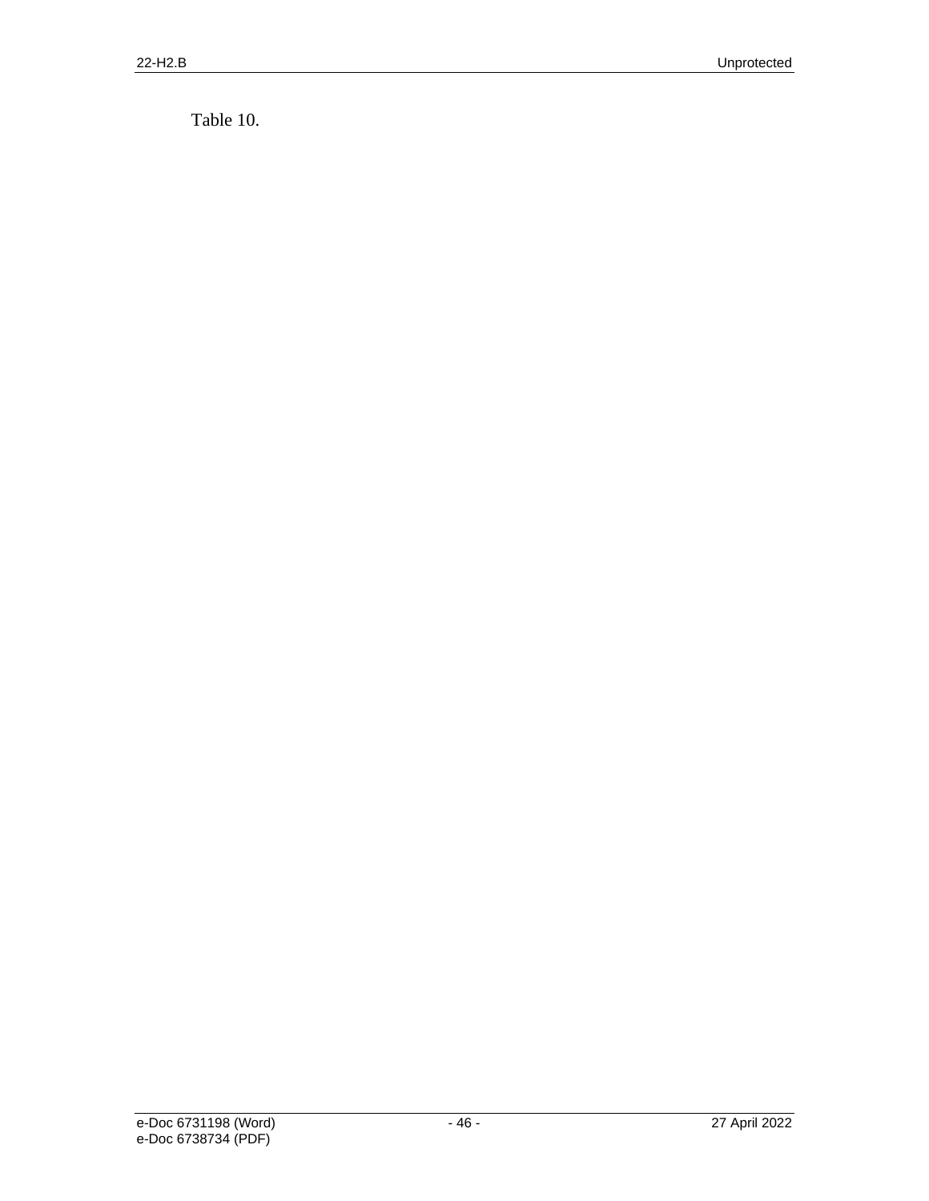Table 10.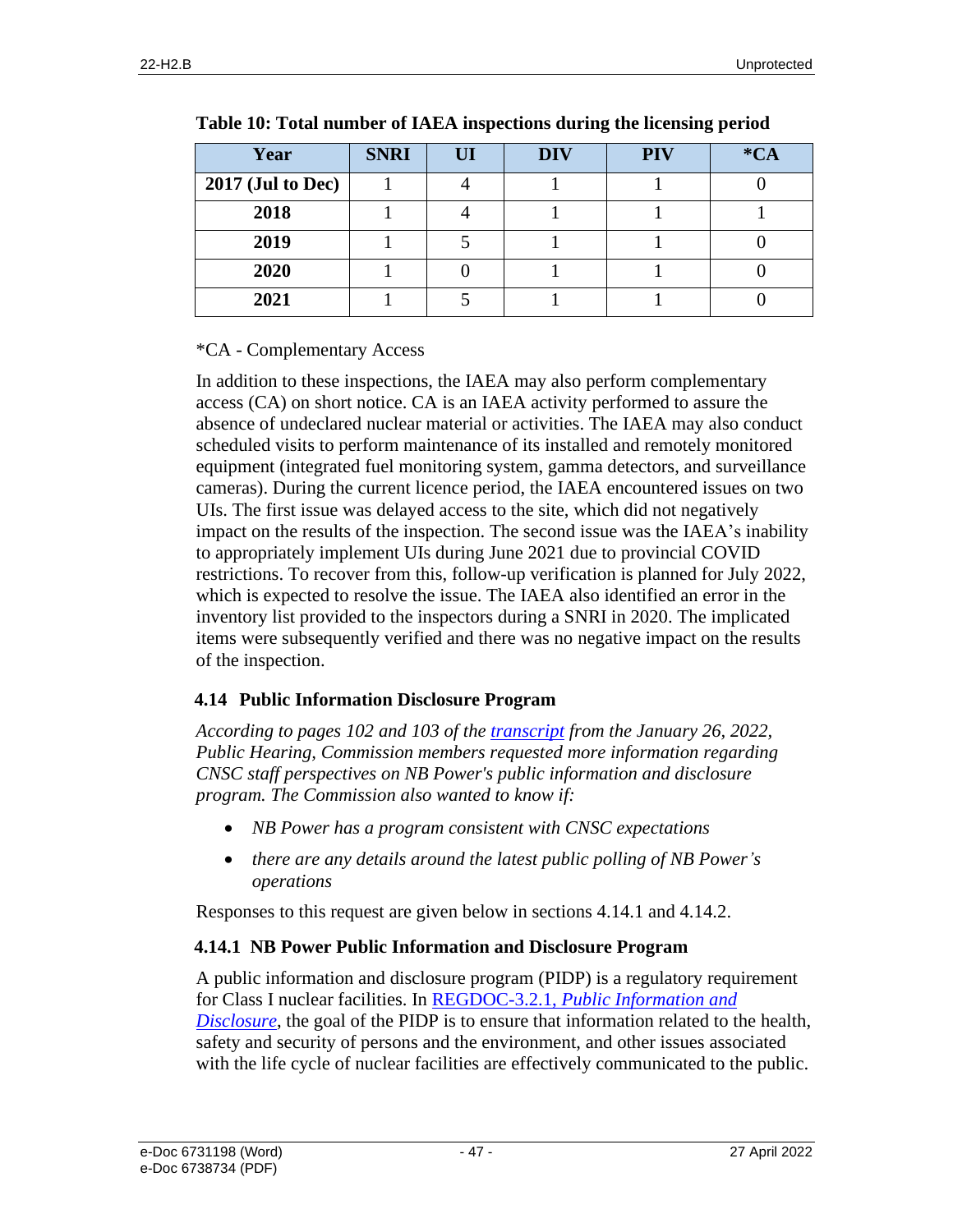**Table 10: Total number of IAEA inspections during the licensing period**

| Year | SNRI | UI | DIV | PIV | *CA |
|---|---|---|---|---|---|
| 2017 (Jul to Dec) | 1 | 4 | 1 | 1 | 0 |
| 2018 | 1 | 4 | 1 | 1 | 1 |
| 2019 | 1 | 5 | 1 | 1 | 0 |
| 2020 | 1 | 0 | 1 | 1 | 0 |
| 2021 | 1 | 5 | 1 | 1 | 0 |

*CA - Complementary Access

In addition to these inspections, the IAEA may also perform complementary access (CA) on short notice. CA is an IAEA activity performed to assure the absence of undeclared nuclear material or activities. The IAEA may also conduct scheduled visits to perform maintenance of its installed and remotely monitored equipment (integrated fuel monitoring system, gamma detectors, and surveillance cameras). During the current licence period, the IAEA encountered issues on two UIs. The first issue was delayed access to the site, which did not negatively impact on the results of the inspection. The second issue was the IAEA's inability to appropriately implement UIs during June 2021 due to provincial COVID restrictions. To recover from this, follow-up verification is planned for July 2022, which is expected to resolve the issue. The IAEA also identified an error in the inventory list provided to the inspectors during a SNRI in 2020. The implicated items were subsequently verified and there was no negative impact on the results of the inspection.

### 4.14 Public Information Disclosure Program

*According to pages 102 and 103 of the transcript from the January 26, 2022, Public Hearing, Commission members requested more information regarding CNSC staff perspectives on NB Power's public information and disclosure program. The Commission also wanted to know if:*

- *NB Power has a program consistent with CNSC expectations*
- *there are any details around the latest public polling of NB Power's operations*

Responses to this request are given below in sections 4.14.1 and 4.14.2.

#### 4.14.1 NB Power Public Information and Disclosure Program

A public information and disclosure program (PIDP) is a regulatory requirement for Class I nuclear facilities. In REGDOC-3.2.1, *Public Information and Disclosure*, the goal of the PIDP is to ensure that information related to the health, safety and security of persons and the environment, and other issues associated with the life cycle of nuclear facilities are effectively communicated to the public.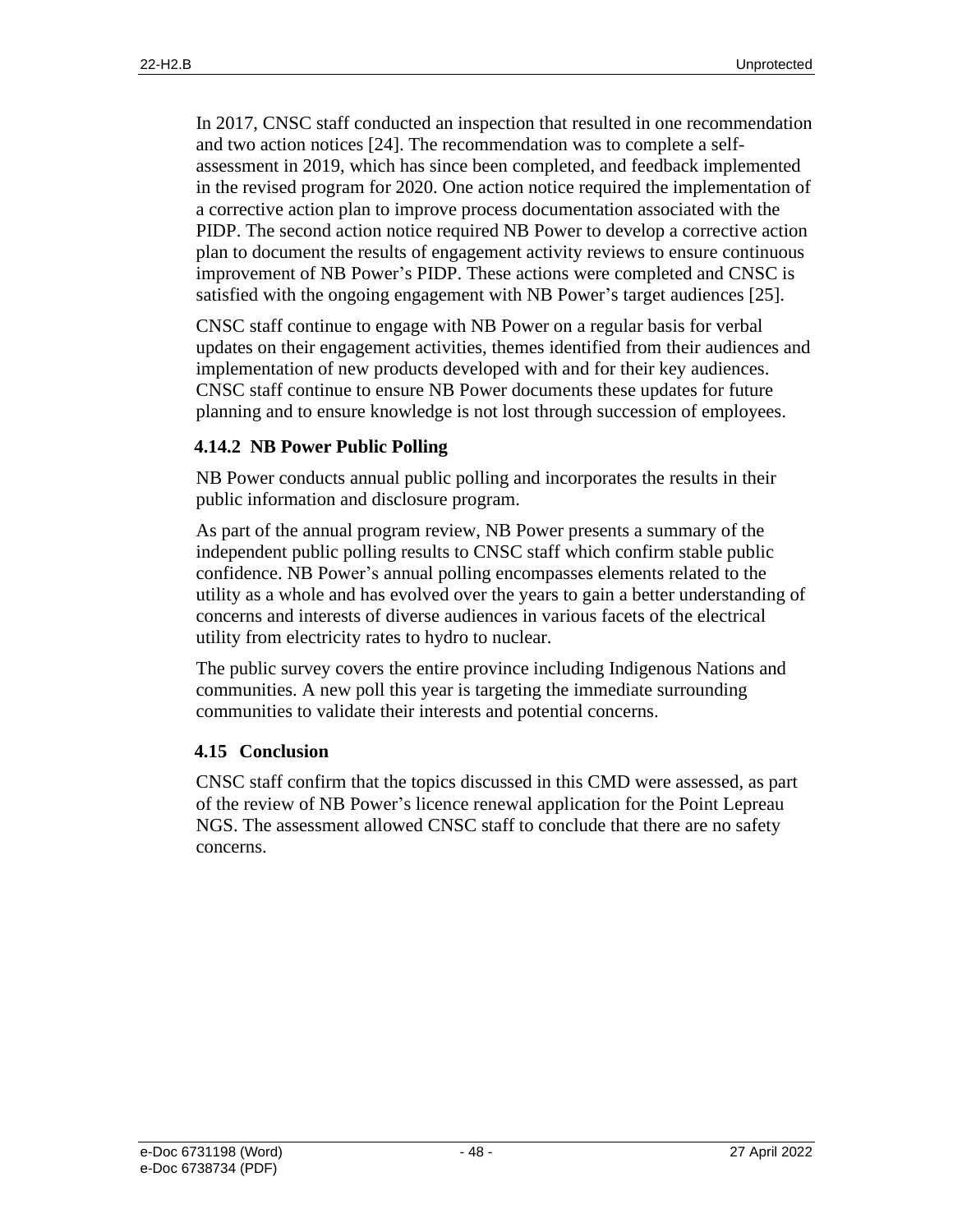In 2017, CNSC staff conducted an inspection that resulted in one recommendation and two action notices [24]. The recommendation was to complete a self-assessment in 2019, which has since been completed, and feedback implemented in the revised program for 2020. One action notice required the implementation of a corrective action plan to improve process documentation associated with the PIDP. The second action notice required NB Power to develop a corrective action plan to document the results of engagement activity reviews to ensure continuous improvement of NB Power's PIDP. These actions were completed and CNSC is satisfied with the ongoing engagement with NB Power's target audiences [25].

CNSC staff continue to engage with NB Power on a regular basis for verbal updates on their engagement activities, themes identified from their audiences and implementation of new products developed with and for their key audiences. CNSC staff continue to ensure NB Power documents these updates for future planning and to ensure knowledge is not lost through succession of employees.

### 4.14.2 NB Power Public Polling

NB Power conducts annual public polling and incorporates the results in their public information and disclosure program.

As part of the annual program review, NB Power presents a summary of the independent public polling results to CNSC staff which confirm stable public confidence. NB Power's annual polling encompasses elements related to the utility as a whole and has evolved over the years to gain a better understanding of concerns and interests of diverse audiences in various facets of the electrical utility from electricity rates to hydro to nuclear.

The public survey covers the entire province including Indigenous Nations and communities. A new poll this year is targeting the immediate surrounding communities to validate their interests and potential concerns.

## 4.15 Conclusion

CNSC staff confirm that the topics discussed in this CMD were assessed, as part of the review of NB Power's licence renewal application for the Point Lepreau NGS. The assessment allowed CNSC staff to conclude that there are no safety concerns.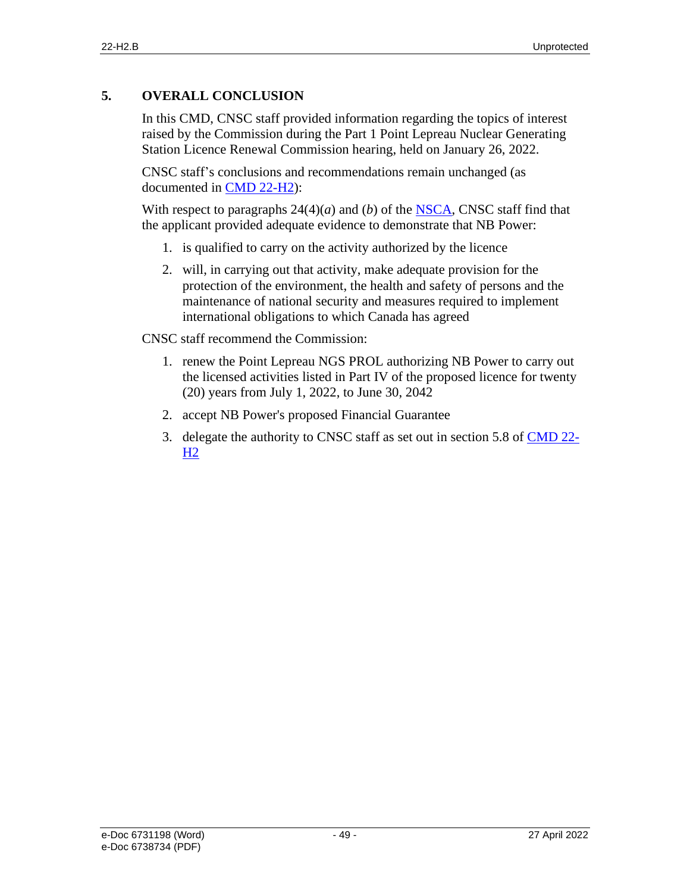## 5. OVERALL CONCLUSION

In this CMD, CNSC staff provided information regarding the topics of interest raised by the Commission during the Part 1 Point Lepreau Nuclear Generating Station Licence Renewal Commission hearing, held on January 26, 2022.

CNSC staff's conclusions and recommendations remain unchanged (as documented in CMD 22-H2):

With respect to paragraphs 24(4)(*a*) and (*b*) of the NSCA, CNSC staff find that the applicant provided adequate evidence to demonstrate that NB Power:

1. is qualified to carry on the activity authorized by the licence
2. will, in carrying out that activity, make adequate provision for the protection of the environment, the health and safety of persons and the maintenance of national security and measures required to implement international obligations to which Canada has agreed

CNSC staff recommend the Commission:

1. renew the Point Lepreau NGS PROL authorizing NB Power to carry out the licensed activities listed in Part IV of the proposed licence for twenty (20) years from July 1, 2022, to June 30, 2042
2. accept NB Power's proposed Financial Guarantee
3. delegate the authority to CNSC staff as set out in section 5.8 of CMD 22-H2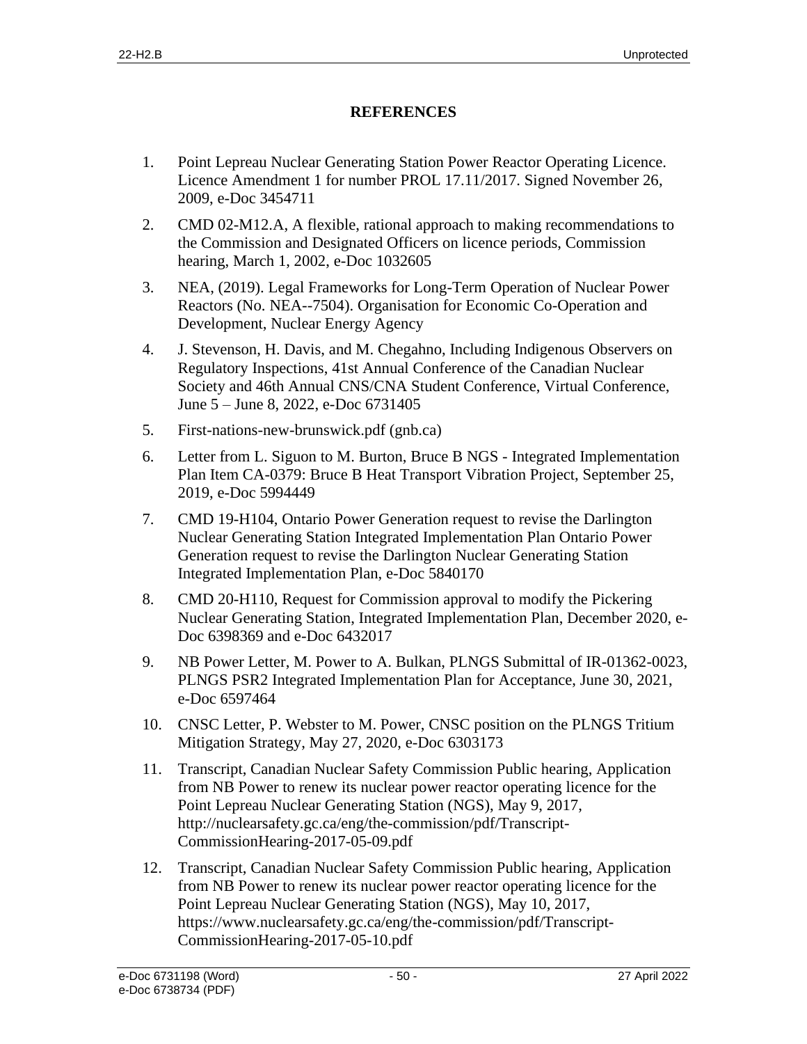## REFERENCES

1. Point Lepreau Nuclear Generating Station Power Reactor Operating Licence. Licence Amendment 1 for number PROL 17.11/2017. Signed November 26, 2009, e-Doc 3454711
2. CMD 02-M12.A, A flexible, rational approach to making recommendations to the Commission and Designated Officers on licence periods, Commission hearing, March 1, 2002, e-Doc 1032605
3. NEA, (2019). Legal Frameworks for Long-Term Operation of Nuclear Power Reactors (No. NEA--7504). Organisation for Economic Co-Operation and Development, Nuclear Energy Agency
4. J. Stevenson, H. Davis, and M. Chegahno, Including Indigenous Observers on Regulatory Inspections, 41st Annual Conference of the Canadian Nuclear Society and 46th Annual CNS/CNA Student Conference, Virtual Conference, June 5 – June 8, 2022, e-Doc 6731405
5. First-nations-new-brunswick.pdf (gnb.ca)
6. Letter from L. Siguon to M. Burton, Bruce B NGS - Integrated Implementation Plan Item CA-0379: Bruce B Heat Transport Vibration Project, September 25, 2019, e-Doc 5994449
7. CMD 19-H104, Ontario Power Generation request to revise the Darlington Nuclear Generating Station Integrated Implementation Plan Ontario Power Generation request to revise the Darlington Nuclear Generating Station Integrated Implementation Plan, e-Doc 5840170
8. CMD 20-H110, Request for Commission approval to modify the Pickering Nuclear Generating Station, Integrated Implementation Plan, December 2020, e-Doc 6398369 and e-Doc 6432017
9. NB Power Letter, M. Power to A. Bulkan, PLNGS Submittal of IR-01362-0023, PLNGS PSR2 Integrated Implementation Plan for Acceptance, June 30, 2021, e-Doc 6597464
10. CNSC Letter, P. Webster to M. Power, CNSC position on the PLNGS Tritium Mitigation Strategy, May 27, 2020, e-Doc 6303173
11. Transcript, Canadian Nuclear Safety Commission Public hearing, Application from NB Power to renew its nuclear power reactor operating licence for the Point Lepreau Nuclear Generating Station (NGS), May 9, 2017, http://nuclearsafety.gc.ca/eng/the-commission/pdf/Transcript-CommissionHearing-2017-05-09.pdf
12. Transcript, Canadian Nuclear Safety Commission Public hearing, Application from NB Power to renew its nuclear power reactor operating licence for the Point Lepreau Nuclear Generating Station (NGS), May 10, 2017, https://www.nuclearsafety.gc.ca/eng/the-commission/pdf/Transcript-CommissionHearing-2017-05-10.pdf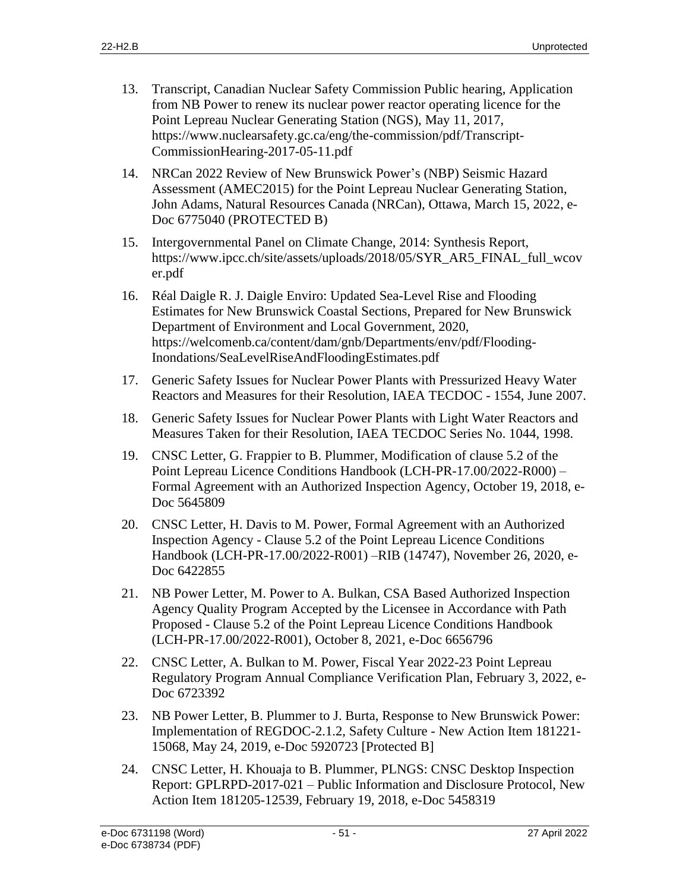13. Transcript, Canadian Nuclear Safety Commission Public hearing, Application from NB Power to renew its nuclear power reactor operating licence for the Point Lepreau Nuclear Generating Station (NGS), May 11, 2017, https://www.nuclearsafety.gc.ca/eng/the-commission/pdf/Transcript-CommissionHearing-2017-05-11.pdf

14. NRCan 2022 Review of New Brunswick Power's (NBP) Seismic Hazard Assessment (AMEC2015) for the Point Lepreau Nuclear Generating Station, John Adams, Natural Resources Canada (NRCan), Ottawa, March 15, 2022, e-Doc 6775040 (PROTECTED B)

15. Intergovernmental Panel on Climate Change, 2014: Synthesis Report, https://www.ipcc.ch/site/assets/uploads/2018/05/SYR_AR5_FINAL_full_wcover.pdf

16. Réal Daigle R. J. Daigle Enviro: Updated Sea-Level Rise and Flooding Estimates for New Brunswick Coastal Sections, Prepared for New Brunswick Department of Environment and Local Government, 2020, https://welcomenb.ca/content/dam/gnb/Departments/env/pdf/Flooding-Inondations/SeaLevelRiseAndFloodingEstimates.pdf

17. Generic Safety Issues for Nuclear Power Plants with Pressurized Heavy Water Reactors and Measures for their Resolution, IAEA TECDOC - 1554, June 2007.

18. Generic Safety Issues for Nuclear Power Plants with Light Water Reactors and Measures Taken for their Resolution, IAEA TECDOC Series No. 1044, 1998.

19. CNSC Letter, G. Frappier to B. Plummer, Modification of clause 5.2 of the Point Lepreau Licence Conditions Handbook (LCH-PR-17.00/2022-R000) – Formal Agreement with an Authorized Inspection Agency, October 19, 2018, e-Doc 5645809

20. CNSC Letter, H. Davis to M. Power, Formal Agreement with an Authorized Inspection Agency - Clause 5.2 of the Point Lepreau Licence Conditions Handbook (LCH-PR-17.00/2022-R001) –RIB (14747), November 26, 2020, e-Doc 6422855

21. NB Power Letter, M. Power to A. Bulkan, CSA Based Authorized Inspection Agency Quality Program Accepted by the Licensee in Accordance with Path Proposed - Clause 5.2 of the Point Lepreau Licence Conditions Handbook (LCH-PR-17.00/2022-R001), October 8, 2021, e-Doc 6656796

22. CNSC Letter, A. Bulkan to M. Power, Fiscal Year 2022-23 Point Lepreau Regulatory Program Annual Compliance Verification Plan, February 3, 2022, e-Doc 6723392

23. NB Power Letter, B. Plummer to J. Burta, Response to New Brunswick Power: Implementation of REGDOC-2.1.2, Safety Culture - New Action Item 181221-15068, May 24, 2019, e-Doc 5920723 [Protected B]

24. CNSC Letter, H. Khouaja to B. Plummer, PLNGS: CNSC Desktop Inspection Report: GPLRPD-2017-021 – Public Information and Disclosure Protocol, New Action Item 181205-12539, February 19, 2018, e-Doc 5458319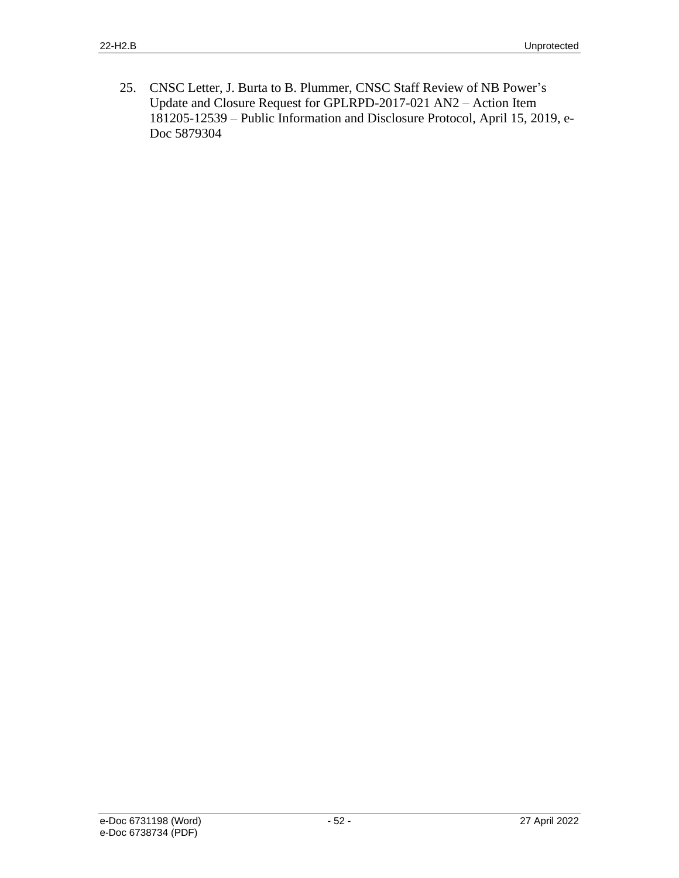25. CNSC Letter, J. Burta to B. Plummer, CNSC Staff Review of NB Power's Update and Closure Request for GPLRPD-2017-021 AN2 – Action Item 181205-12539 – Public Information and Disclosure Protocol, April 15, 2019, e-Doc 5879304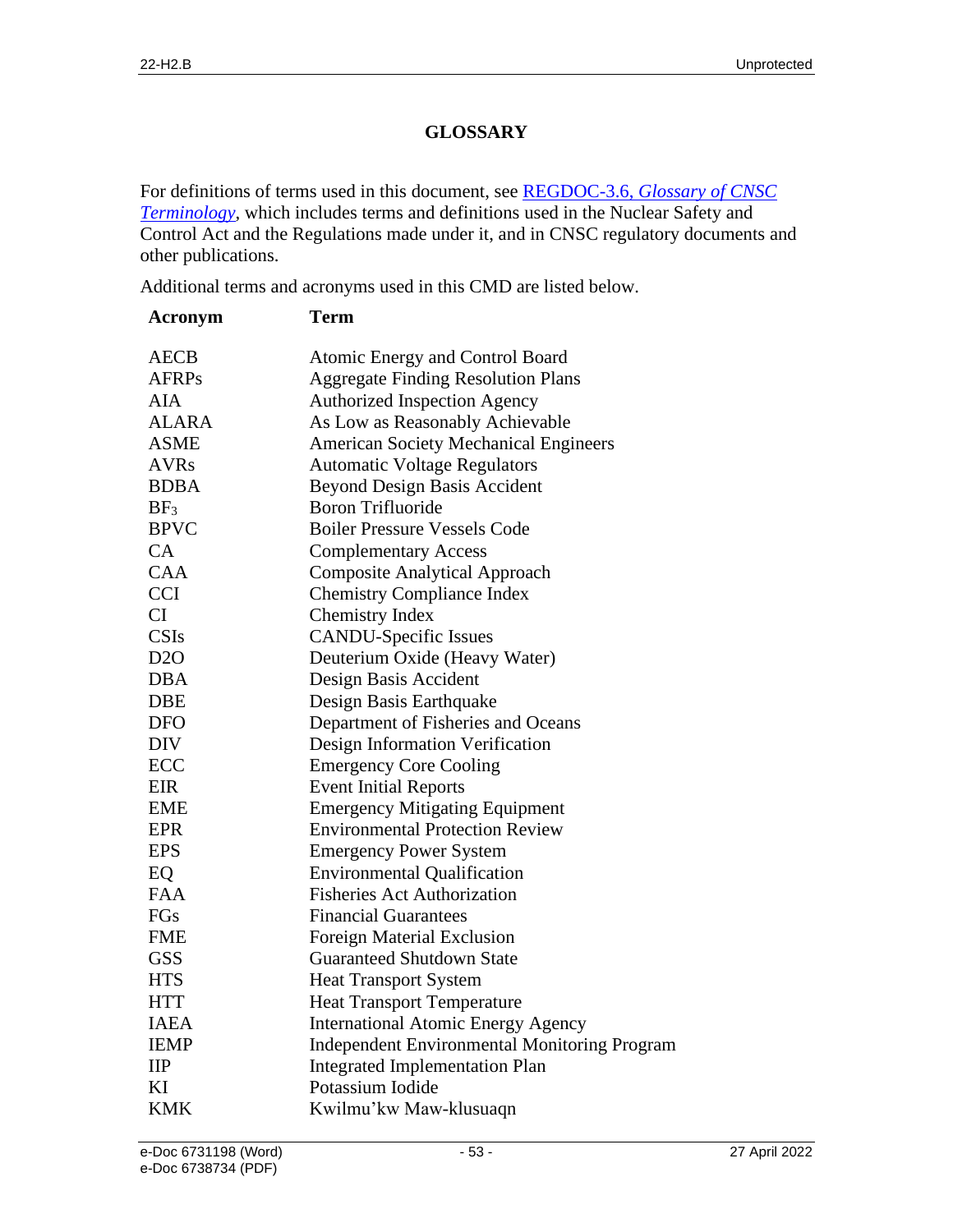# GLOSSARY

For definitions of terms used in this document, see [REGDOC-3.6, *Glossary of CNSC Terminology*](), which includes terms and definitions used in the Nuclear Safety and Control Act and the Regulations made under it, and in CNSC regulatory documents and other publications.

Additional terms and acronyms used in this CMD are listed below.

| Acronym | Term |
|---|---|
| AECB | Atomic Energy and Control Board |
| AFRPs | Aggregate Finding Resolution Plans |
| AIA | Authorized Inspection Agency |
| ALARA | As Low as Reasonably Achievable |
| ASME | American Society Mechanical Engineers |
| AVRs | Automatic Voltage Regulators |
| BDBA | Beyond Design Basis Accident |
| $BF_3$ | Boron Trifluoride |
| BPVC | Boiler Pressure Vessels Code |
| CA | Complementary Access |
| CAA | Composite Analytical Approach |
| CCI | Chemistry Compliance Index |
| CI | Chemistry Index |
| CSIs | CANDU-Specific Issues |
| D2O | Deuterium Oxide (Heavy Water) |
| DBA | Design Basis Accident |
| DBE | Design Basis Earthquake |
| DFO | Department of Fisheries and Oceans |
| DIV | Design Information Verification |
| ECC | Emergency Core Cooling |
| EIR | Event Initial Reports |
| EME | Emergency Mitigating Equipment |
| EPR | Environmental Protection Review |
| EPS | Emergency Power System |
| EQ | Environmental Qualification |
| FAA | Fisheries Act Authorization |
| FGs | Financial Guarantees |
| FME | Foreign Material Exclusion |
| GSS | Guaranteed Shutdown State |
| HTS | Heat Transport System |
| HTT | Heat Transport Temperature |
| IAEA | International Atomic Energy Agency |
| IEMP | Independent Environmental Monitoring Program |
| IIP | Integrated Implementation Plan |
| KI | Potassium Iodide |
| KMK | Kwilmu'kw Maw-klusuaqn |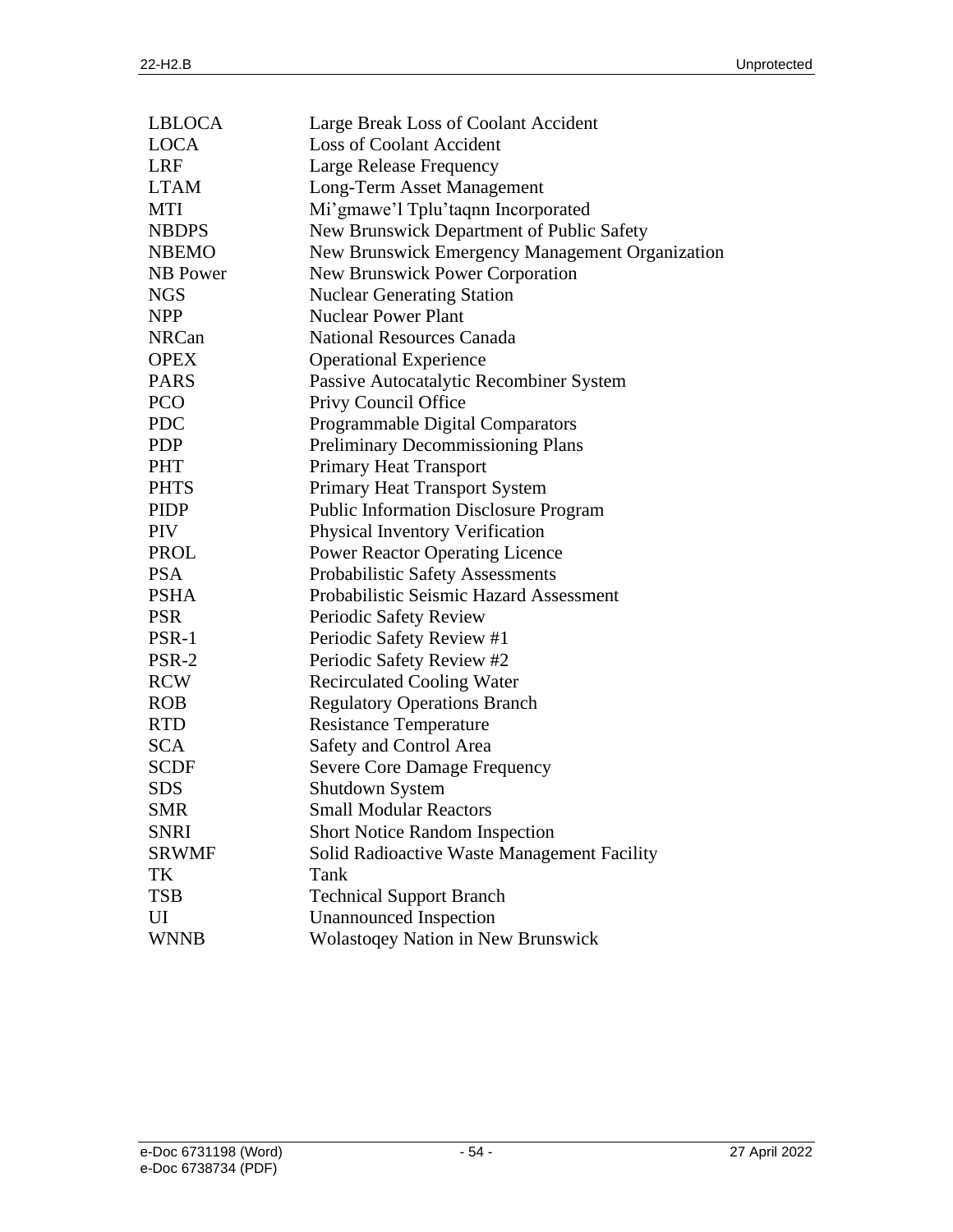| | |
|---|---|
| LBLOCA | Large Break Loss of Coolant Accident |
| LOCA | Loss of Coolant Accident |
| LRF | Large Release Frequency |
| LTAM | Long-Term Asset Management |
| MTI | Mi'gmawe'l Tplu'taqnn Incorporated |
| NBDPS | New Brunswick Department of Public Safety |
| NBEMO | New Brunswick Emergency Management Organization |
| NB Power | New Brunswick Power Corporation |
| NGS | Nuclear Generating Station |
| NPP | Nuclear Power Plant |
| NRCan | National Resources Canada |
| OPEX | Operational Experience |
| PARS | Passive Autocatalytic Recombiner System |
| PCO | Privy Council Office |
| PDC | Programmable Digital Comparators |
| PDP | Preliminary Decommissioning Plans |
| PHT | Primary Heat Transport |
| PHTS | Primary Heat Transport System |
| PIDP | Public Information Disclosure Program |
| PIV | Physical Inventory Verification |
| PROL | Power Reactor Operating Licence |
| PSA | Probabilistic Safety Assessments |
| PSHA | Probabilistic Seismic Hazard Assessment |
| PSR | Periodic Safety Review |
| PSR-1 | Periodic Safety Review #1 |
| PSR-2 | Periodic Safety Review #2 |
| RCW | Recirculated Cooling Water |
| ROB | Regulatory Operations Branch |
| RTD | Resistance Temperature |
| SCA | Safety and Control Area |
| SCDF | Severe Core Damage Frequency |
| SDS | Shutdown System |
| SMR | Small Modular Reactors |
| SNRI | Short Notice Random Inspection |
| SRWMF | Solid Radioactive Waste Management Facility |
| TK | Tank |
| TSB | Technical Support Branch |
| UI | Unannounced Inspection |
| WNNB | Wolastoqey Nation in New Brunswick |